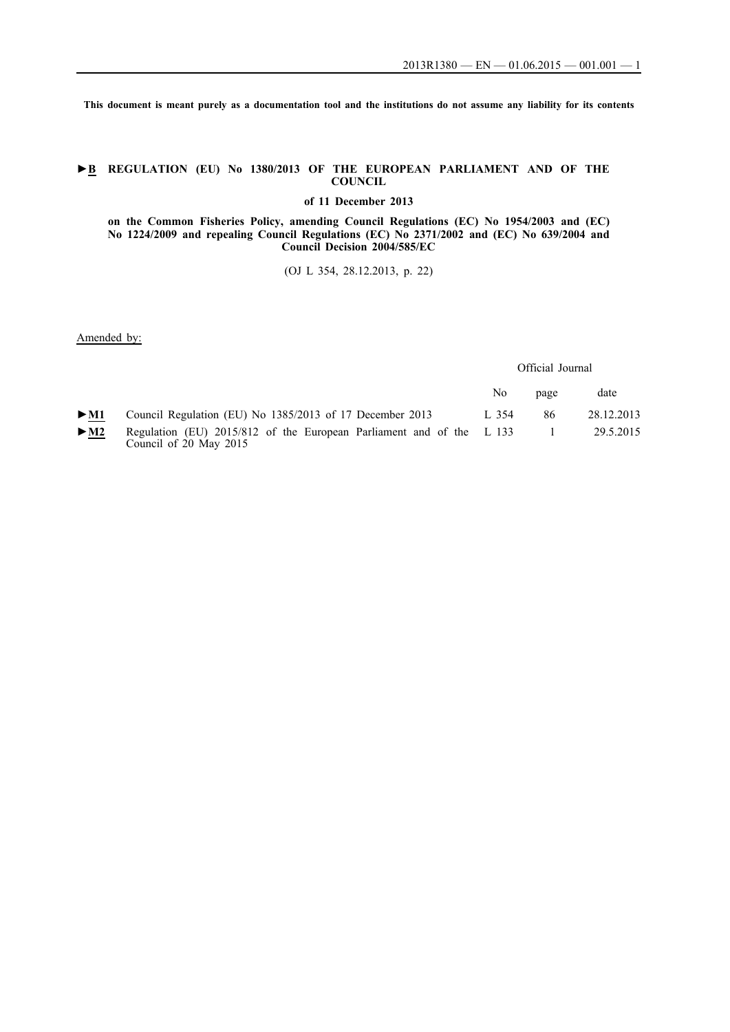This document is meant purely as a documentation tool and the institutions do not assume any liability for its contents

# ►B REGULATION (EU) No 1380/2013 OF THE EUROPEAN PARLIAMENT AND OF THE COUNCIL

**of 11 December 2013**

**on the Common Fisheries Policy, amending Council Regulations (EC) No 1954/2003 and (EC) No 1224/2009 and repealing Council Regulations (EC) No 2371/2002 and (EC) No 639/2004 and Council Decision 2004/585/EC**

(OJ L 354, 28.12.2013, p. 22)

Amended by:

| | | Official Journal | | |
|---|---|---|---|---|
| | | No | page | date |
| ►M1 | Council Regulation (EU) No 1385/2013 of 17 December 2013 | L 354 | 86 | 28.12.2013 |
| ►M2 | Regulation (EU) 2015/812 of the European Parliament and of the Council of 20 May 2015 | L 133 | 1 | 29.5.2015 |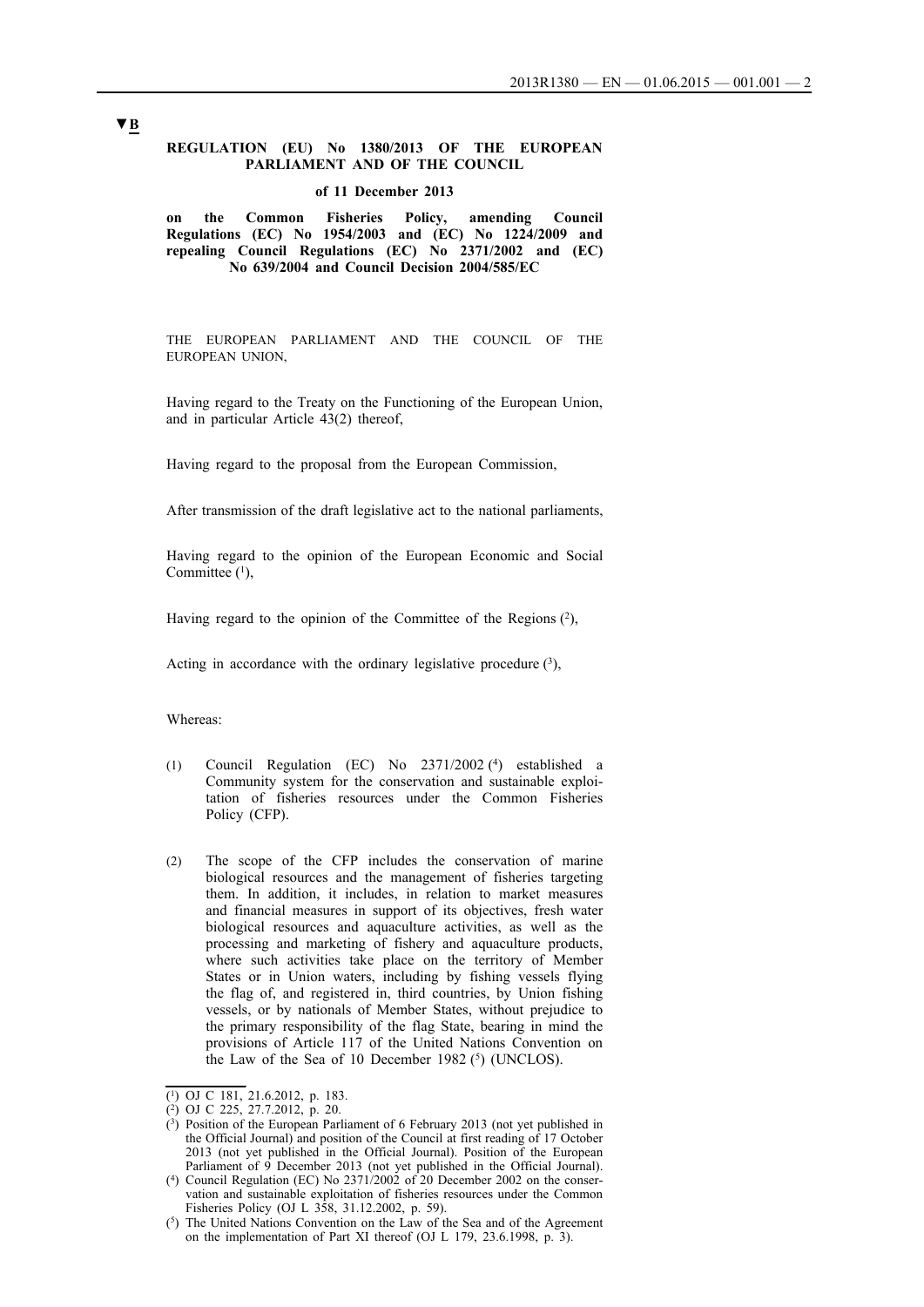▼B

**REGULATION (EU) No 1380/2013 OF THE EUROPEAN PARLIAMENT AND OF THE COUNCIL**

**of 11 December 2013**

**on the Common Fisheries Policy, amending Council Regulations (EC) No 1954/2003 and (EC) No 1224/2009 and repealing Council Regulations (EC) No 2371/2002 and (EC) No 639/2004 and Council Decision 2004/585/EC**

THE EUROPEAN PARLIAMENT AND THE COUNCIL OF THE EUROPEAN UNION,

Having regard to the Treaty on the Functioning of the European Union, and in particular Article 43(2) thereof,

Having regard to the proposal from the European Commission,

After transmission of the draft legislative act to the national parliaments,

Having regard to the opinion of the European Economic and Social Committee [1],

Having regard to the opinion of the Committee of the Regions [2],

Acting in accordance with the ordinary legislative procedure [3],

Whereas:

(1) Council Regulation (EC) No 2371/2002 [4] established a Community system for the conservation and sustainable exploitation of fisheries resources under the Common Fisheries Policy (CFP).

(2) The scope of the CFP includes the conservation of marine biological resources and the management of fisheries targeting them. In addition, it includes, in relation to market measures and financial measures in support of its objectives, fresh water biological resources and aquaculture activities, as well as the processing and marketing of fishery and aquaculture products, where such activities take place on the territory of Member States or in Union waters, including by fishing vessels flying the flag of, and registered in, third countries, by Union fishing vessels, or by nationals of Member States, without prejudice to the primary responsibility of the flag State, bearing in mind the provisions of Article 117 of the United Nations Convention on the Law of the Sea of 10 December 1982 [5] (UNCLOS).

---

[1] OJ C 181, 21.6.2012, p. 183.

[2] OJ C 225, 27.7.2012, p. 20.

[3] Position of the European Parliament of 6 February 2013 (not yet published in the Official Journal) and position of the Council at first reading of 17 October 2013 (not yet published in the Official Journal). Position of the European Parliament of 9 December 2013 (not yet published in the Official Journal).

[4] Council Regulation (EC) No 2371/2002 of 20 December 2002 on the conservation and sustainable exploitation of fisheries resources under the Common Fisheries Policy (OJ L 358, 31.12.2002, p. 59).

[5] The United Nations Convention on the Law of the Sea and of the Agreement on the implementation of Part XI thereof (OJ L 179, 23.6.1998, p. 3).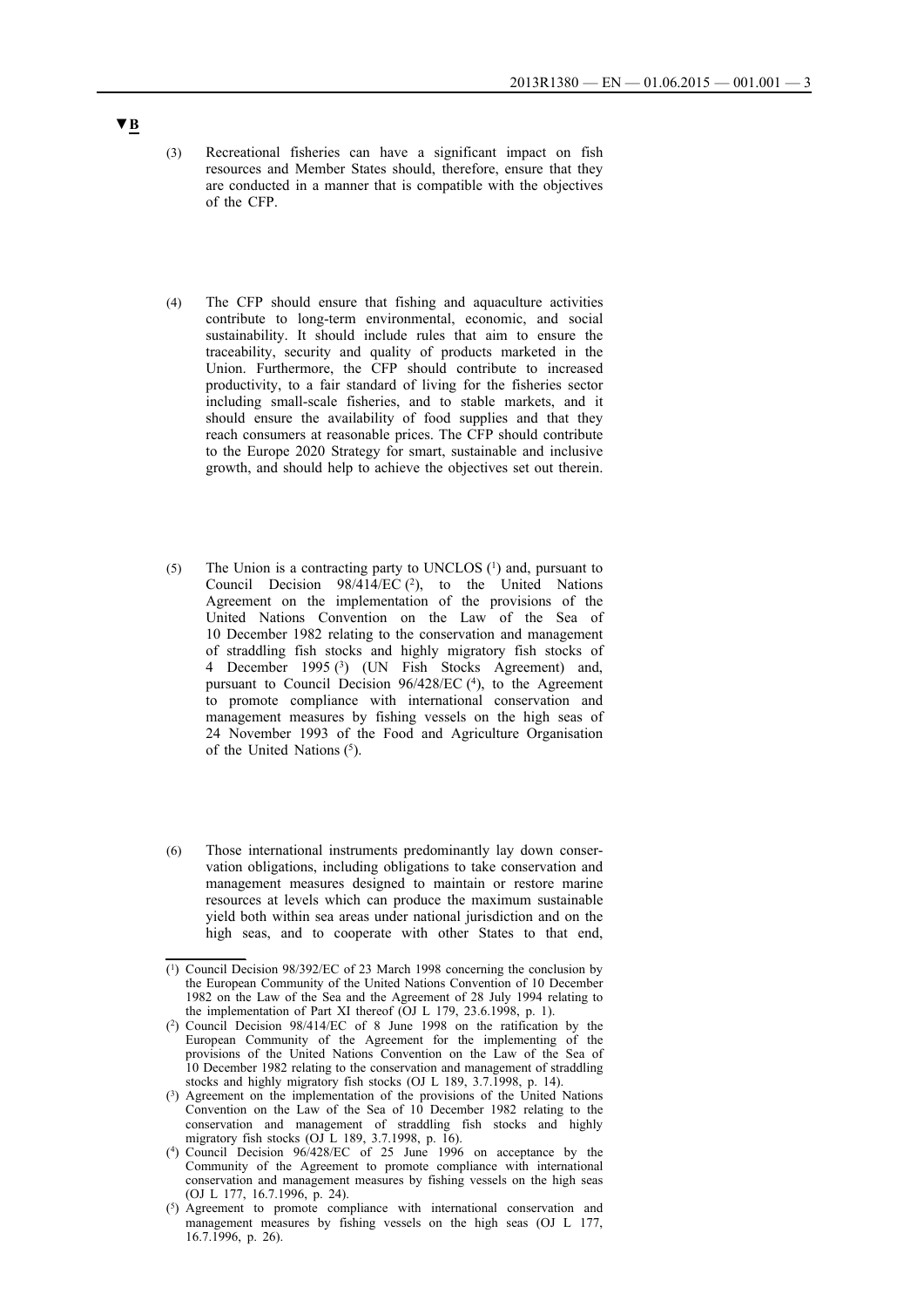**▼B**

(3) Recreational fisheries can have a significant impact on fish resources and Member States should, therefore, ensure that they are conducted in a manner that is compatible with the objectives of the CFP.

(4) The CFP should ensure that fishing and aquaculture activities contribute to long-term environmental, economic, and social sustainability. It should include rules that aim to ensure the traceability, security and quality of products marketed in the Union. Furthermore, the CFP should contribute to increased productivity, to a fair standard of living for the fisheries sector including small-scale fisheries, and to stable markets, and it should ensure the availability of food supplies and that they reach consumers at reasonable prices. The CFP should contribute to the Europe 2020 Strategy for smart, sustainable and inclusive growth, and should help to achieve the objectives set out therein.

(5) The Union is a contracting party to UNCLOS ([1]) and, pursuant to Council Decision 98/414/EC ([2]), to the United Nations Agreement on the implementation of the provisions of the United Nations Convention on the Law of the Sea of 10 December 1982 relating to the conservation and management of straddling fish stocks and highly migratory fish stocks of 4 December 1995 ([3]) (UN Fish Stocks Agreement) and, pursuant to Council Decision 96/428/EC ([4]), to the Agreement to promote compliance with international conservation and management measures by fishing vessels on the high seas of 24 November 1993 of the Food and Agriculture Organisation of the United Nations ([5]).

(6) Those international instruments predominantly lay down conservation obligations, including obligations to take conservation and management measures designed to maintain or restore marine resources at levels which can produce the maximum sustainable yield both within sea areas under national jurisdiction and on the high seas, and to cooperate with other States to that end,

---

([1]) Council Decision 98/392/EC of 23 March 1998 concerning the conclusion by the European Community of the United Nations Convention of 10 December 1982 on the Law of the Sea and the Agreement of 28 July 1994 relating to the implementation of Part XI thereof (OJ L 179, 23.6.1998, p. 1).

([2]) Council Decision 98/414/EC of 8 June 1998 on the ratification by the European Community of the Agreement for the implementing of the provisions of the United Nations Convention on the Law of the Sea of 10 December 1982 relating to the conservation and management of straddling stocks and highly migratory fish stocks (OJ L 189, 3.7.1998, p. 14).

([3]) Agreement on the implementation of the provisions of the United Nations Convention on the Law of the Sea of 10 December 1982 relating to the conservation and management of straddling fish stocks and highly migratory fish stocks (OJ L 189, 3.7.1998, p. 16).

([4]) Council Decision 96/428/EC of 25 June 1996 on acceptance by the Community of the Agreement to promote compliance with international conservation and management measures by fishing vessels on the high seas (OJ L 177, 16.7.1996, p. 24).

([5]) Agreement to promote compliance with international conservation and management measures by fishing vessels on the high seas (OJ L 177, 16.7.1996, p. 26).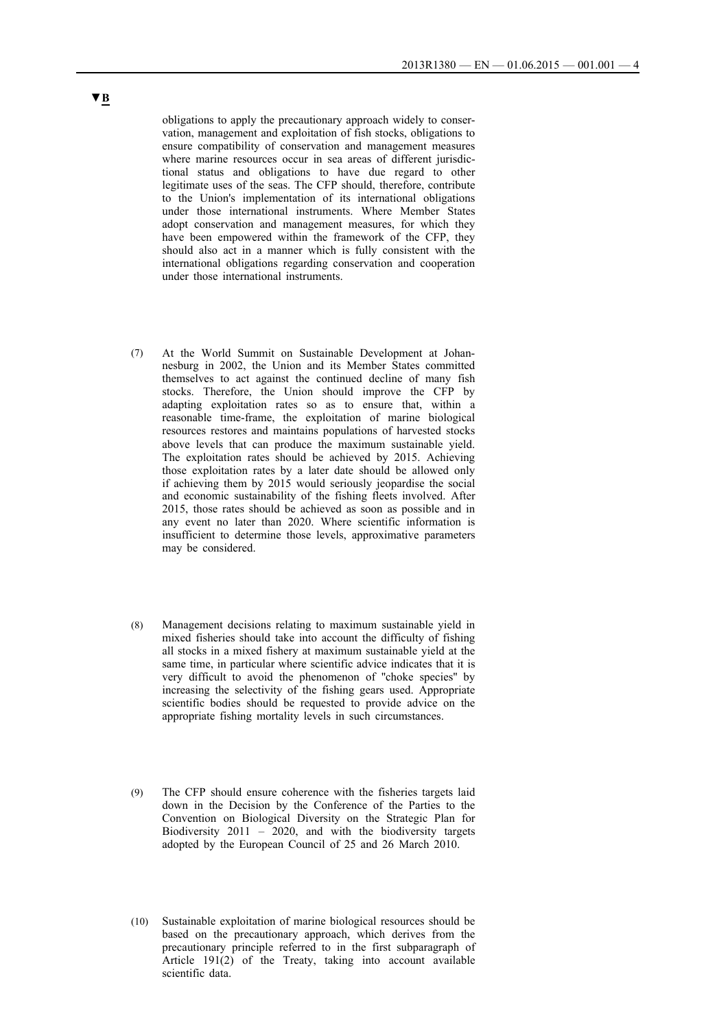obligations to apply the precautionary approach widely to conservation, management and exploitation of fish stocks, obligations to ensure compatibility of conservation and management measures where marine resources occur in sea areas of different jurisdictional status and obligations to have due regard to other legitimate uses of the seas. The CFP should, therefore, contribute to the Union's implementation of its international obligations under those international instruments. Where Member States adopt conservation and management measures, for which they have been empowered within the framework of the CFP, they should also act in a manner which is fully consistent with the international obligations regarding conservation and cooperation under those international instruments.

(7) At the World Summit on Sustainable Development at Johannesburg in 2002, the Union and its Member States committed themselves to act against the continued decline of many fish stocks. Therefore, the Union should improve the CFP by adapting exploitation rates so as to ensure that, within a reasonable time-frame, the exploitation of marine biological resources restores and maintains populations of harvested stocks above levels that can produce the maximum sustainable yield. The exploitation rates should be achieved by 2015. Achieving those exploitation rates by a later date should be allowed only if achieving them by 2015 would seriously jeopardise the social and economic sustainability of the fishing fleets involved. After 2015, those rates should be achieved as soon as possible and in any event no later than 2020. Where scientific information is insufficient to determine those levels, approximative parameters may be considered.

(8) Management decisions relating to maximum sustainable yield in mixed fisheries should take into account the difficulty of fishing all stocks in a mixed fishery at maximum sustainable yield at the same time, in particular where scientific advice indicates that it is very difficult to avoid the phenomenon of "choke species" by increasing the selectivity of the fishing gears used. Appropriate scientific bodies should be requested to provide advice on the appropriate fishing mortality levels in such circumstances.

(9) The CFP should ensure coherence with the fisheries targets laid down in the Decision by the Conference of the Parties to the Convention on Biological Diversity on the Strategic Plan for Biodiversity 2011 – 2020, and with the biodiversity targets adopted by the European Council of 25 and 26 March 2010.

(10) Sustainable exploitation of marine biological resources should be based on the precautionary approach, which derives from the precautionary principle referred to in the first subparagraph of Article 191(2) of the Treaty, taking into account available scientific data.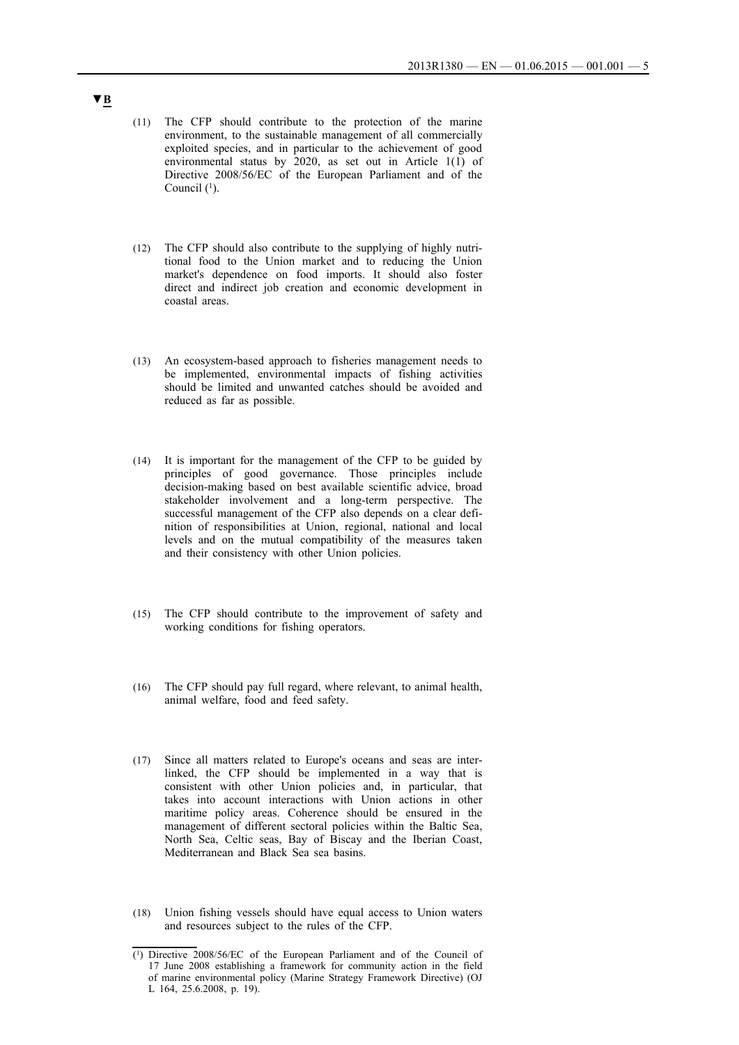▼B

(11) The CFP should contribute to the protection of the marine environment, to the sustainable management of all commercially exploited species, and in particular to the achievement of good environmental status by 2020, as set out in Article 1(1) of Directive 2008/56/EC of the European Parliament and of the Council [1].

(12) The CFP should also contribute to the supplying of highly nutritional food to the Union market and to reducing the Union market's dependence on food imports. It should also foster direct and indirect job creation and economic development in coastal areas.

(13) An ecosystem-based approach to fisheries management needs to be implemented, environmental impacts of fishing activities should be limited and unwanted catches should be avoided and reduced as far as possible.

(14) It is important for the management of the CFP to be guided by principles of good governance. Those principles include decision-making based on best available scientific advice, broad stakeholder involvement and a long-term perspective. The successful management of the CFP also depends on a clear definition of responsibilities at Union, regional, national and local levels and on the mutual compatibility of the measures taken and their consistency with other Union policies.

(15) The CFP should contribute to the improvement of safety and working conditions for fishing operators.

(16) The CFP should pay full regard, where relevant, to animal health, animal welfare, food and feed safety.

(17) Since all matters related to Europe's oceans and seas are interlinked, the CFP should be implemented in a way that is consistent with other Union policies and, in particular, that takes into account interactions with Union actions in other maritime policy areas. Coherence should be ensured in the management of different sectoral policies within the Baltic Sea, North Sea, Celtic seas, Bay of Biscay and the Iberian Coast, Mediterranean and Black Sea sea basins.

(18) Union fishing vessels should have equal access to Union waters and resources subject to the rules of the CFP.

---

[1] Directive 2008/56/EC of the European Parliament and of the Council of 17 June 2008 establishing a framework for community action in the field of marine environmental policy (Marine Strategy Framework Directive) (OJ L 164, 25.6.2008, p. 19).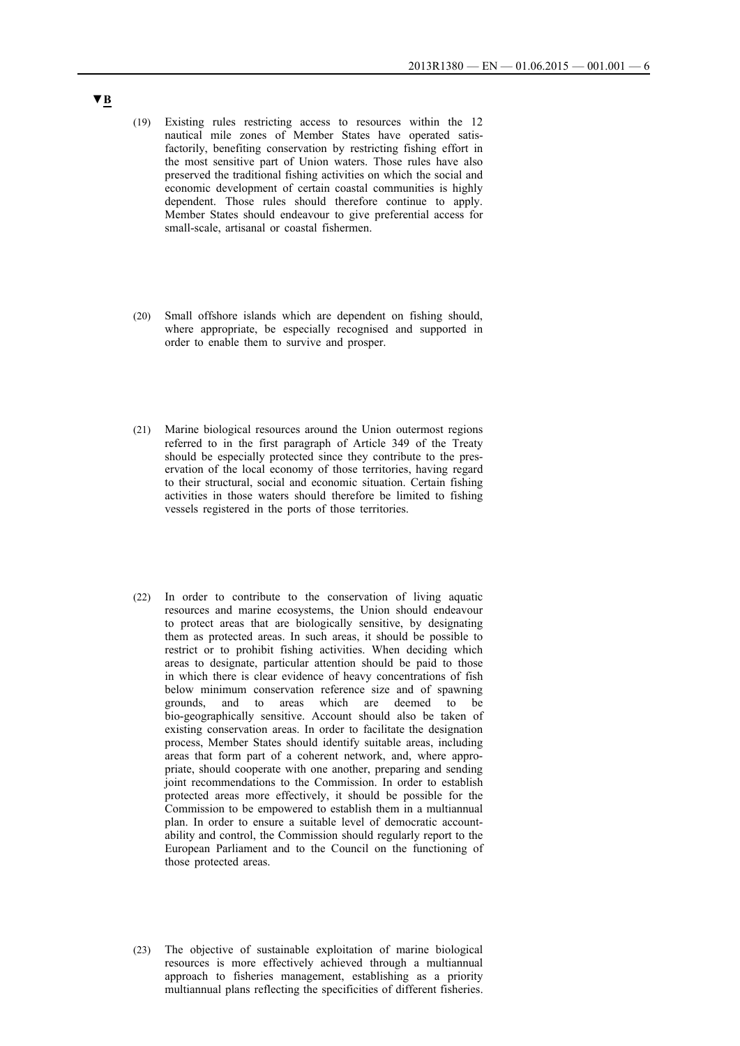▼B

(19) Existing rules restricting access to resources within the 12 nautical mile zones of Member States have operated satisfactorily, benefiting conservation by restricting fishing effort in the most sensitive part of Union waters. Those rules have also preserved the traditional fishing activities on which the social and economic development of certain coastal communities is highly dependent. Those rules should therefore continue to apply. Member States should endeavour to give preferential access for small-scale, artisanal or coastal fishermen.

(20) Small offshore islands which are dependent on fishing should, where appropriate, be especially recognised and supported in order to enable them to survive and prosper.

(21) Marine biological resources around the Union outermost regions referred to in the first paragraph of Article 349 of the Treaty should be especially protected since they contribute to the preservation of the local economy of those territories, having regard to their structural, social and economic situation. Certain fishing activities in those waters should therefore be limited to fishing vessels registered in the ports of those territories.

(22) In order to contribute to the conservation of living aquatic resources and marine ecosystems, the Union should endeavour to protect areas that are biologically sensitive, by designating them as protected areas. In such areas, it should be possible to restrict or to prohibit fishing activities. When deciding which areas to designate, particular attention should be paid to those in which there is clear evidence of heavy concentrations of fish below minimum conservation reference size and of spawning grounds, and to areas which are deemed to be bio-geographically sensitive. Account should also be taken of existing conservation areas. In order to facilitate the designation process, Member States should identify suitable areas, including areas that form part of a coherent network, and, where appropriate, should cooperate with one another, preparing and sending joint recommendations to the Commission. In order to establish protected areas more effectively, it should be possible for the Commission to be empowered to establish them in a multiannual plan. In order to ensure a suitable level of democratic accountability and control, the Commission should regularly report to the European Parliament and to the Council on the functioning of those protected areas.

(23) The objective of sustainable exploitation of marine biological resources is more effectively achieved through a multiannual approach to fisheries management, establishing as a priority multiannual plans reflecting the specificities of different fisheries.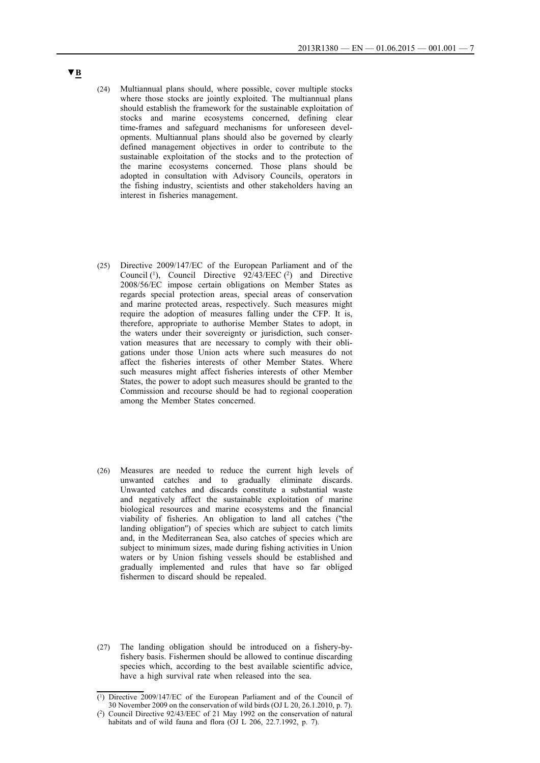▼B

(24) Multiannual plans should, where possible, cover multiple stocks where those stocks are jointly exploited. The multiannual plans should establish the framework for the sustainable exploitation of stocks and marine ecosystems concerned, defining clear time-frames and safeguard mechanisms for unforeseen developments. Multiannual plans should also be governed by clearly defined management objectives in order to contribute to the sustainable exploitation of the stocks and to the protection of the marine ecosystems concerned. Those plans should be adopted in consultation with Advisory Councils, operators in the fishing industry, scientists and other stakeholders having an interest in fisheries management.

(25) Directive 2009/147/EC of the European Parliament and of the Council [1], Council Directive 92/43/EEC [2] and Directive 2008/56/EC impose certain obligations on Member States as regards special protection areas, special areas of conservation and marine protected areas, respectively. Such measures might require the adoption of measures falling under the CFP. It is, therefore, appropriate to authorise Member States to adopt, in the waters under their sovereignty or jurisdiction, such conservation measures that are necessary to comply with their obligations under those Union acts where such measures do not affect the fisheries interests of other Member States. Where such measures might affect fisheries interests of other Member States, the power to adopt such measures should be granted to the Commission and recourse should be had to regional cooperation among the Member States concerned.

(26) Measures are needed to reduce the current high levels of unwanted catches and to gradually eliminate discards. Unwanted catches and discards constitute a substantial waste and negatively affect the sustainable exploitation of marine biological resources and marine ecosystems and the financial viability of fisheries. An obligation to land all catches ("the landing obligation") of species which are subject to catch limits and, in the Mediterranean Sea, also catches of species which are subject to minimum sizes, made during fishing activities in Union waters or by Union fishing vessels should be established and gradually implemented and rules that have so far obliged fishermen to discard should be repealed.

(27) The landing obligation should be introduced on a fishery-by-fishery basis. Fishermen should be allowed to continue discarding species which, according to the best available scientific advice, have a high survival rate when released into the sea.

---

[1] Directive 2009/147/EC of the European Parliament and of the Council of 30 November 2009 on the conservation of wild birds (OJ L 20, 26.1.2010, p. 7).

[2] Council Directive 92/43/EEC of 21 May 1992 on the conservation of natural habitats and of wild fauna and flora (OJ L 206, 22.7.1992, p. 7).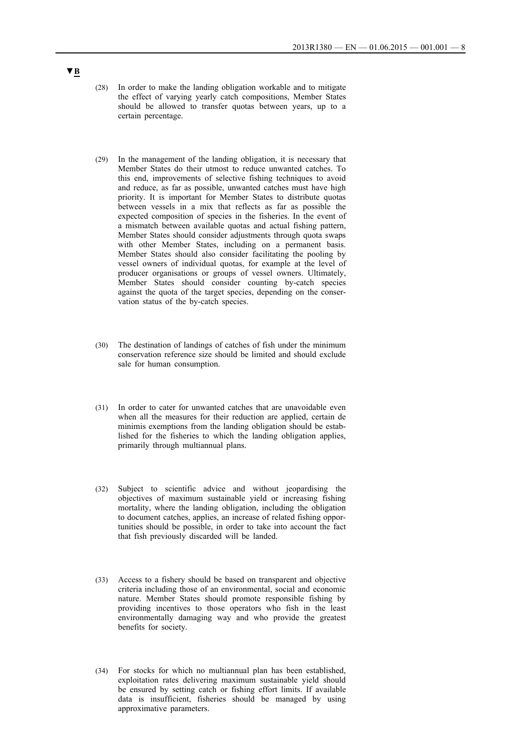▼B

(28) In order to make the landing obligation workable and to mitigate the effect of varying yearly catch compositions, Member States should be allowed to transfer quotas between years, up to a certain percentage.

(29) In the management of the landing obligation, it is necessary that Member States do their utmost to reduce unwanted catches. To this end, improvements of selective fishing techniques to avoid and reduce, as far as possible, unwanted catches must have high priority. It is important for Member States to distribute quotas between vessels in a mix that reflects as far as possible the expected composition of species in the fisheries. In the event of a mismatch between available quotas and actual fishing pattern, Member States should consider adjustments through quota swaps with other Member States, including on a permanent basis. Member States should also consider facilitating the pooling by vessel owners of individual quotas, for example at the level of producer organisations or groups of vessel owners. Ultimately, Member States should consider counting by-catch species against the quota of the target species, depending on the conservation status of the by-catch species.

(30) The destination of landings of catches of fish under the minimum conservation reference size should be limited and should exclude sale for human consumption.

(31) In order to cater for unwanted catches that are unavoidable even when all the measures for their reduction are applied, certain de minimis exemptions from the landing obligation should be established for the fisheries to which the landing obligation applies, primarily through multiannual plans.

(32) Subject to scientific advice and without jeopardising the objectives of maximum sustainable yield or increasing fishing mortality, where the landing obligation, including the obligation to document catches, applies, an increase of related fishing opportunities should be possible, in order to take into account the fact that fish previously discarded will be landed.

(33) Access to a fishery should be based on transparent and objective criteria including those of an environmental, social and economic nature. Member States should promote responsible fishing by providing incentives to those operators who fish in the least environmentally damaging way and who provide the greatest benefits for society.

(34) For stocks for which no multiannual plan has been established, exploitation rates delivering maximum sustainable yield should be ensured by setting catch or fishing effort limits. If available data is insufficient, fisheries should be managed by using approximative parameters.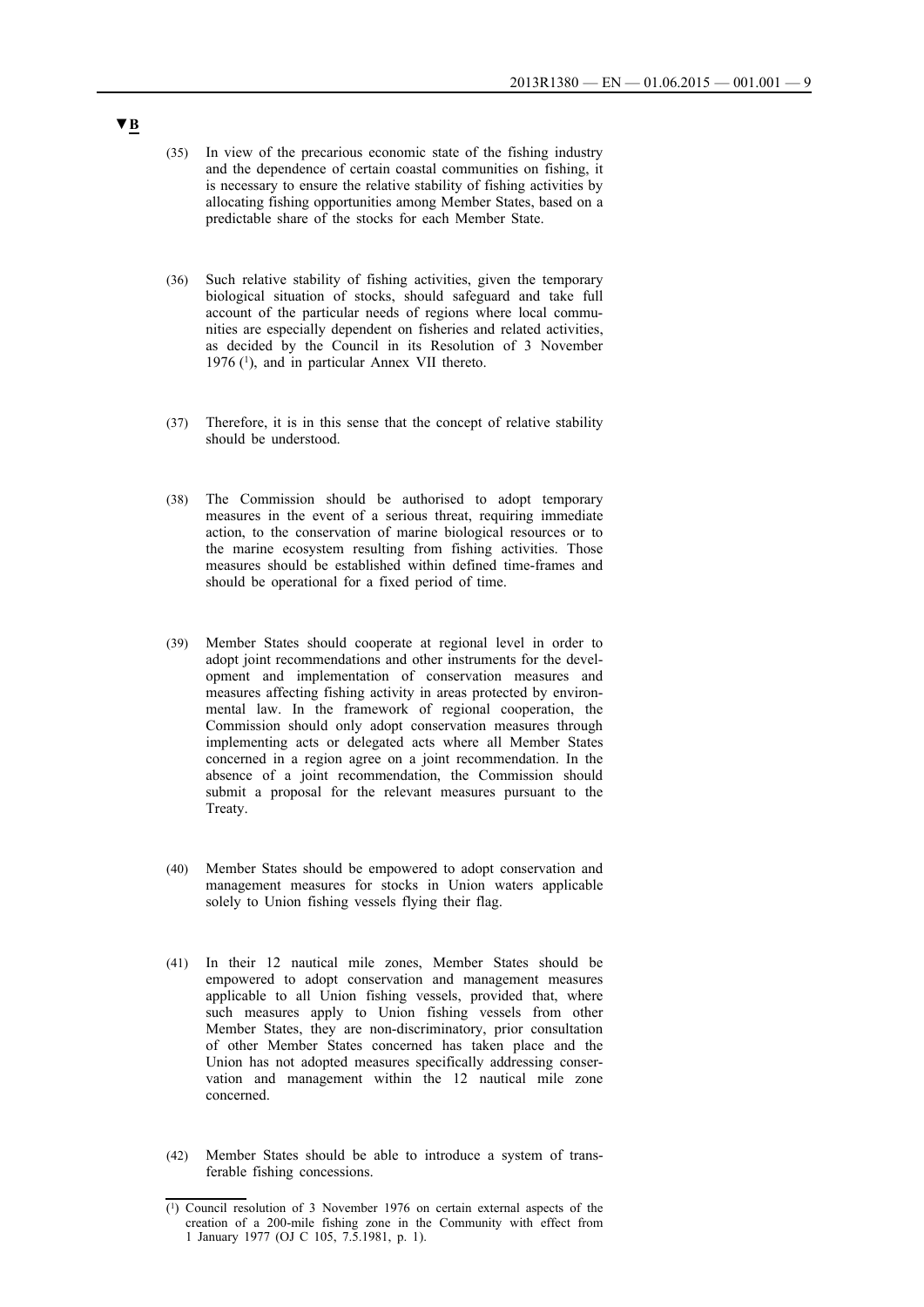▼B

(35) In view of the precarious economic state of the fishing industry and the dependence of certain coastal communities on fishing, it is necessary to ensure the relative stability of fishing activities by allocating fishing opportunities among Member States, based on a predictable share of the stocks for each Member State.

(36) Such relative stability of fishing activities, given the temporary biological situation of stocks, should safeguard and take full account of the particular needs of regions where local communities are especially dependent on fisheries and related activities, as decided by the Council in its Resolution of 3 November 1976 [1], and in particular Annex VII thereto.

(37) Therefore, it is in this sense that the concept of relative stability should be understood.

(38) The Commission should be authorised to adopt temporary measures in the event of a serious threat, requiring immediate action, to the conservation of marine biological resources or to the marine ecosystem resulting from fishing activities. Those measures should be established within defined time-frames and should be operational for a fixed period of time.

(39) Member States should cooperate at regional level in order to adopt joint recommendations and other instruments for the development and implementation of conservation measures and measures affecting fishing activity in areas protected by environmental law. In the framework of regional cooperation, the Commission should only adopt conservation measures through implementing acts or delegated acts where all Member States concerned in a region agree on a joint recommendation. In the absence of a joint recommendation, the Commission should submit a proposal for the relevant measures pursuant to the Treaty.

(40) Member States should be empowered to adopt conservation and management measures for stocks in Union waters applicable solely to Union fishing vessels flying their flag.

(41) In their 12 nautical mile zones, Member States should be empowered to adopt conservation and management measures applicable to all Union fishing vessels, provided that, where such measures apply to Union fishing vessels from other Member States, they are non-discriminatory, prior consultation of other Member States concerned has taken place and the Union has not adopted measures specifically addressing conservation and management within the 12 nautical mile zone concerned.

(42) Member States should be able to introduce a system of transferable fishing concessions.

---

[1] Council resolution of 3 November 1976 on certain external aspects of the creation of a 200-mile fishing zone in the Community with effect from 1 January 1977 (OJ C 105, 7.5.1981, p. 1).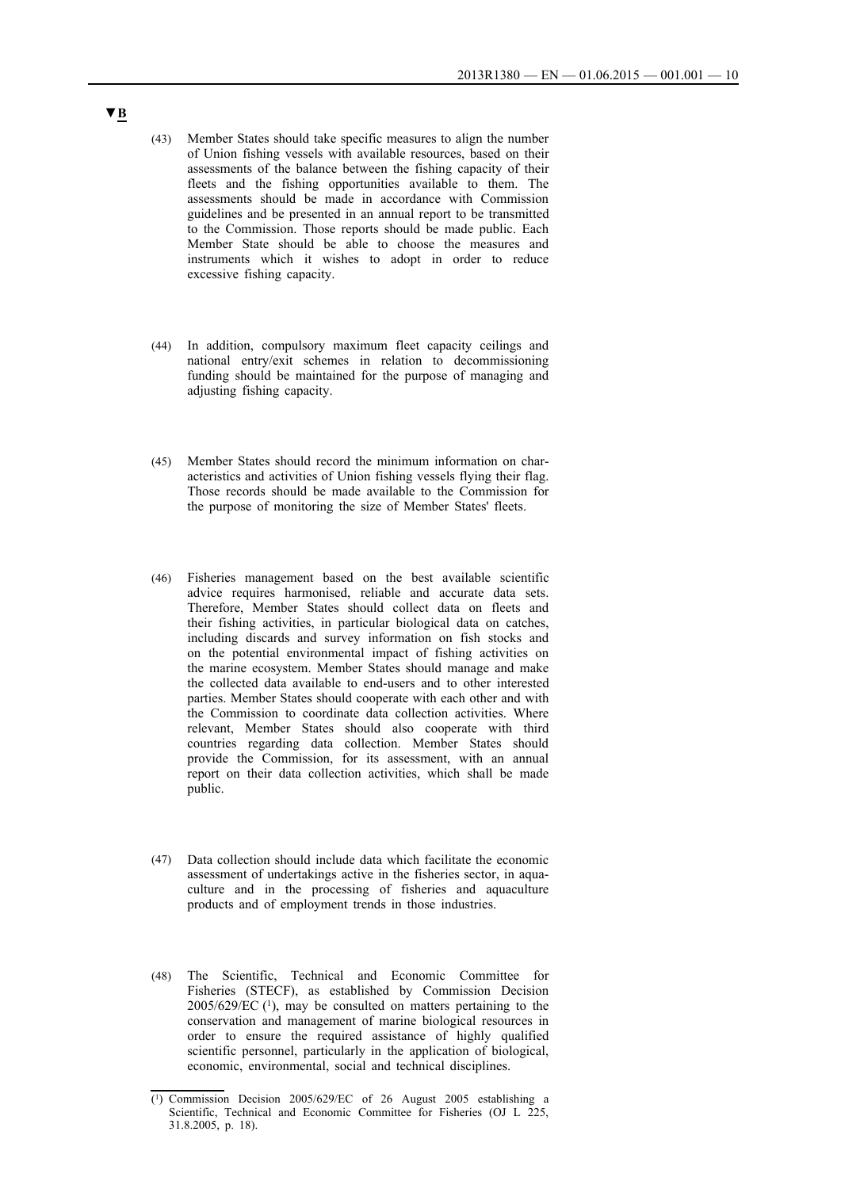▼B

(43) Member States should take specific measures to align the number of Union fishing vessels with available resources, based on their assessments of the balance between the fishing capacity of their fleets and the fishing opportunities available to them. The assessments should be made in accordance with Commission guidelines and be presented in an annual report to be transmitted to the Commission. Those reports should be made public. Each Member State should be able to choose the measures and instruments which it wishes to adopt in order to reduce excessive fishing capacity.

(44) In addition, compulsory maximum fleet capacity ceilings and national entry/exit schemes in relation to decommissioning funding should be maintained for the purpose of managing and adjusting fishing capacity.

(45) Member States should record the minimum information on characteristics and activities of Union fishing vessels flying their flag. Those records should be made available to the Commission for the purpose of monitoring the size of Member States' fleets.

(46) Fisheries management based on the best available scientific advice requires harmonised, reliable and accurate data sets. Therefore, Member States should collect data on fleets and their fishing activities, in particular biological data on catches, including discards and survey information on fish stocks and on the potential environmental impact of fishing activities on the marine ecosystem. Member States should manage and make the collected data available to end-users and to other interested parties. Member States should cooperate with each other and with the Commission to coordinate data collection activities. Where relevant, Member States should also cooperate with third countries regarding data collection. Member States should provide the Commission, for its assessment, with an annual report on their data collection activities, which shall be made public.

(47) Data collection should include data which facilitate the economic assessment of undertakings active in the fisheries sector, in aquaculture and in the processing of fisheries and aquaculture products and of employment trends in those industries.

(48) The Scientific, Technical and Economic Committee for Fisheries (STECF), as established by Commission Decision 2005/629/EC [1], may be consulted on matters pertaining to the conservation and management of marine biological resources in order to ensure the required assistance of highly qualified scientific personnel, particularly in the application of biological, economic, environmental, social and technical disciplines.

---

[1] Commission Decision 2005/629/EC of 26 August 2005 establishing a Scientific, Technical and Economic Committee for Fisheries (OJ L 225, 31.8.2005, p. 18).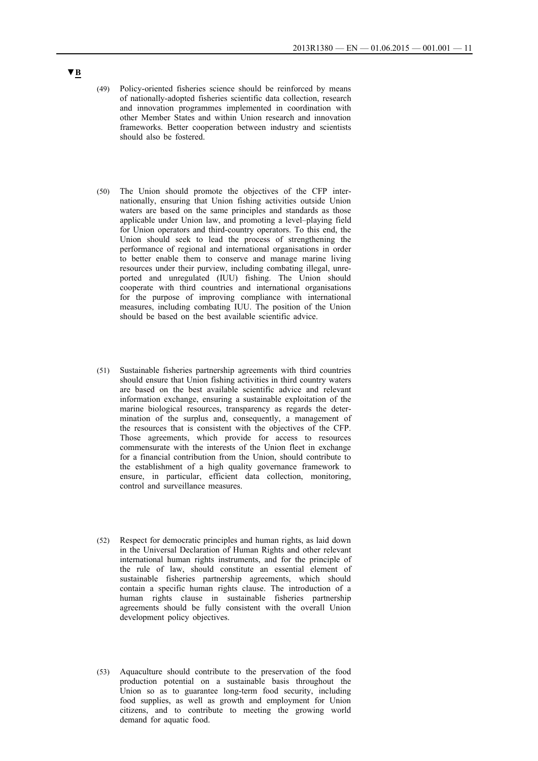▼B

(49) Policy-oriented fisheries science should be reinforced by means of nationally-adopted fisheries scientific data collection, research and innovation programmes implemented in coordination with other Member States and within Union research and innovation frameworks. Better cooperation between industry and scientists should also be fostered.

(50) The Union should promote the objectives of the CFP internationally, ensuring that Union fishing activities outside Union waters are based on the same principles and standards as those applicable under Union law, and promoting a level–playing field for Union operators and third-country operators. To this end, the Union should seek to lead the process of strengthening the performance of regional and international organisations in order to better enable them to conserve and manage marine living resources under their purview, including combating illegal, unreported and unregulated (IUU) fishing. The Union should cooperate with third countries and international organisations for the purpose of improving compliance with international measures, including combating IUU. The position of the Union should be based on the best available scientific advice.

(51) Sustainable fisheries partnership agreements with third countries should ensure that Union fishing activities in third country waters are based on the best available scientific advice and relevant information exchange, ensuring a sustainable exploitation of the marine biological resources, transparency as regards the determination of the surplus and, consequently, a management of the resources that is consistent with the objectives of the CFP. Those agreements, which provide for access to resources commensurate with the interests of the Union fleet in exchange for a financial contribution from the Union, should contribute to the establishment of a high quality governance framework to ensure, in particular, efficient data collection, monitoring, control and surveillance measures.

(52) Respect for democratic principles and human rights, as laid down in the Universal Declaration of Human Rights and other relevant international human rights instruments, and for the principle of the rule of law, should constitute an essential element of sustainable fisheries partnership agreements, which should contain a specific human rights clause. The introduction of a human rights clause in sustainable fisheries partnership agreements should be fully consistent with the overall Union development policy objectives.

(53) Aquaculture should contribute to the preservation of the food production potential on a sustainable basis throughout the Union so as to guarantee long-term food security, including food supplies, as well as growth and employment for Union citizens, and to contribute to meeting the growing world demand for aquatic food.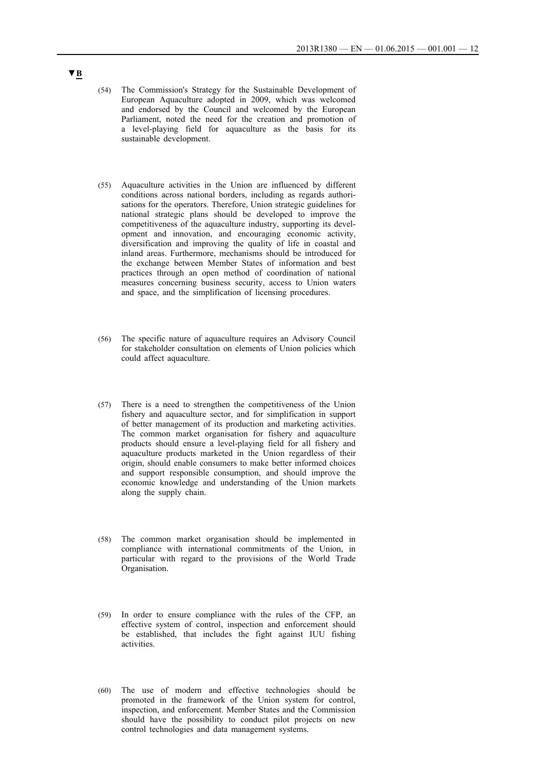▼B

(54) The Commission's Strategy for the Sustainable Development of European Aquaculture adopted in 2009, which was welcomed and endorsed by the Council and welcomed by the European Parliament, noted the need for the creation and promotion of a level-playing field for aquaculture as the basis for its sustainable development.

(55) Aquaculture activities in the Union are influenced by different conditions across national borders, including as regards authorisations for the operators. Therefore, Union strategic guidelines for national strategic plans should be developed to improve the competitiveness of the aquaculture industry, supporting its development and innovation, and encouraging economic activity, diversification and improving the quality of life in coastal and inland areas. Furthermore, mechanisms should be introduced for the exchange between Member States of information and best practices through an open method of coordination of national measures concerning business security, access to Union waters and space, and the simplification of licensing procedures.

(56) The specific nature of aquaculture requires an Advisory Council for stakeholder consultation on elements of Union policies which could affect aquaculture.

(57) There is a need to strengthen the competitiveness of the Union fishery and aquaculture sector, and for simplification in support of better management of its production and marketing activities. The common market organisation for fishery and aquaculture products should ensure a level-playing field for all fishery and aquaculture products marketed in the Union regardless of their origin, should enable consumers to make better informed choices and support responsible consumption, and should improve the economic knowledge and understanding of the Union markets along the supply chain.

(58) The common market organisation should be implemented in compliance with international commitments of the Union, in particular with regard to the provisions of the World Trade Organisation.

(59) In order to ensure compliance with the rules of the CFP, an effective system of control, inspection and enforcement should be established, that includes the fight against IUU fishing activities.

(60) The use of modern and effective technologies should be promoted in the framework of the Union system for control, inspection, and enforcement. Member States and the Commission should have the possibility to conduct pilot projects on new control technologies and data management systems.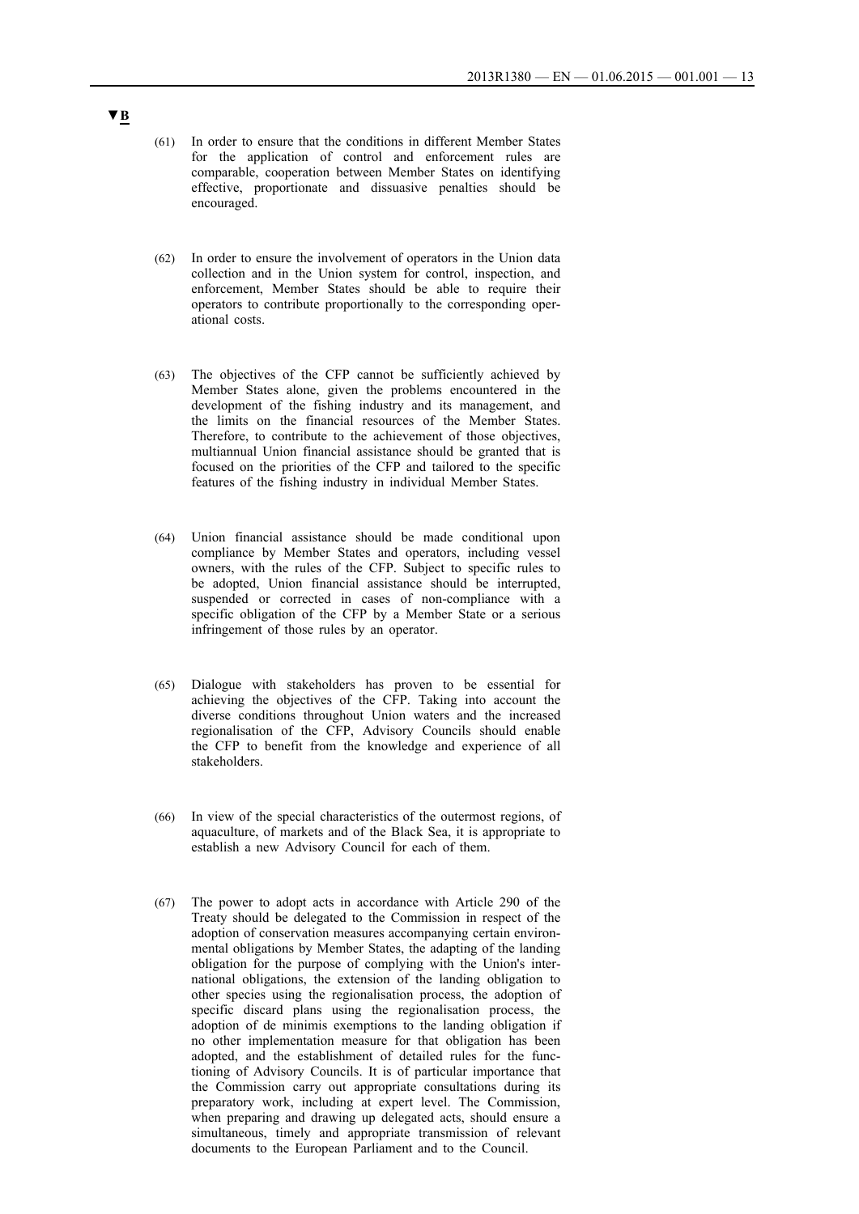▼B

(61) In order to ensure that the conditions in different Member States for the application of control and enforcement rules are comparable, cooperation between Member States on identifying effective, proportionate and dissuasive penalties should be encouraged.

(62) In order to ensure the involvement of operators in the Union data collection and in the Union system for control, inspection, and enforcement, Member States should be able to require their operators to contribute proportionally to the corresponding operational costs.

(63) The objectives of the CFP cannot be sufficiently achieved by Member States alone, given the problems encountered in the development of the fishing industry and its management, and the limits on the financial resources of the Member States. Therefore, to contribute to the achievement of those objectives, multiannual Union financial assistance should be granted that is focused on the priorities of the CFP and tailored to the specific features of the fishing industry in individual Member States.

(64) Union financial assistance should be made conditional upon compliance by Member States and operators, including vessel owners, with the rules of the CFP. Subject to specific rules to be adopted, Union financial assistance should be interrupted, suspended or corrected in cases of non-compliance with a specific obligation of the CFP by a Member State or a serious infringement of those rules by an operator.

(65) Dialogue with stakeholders has proven to be essential for achieving the objectives of the CFP. Taking into account the diverse conditions throughout Union waters and the increased regionalisation of the CFP, Advisory Councils should enable the CFP to benefit from the knowledge and experience of all stakeholders.

(66) In view of the special characteristics of the outermost regions, of aquaculture, of markets and of the Black Sea, it is appropriate to establish a new Advisory Council for each of them.

(67) The power to adopt acts in accordance with Article 290 of the Treaty should be delegated to the Commission in respect of the adoption of conservation measures accompanying certain environmental obligations by Member States, the adapting of the landing obligation for the purpose of complying with the Union's international obligations, the extension of the landing obligation to other species using the regionalisation process, the adoption of specific discard plans using the regionalisation process, the adoption of de minimis exemptions to the landing obligation if no other implementation measure for that obligation has been adopted, and the establishment of detailed rules for the functioning of Advisory Councils. It is of particular importance that the Commission carry out appropriate consultations during its preparatory work, including at expert level. The Commission, when preparing and drawing up delegated acts, should ensure a simultaneous, timely and appropriate transmission of relevant documents to the European Parliament and to the Council.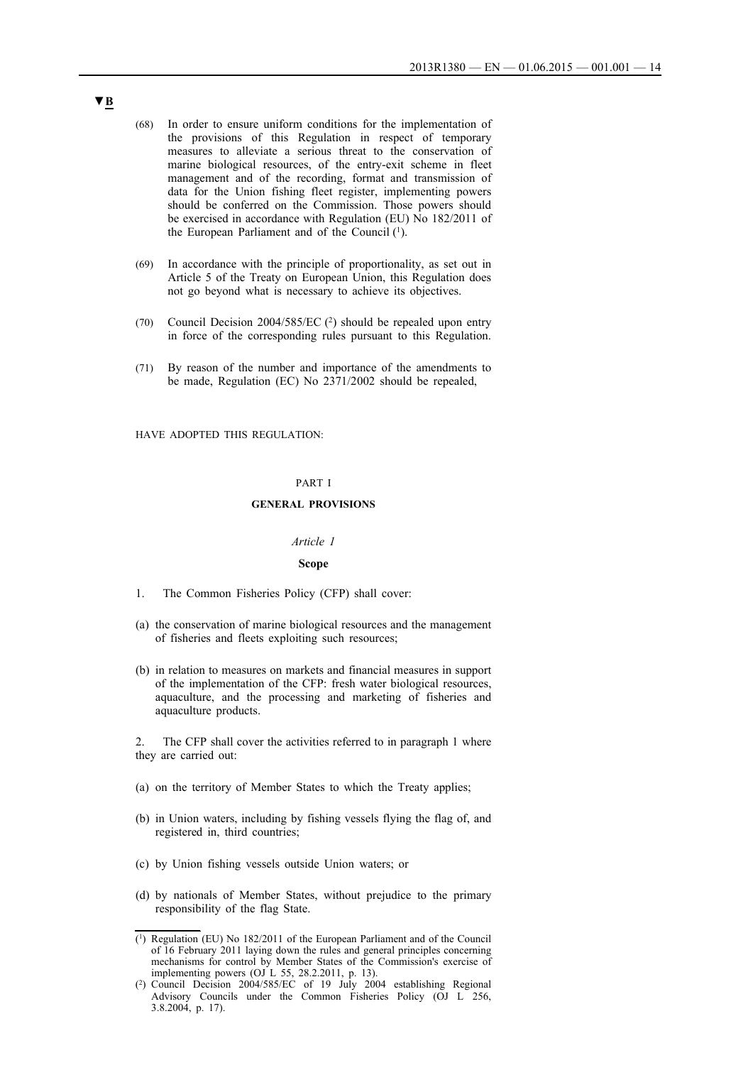▼B

(68) In order to ensure uniform conditions for the implementation of the provisions of this Regulation in respect of temporary measures to alleviate a serious threat to the conservation of marine biological resources, of the entry-exit scheme in fleet management and of the recording, format and transmission of data for the Union fishing fleet register, implementing powers should be conferred on the Commission. Those powers should be exercised in accordance with Regulation (EU) No 182/2011 of the European Parliament and of the Council [1].

(69) In accordance with the principle of proportionality, as set out in Article 5 of the Treaty on European Union, this Regulation does not go beyond what is necessary to achieve its objectives.

(70) Council Decision 2004/585/EC [2] should be repealed upon entry in force of the corresponding rules pursuant to this Regulation.

(71) By reason of the number and importance of the amendments to be made, Regulation (EC) No 2371/2002 should be repealed,

HAVE ADOPTED THIS REGULATION:

## PART I

## GENERAL PROVISIONS

### *Article 1*

### Scope

1. The Common Fisheries Policy (CFP) shall cover:

(a) the conservation of marine biological resources and the management of fisheries and fleets exploiting such resources;

(b) in relation to measures on markets and financial measures in support of the implementation of the CFP: fresh water biological resources, aquaculture, and the processing and marketing of fisheries and aquaculture products.

2. The CFP shall cover the activities referred to in paragraph 1 where they are carried out:

(a) on the territory of Member States to which the Treaty applies;

(b) in Union waters, including by fishing vessels flying the flag of, and registered in, third countries;

(c) by Union fishing vessels outside Union waters; or

(d) by nationals of Member States, without prejudice to the primary responsibility of the flag State.

---

[1] Regulation (EU) No 182/2011 of the European Parliament and of the Council of 16 February 2011 laying down the rules and general principles concerning mechanisms for control by Member States of the Commission's exercise of implementing powers (OJ L 55, 28.2.2011, p. 13).

[2] Council Decision 2004/585/EC of 19 July 2004 establishing Regional Advisory Councils under the Common Fisheries Policy (OJ L 256, 3.8.2004, p. 17).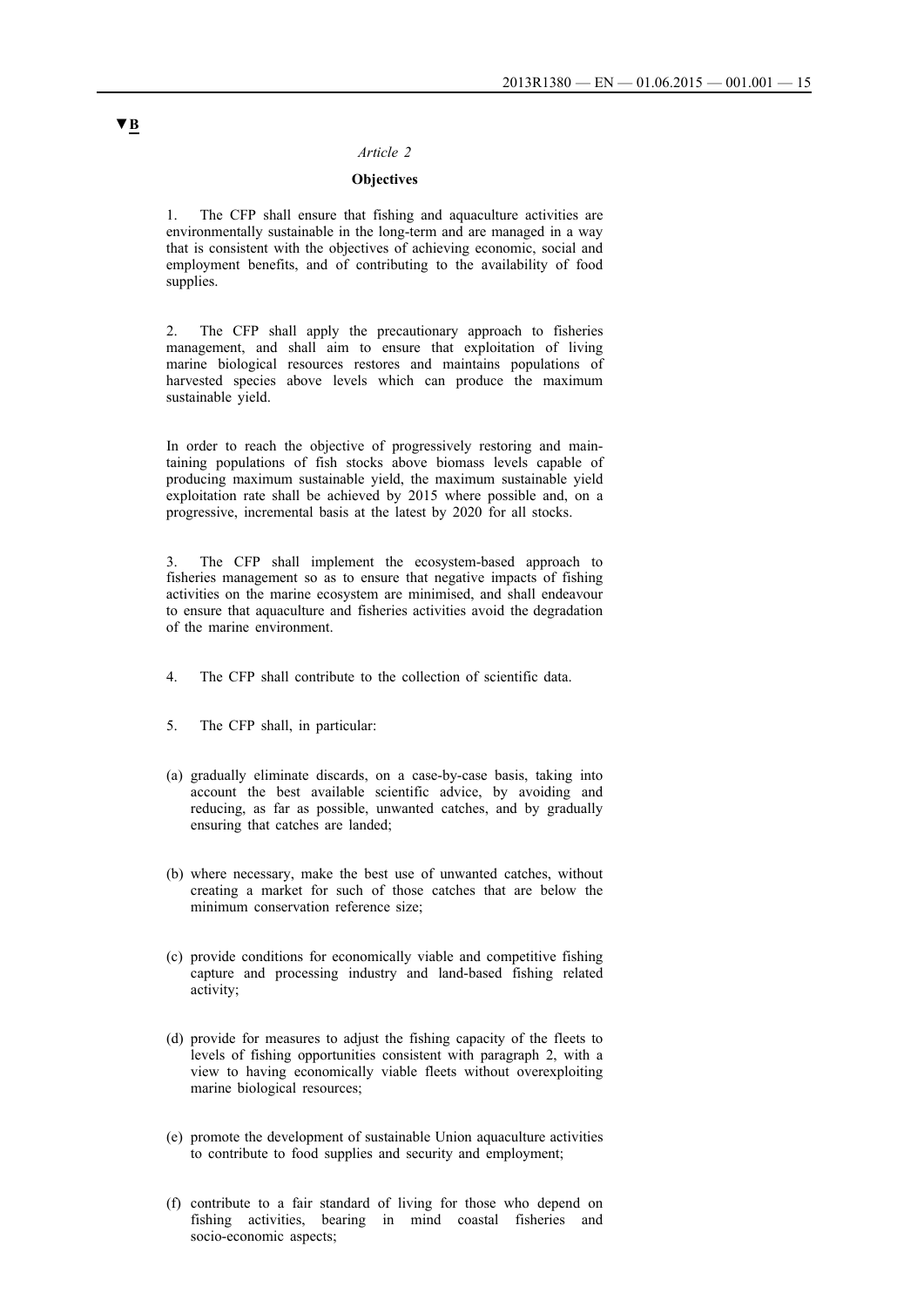▼B

*Article 2*

**Objectives**

1. The CFP shall ensure that fishing and aquaculture activities are environmentally sustainable in the long-term and are managed in a way that is consistent with the objectives of achieving economic, social and employment benefits, and of contributing to the availability of food supplies.

2. The CFP shall apply the precautionary approach to fisheries management, and shall aim to ensure that exploitation of living marine biological resources restores and maintains populations of harvested species above levels which can produce the maximum sustainable yield.

In order to reach the objective of progressively restoring and maintaining populations of fish stocks above biomass levels capable of producing maximum sustainable yield, the maximum sustainable yield exploitation rate shall be achieved by 2015 where possible and, on a progressive, incremental basis at the latest by 2020 for all stocks.

3. The CFP shall implement the ecosystem-based approach to fisheries management so as to ensure that negative impacts of fishing activities on the marine ecosystem are minimised, and shall endeavour to ensure that aquaculture and fisheries activities avoid the degradation of the marine environment.

4. The CFP shall contribute to the collection of scientific data.

5. The CFP shall, in particular:

(a) gradually eliminate discards, on a case-by-case basis, taking into account the best available scientific advice, by avoiding and reducing, as far as possible, unwanted catches, and by gradually ensuring that catches are landed;

(b) where necessary, make the best use of unwanted catches, without creating a market for such of those catches that are below the minimum conservation reference size;

(c) provide conditions for economically viable and competitive fishing capture and processing industry and land-based fishing related activity;

(d) provide for measures to adjust the fishing capacity of the fleets to levels of fishing opportunities consistent with paragraph 2, with a view to having economically viable fleets without overexploiting marine biological resources;

(e) promote the development of sustainable Union aquaculture activities to contribute to food supplies and security and employment;

(f) contribute to a fair standard of living for those who depend on fishing activities, bearing in mind coastal fisheries and socio-economic aspects;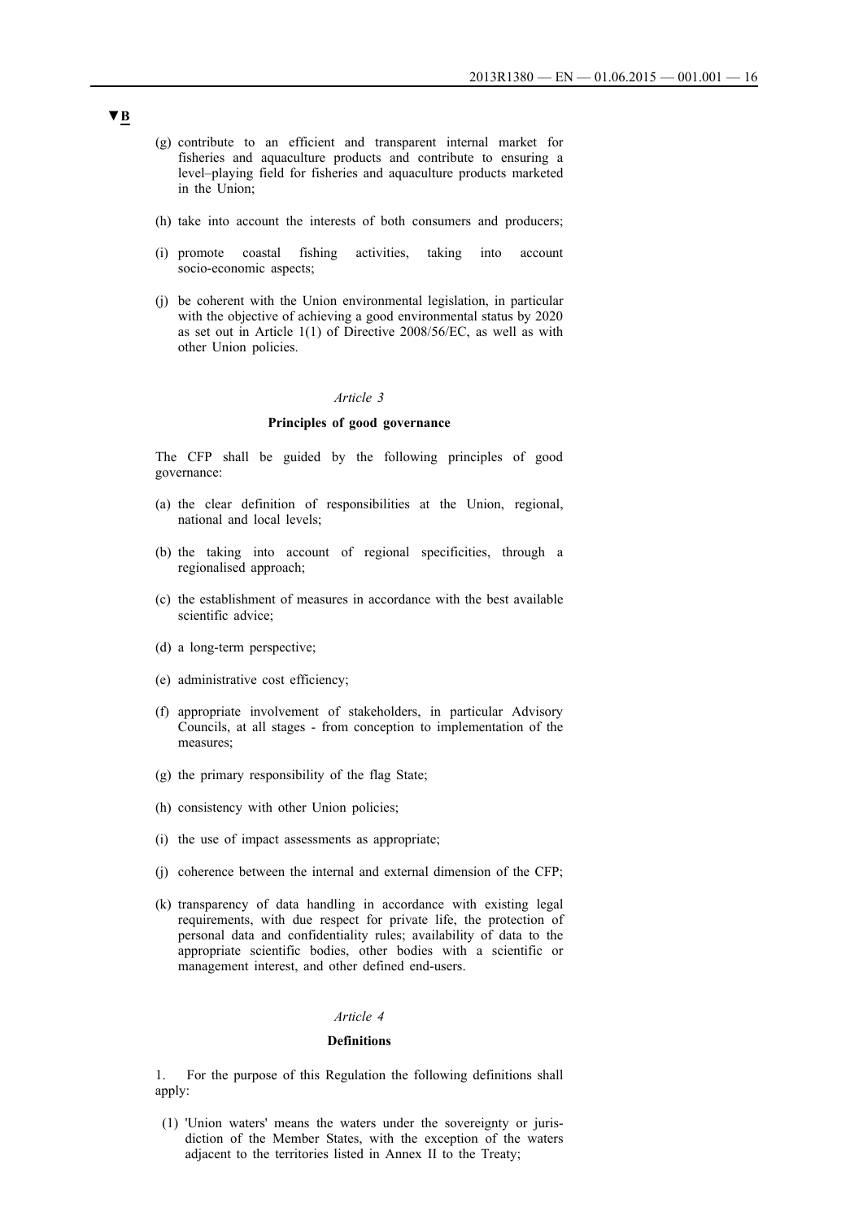▼B

(g) contribute to an efficient and transparent internal market for fisheries and aquaculture products and contribute to ensuring a level–playing field for fisheries and aquaculture products marketed in the Union;

(h) take into account the interests of both consumers and producers;

(i) promote coastal fishing activities, taking into account socio-economic aspects;

(j) be coherent with the Union environmental legislation, in particular with the objective of achieving a good environmental status by 2020 as set out in Article 1(1) of Directive 2008/56/EC, as well as with other Union policies.

*Article 3*

**Principles of good governance**

The CFP shall be guided by the following principles of good governance:

(a) the clear definition of responsibilities at the Union, regional, national and local levels;

(b) the taking into account of regional specificities, through a regionalised approach;

(c) the establishment of measures in accordance with the best available scientific advice;

(d) a long-term perspective;

(e) administrative cost efficiency;

(f) appropriate involvement of stakeholders, in particular Advisory Councils, at all stages - from conception to implementation of the measures;

(g) the primary responsibility of the flag State;

(h) consistency with other Union policies;

(i) the use of impact assessments as appropriate;

(j) coherence between the internal and external dimension of the CFP;

(k) transparency of data handling in accordance with existing legal requirements, with due respect for private life, the protection of personal data and confidentiality rules; availability of data to the appropriate scientific bodies, other bodies with a scientific or management interest, and other defined end-users.

*Article 4*

**Definitions**

1. For the purpose of this Regulation the following definitions shall apply:

(1) 'Union waters' means the waters under the sovereignty or jurisdiction of the Member States, with the exception of the waters adjacent to the territories listed in Annex II to the Treaty;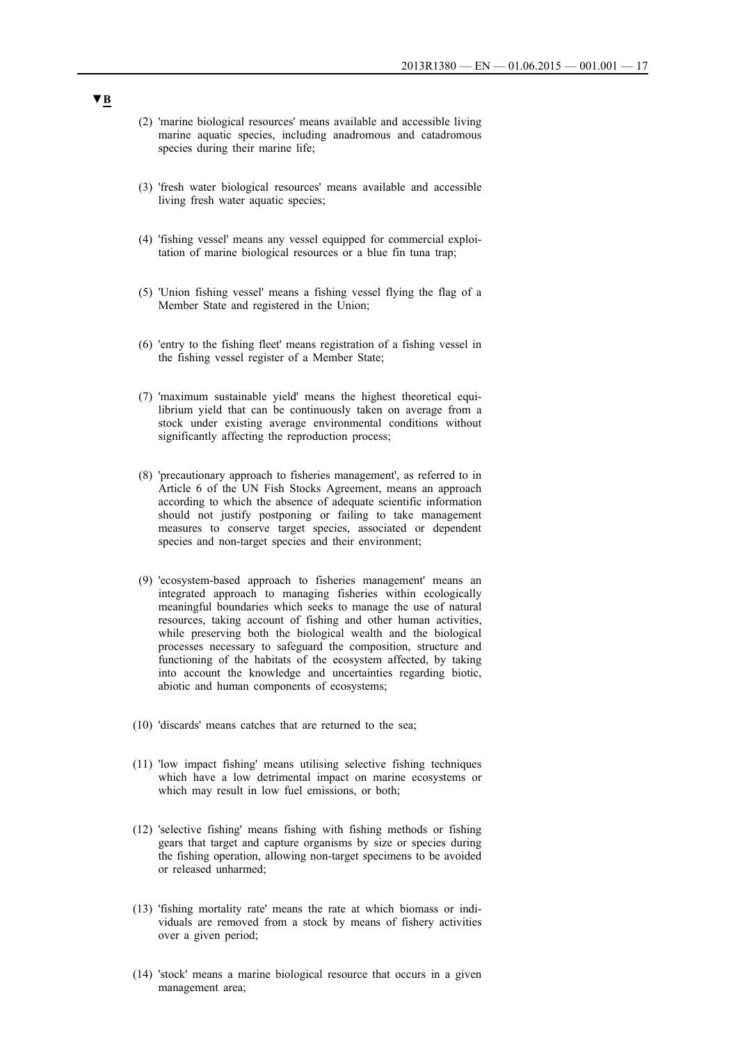▼B

(2) 'marine biological resources' means available and accessible living marine aquatic species, including anadromous and catadromous species during their marine life;

(3) 'fresh water biological resources' means available and accessible living fresh water aquatic species;

(4) 'fishing vessel' means any vessel equipped for commercial exploitation of marine biological resources or a blue fin tuna trap;

(5) 'Union fishing vessel' means a fishing vessel flying the flag of a Member State and registered in the Union;

(6) 'entry to the fishing fleet' means registration of a fishing vessel in the fishing vessel register of a Member State;

(7) 'maximum sustainable yield' means the highest theoretical equilibrium yield that can be continuously taken on average from a stock under existing average environmental conditions without significantly affecting the reproduction process;

(8) 'precautionary approach to fisheries management', as referred to in Article 6 of the UN Fish Stocks Agreement, means an approach according to which the absence of adequate scientific information should not justify postponing or failing to take management measures to conserve target species, associated or dependent species and non-target species and their environment;

(9) 'ecosystem-based approach to fisheries management' means an integrated approach to managing fisheries within ecologically meaningful boundaries which seeks to manage the use of natural resources, taking account of fishing and other human activities, while preserving both the biological wealth and the biological processes necessary to safeguard the composition, structure and functioning of the habitats of the ecosystem affected, by taking into account the knowledge and uncertainties regarding biotic, abiotic and human components of ecosystems;

(10) 'discards' means catches that are returned to the sea;

(11) 'low impact fishing' means utilising selective fishing techniques which have a low detrimental impact on marine ecosystems or which may result in low fuel emissions, or both;

(12) 'selective fishing' means fishing with fishing methods or fishing gears that target and capture organisms by size or species during the fishing operation, allowing non-target specimens to be avoided or released unharmed;

(13) 'fishing mortality rate' means the rate at which biomass or individuals are removed from a stock by means of fishery activities over a given period;

(14) 'stock' means a marine biological resource that occurs in a given management area;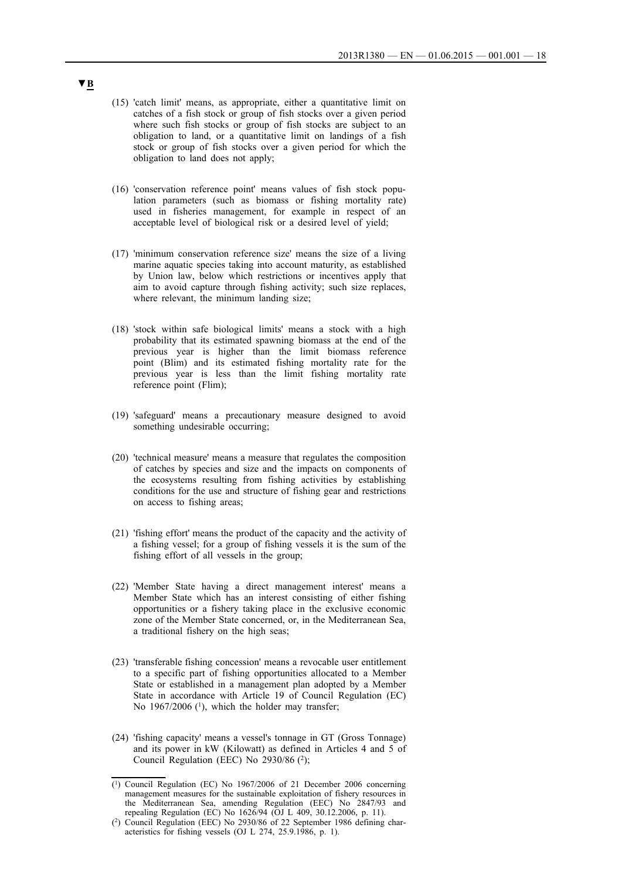▼B

(15) 'catch limit' means, as appropriate, either a quantitative limit on catches of a fish stock or group of fish stocks over a given period where such fish stocks or group of fish stocks are subject to an obligation to land, or a quantitative limit on landings of a fish stock or group of fish stocks over a given period for which the obligation to land does not apply;

(16) 'conservation reference point' means values of fish stock population parameters (such as biomass or fishing mortality rate) used in fisheries management, for example in respect of an acceptable level of biological risk or a desired level of yield;

(17) 'minimum conservation reference size' means the size of a living marine aquatic species taking into account maturity, as established by Union law, below which restrictions or incentives apply that aim to avoid capture through fishing activity; such size replaces, where relevant, the minimum landing size;

(18) 'stock within safe biological limits' means a stock with a high probability that its estimated spawning biomass at the end of the previous year is higher than the limit biomass reference point (Blim) and its estimated fishing mortality rate for the previous year is less than the limit fishing mortality rate reference point (Flim);

(19) 'safeguard' means a precautionary measure designed to avoid something undesirable occurring;

(20) 'technical measure' means a measure that regulates the composition of catches by species and size and the impacts on components of the ecosystems resulting from fishing activities by establishing conditions for the use and structure of fishing gear and restrictions on access to fishing areas;

(21) 'fishing effort' means the product of the capacity and the activity of a fishing vessel; for a group of fishing vessels it is the sum of the fishing effort of all vessels in the group;

(22) 'Member State having a direct management interest' means a Member State which has an interest consisting of either fishing opportunities or a fishery taking place in the exclusive economic zone of the Member State concerned, or, in the Mediterranean Sea, a traditional fishery on the high seas;

(23) 'transferable fishing concession' means a revocable user entitlement to a specific part of fishing opportunities allocated to a Member State or established in a management plan adopted by a Member State in accordance with Article 19 of Council Regulation (EC) No 1967/2006 [1], which the holder may transfer;

(24) 'fishing capacity' means a vessel's tonnage in GT (Gross Tonnage) and its power in kW (Kilowatt) as defined in Articles 4 and 5 of Council Regulation (EEC) No 2930/86 [2];

---

[1] Council Regulation (EC) No 1967/2006 of 21 December 2006 concerning management measures for the sustainable exploitation of fishery resources in the Mediterranean Sea, amending Regulation (EEC) No 2847/93 and repealing Regulation (EC) No 1626/94 (OJ L 409, 30.12.2006, p. 11).

[2] Council Regulation (EEC) No 2930/86 of 22 September 1986 defining characteristics for fishing vessels (OJ L 274, 25.9.1986, p. 1).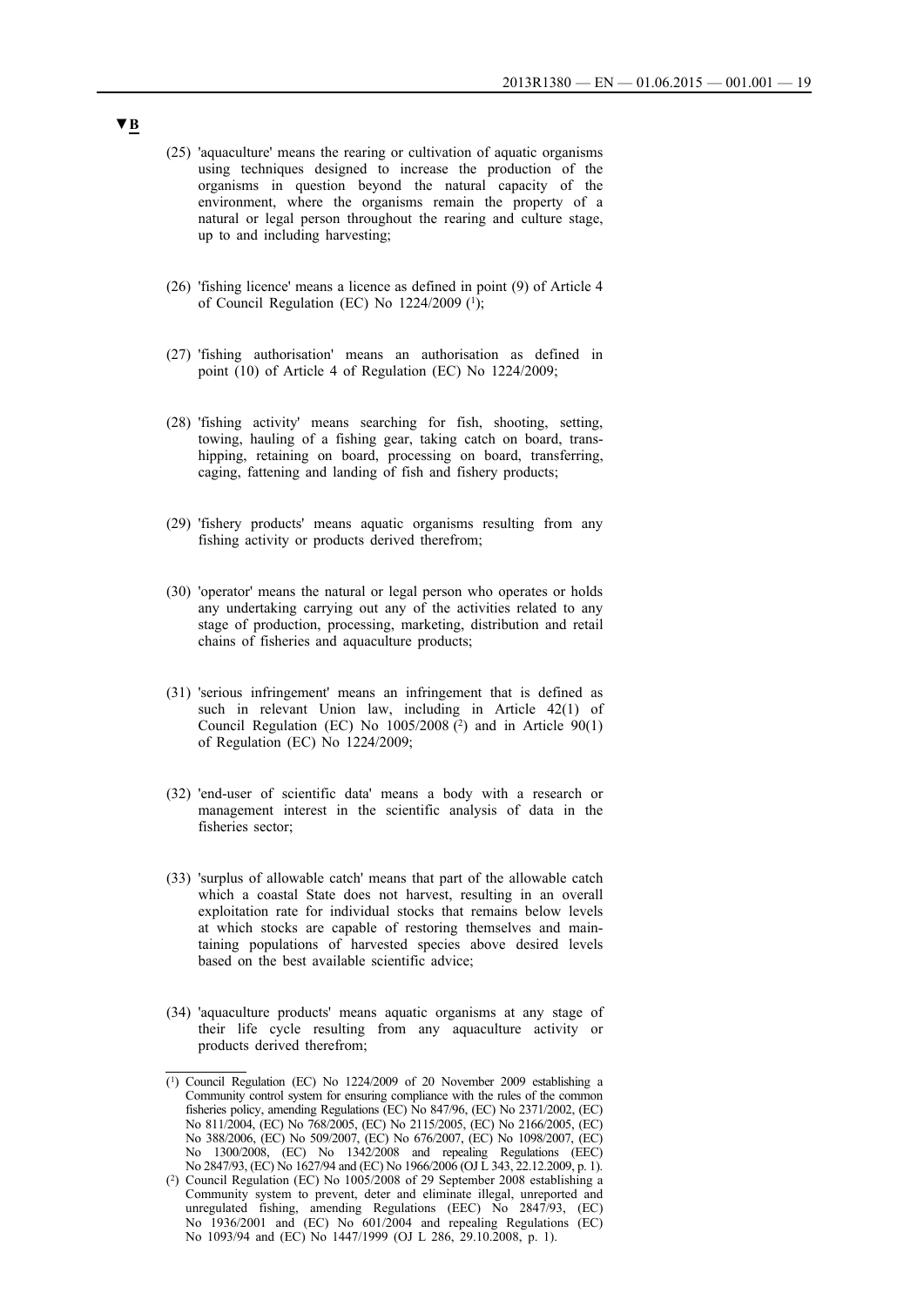▼B

(25) 'aquaculture' means the rearing or cultivation of aquatic organisms using techniques designed to increase the production of the organisms in question beyond the natural capacity of the environment, where the organisms remain the property of a natural or legal person throughout the rearing and culture stage, up to and including harvesting;

(26) 'fishing licence' means a licence as defined in point (9) of Article 4 of Council Regulation (EC) No 1224/2009 [1];

(27) 'fishing authorisation' means an authorisation as defined in point (10) of Article 4 of Regulation (EC) No 1224/2009;

(28) 'fishing activity' means searching for fish, shooting, setting, towing, hauling of a fishing gear, taking catch on board, transhipping, retaining on board, processing on board, transferring, caging, fattening and landing of fish and fishery products;

(29) 'fishery products' means aquatic organisms resulting from any fishing activity or products derived therefrom;

(30) 'operator' means the natural or legal person who operates or holds any undertaking carrying out any of the activities related to any stage of production, processing, marketing, distribution and retail chains of fisheries and aquaculture products;

(31) 'serious infringement' means an infringement that is defined as such in relevant Union law, including in Article 42(1) of Council Regulation (EC) No 1005/2008 [2] and in Article 90(1) of Regulation (EC) No 1224/2009;

(32) 'end-user of scientific data' means a body with a research or management interest in the scientific analysis of data in the fisheries sector;

(33) 'surplus of allowable catch' means that part of the allowable catch which a coastal State does not harvest, resulting in an overall exploitation rate for individual stocks that remains below levels at which stocks are capable of restoring themselves and maintaining populations of harvested species above desired levels based on the best available scientific advice;

(34) 'aquaculture products' means aquatic organisms at any stage of their life cycle resulting from any aquaculture activity or products derived therefrom;

---

[1] Council Regulation (EC) No 1224/2009 of 20 November 2009 establishing a Community control system for ensuring compliance with the rules of the common fisheries policy, amending Regulations (EC) No 847/96, (EC) No 2371/2002, (EC) No 811/2004, (EC) No 768/2005, (EC) No 2115/2005, (EC) No 2166/2005, (EC) No 388/2006, (EC) No 509/2007, (EC) No 676/2007, (EC) No 1098/2007, (EC) No 1300/2008, (EC) No 1342/2008 and repealing Regulations (EEC) No 2847/93, (EC) No 1627/94 and (EC) No 1966/2006 (OJ L 343, 22.12.2009, p. 1).

[2] Council Regulation (EC) No 1005/2008 of 29 September 2008 establishing a Community system to prevent, deter and eliminate illegal, unreported and unregulated fishing, amending Regulations (EEC) No 2847/93, (EC) No 1936/2001 and (EC) No 601/2004 and repealing Regulations (EC) No 1093/94 and (EC) No 1447/1999 (OJ L 286, 29.10.2008, p. 1).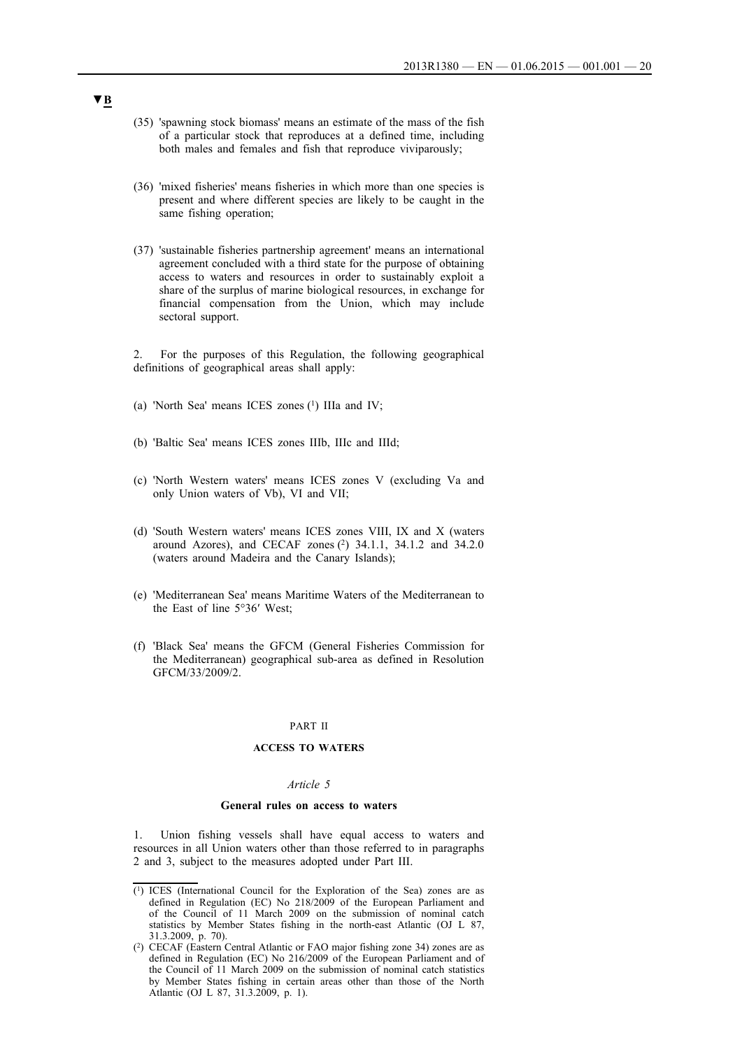▼B

(35) 'spawning stock biomass' means an estimate of the mass of the fish of a particular stock that reproduces at a defined time, including both males and females and fish that reproduce viviparously;

(36) 'mixed fisheries' means fisheries in which more than one species is present and where different species are likely to be caught in the same fishing operation;

(37) 'sustainable fisheries partnership agreement' means an international agreement concluded with a third state for the purpose of obtaining access to waters and resources in order to sustainably exploit a share of the surplus of marine biological resources, in exchange for financial compensation from the Union, which may include sectoral support.

2. For the purposes of this Regulation, the following geographical definitions of geographical areas shall apply:

(a) 'North Sea' means ICES zones [1] IIIa and IV;

(b) 'Baltic Sea' means ICES zones IIIb, IIIc and IIId;

(c) 'North Western waters' means ICES zones V (excluding Va and only Union waters of Vb), VI and VII;

(d) 'South Western waters' means ICES zones VIII, IX and X (waters around Azores), and CECAF zones [2] 34.1.1, 34.1.2 and 34.2.0 (waters around Madeira and the Canary Islands);

(e) 'Mediterranean Sea' means Maritime Waters of the Mediterranean to the East of line 5°36′ West;

(f) 'Black Sea' means the GFCM (General Fisheries Commission for the Mediterranean) geographical sub-area as defined in Resolution GFCM/33/2009/2.

PART II

**ACCESS TO WATERS**

*Article 5*

**General rules on access to waters**

1. Union fishing vessels shall have equal access to waters and resources in all Union waters other than those referred to in paragraphs 2 and 3, subject to the measures adopted under Part III.

---

[1] ICES (International Council for the Exploration of the Sea) zones are as defined in Regulation (EC) No 218/2009 of the European Parliament and of the Council of 11 March 2009 on the submission of nominal catch statistics by Member States fishing in the north-east Atlantic (OJ L 87, 31.3.2009, p. 70).

[2] CECAF (Eastern Central Atlantic or FAO major fishing zone 34) zones are as defined in Regulation (EC) No 216/2009 of the European Parliament and of the Council of 11 March 2009 on the submission of nominal catch statistics by Member States fishing in certain areas other than those of the North Atlantic (OJ L 87, 31.3.2009, p. 1).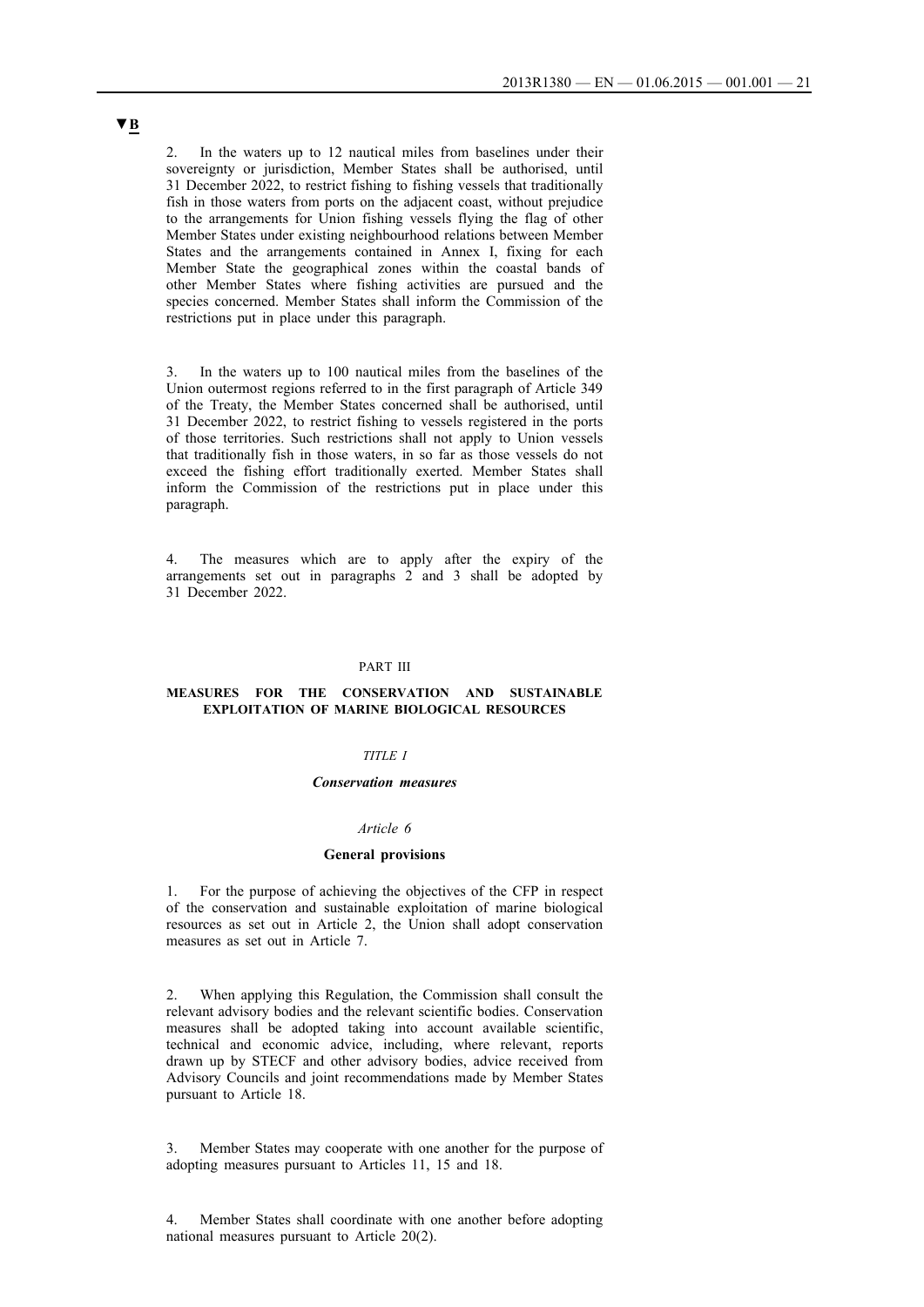▼B

2. In the waters up to 12 nautical miles from baselines under their sovereignty or jurisdiction, Member States shall be authorised, until 31 December 2022, to restrict fishing to fishing vessels that traditionally fish in those waters from ports on the adjacent coast, without prejudice to the arrangements for Union fishing vessels flying the flag of other Member States under existing neighbourhood relations between Member States and the arrangements contained in Annex I, fixing for each Member State the geographical zones within the coastal bands of other Member States where fishing activities are pursued and the species concerned. Member States shall inform the Commission of the restrictions put in place under this paragraph.

3. In the waters up to 100 nautical miles from the baselines of the Union outermost regions referred to in the first paragraph of Article 349 of the Treaty, the Member States concerned shall be authorised, until 31 December 2022, to restrict fishing to vessels registered in the ports of those territories. Such restrictions shall not apply to Union vessels that traditionally fish in those waters, in so far as those vessels do not exceed the fishing effort traditionally exerted. Member States shall inform the Commission of the restrictions put in place under this paragraph.

4. The measures which are to apply after the expiry of the arrangements set out in paragraphs 2 and 3 shall be adopted by 31 December 2022.

PART III

## MEASURES FOR THE CONSERVATION AND SUSTAINABLE EXPLOITATION OF MARINE BIOLOGICAL RESOURCES

*TITLE I*

### *Conservation measures*

*Article 6*

#### General provisions

1. For the purpose of achieving the objectives of the CFP in respect of the conservation and sustainable exploitation of marine biological resources as set out in Article 2, the Union shall adopt conservation measures as set out in Article 7.

2. When applying this Regulation, the Commission shall consult the relevant advisory bodies and the relevant scientific bodies. Conservation measures shall be adopted taking into account available scientific, technical and economic advice, including, where relevant, reports drawn up by STECF and other advisory bodies, advice received from Advisory Councils and joint recommendations made by Member States pursuant to Article 18.

3. Member States may cooperate with one another for the purpose of adopting measures pursuant to Articles 11, 15 and 18.

4. Member States shall coordinate with one another before adopting national measures pursuant to Article 20(2).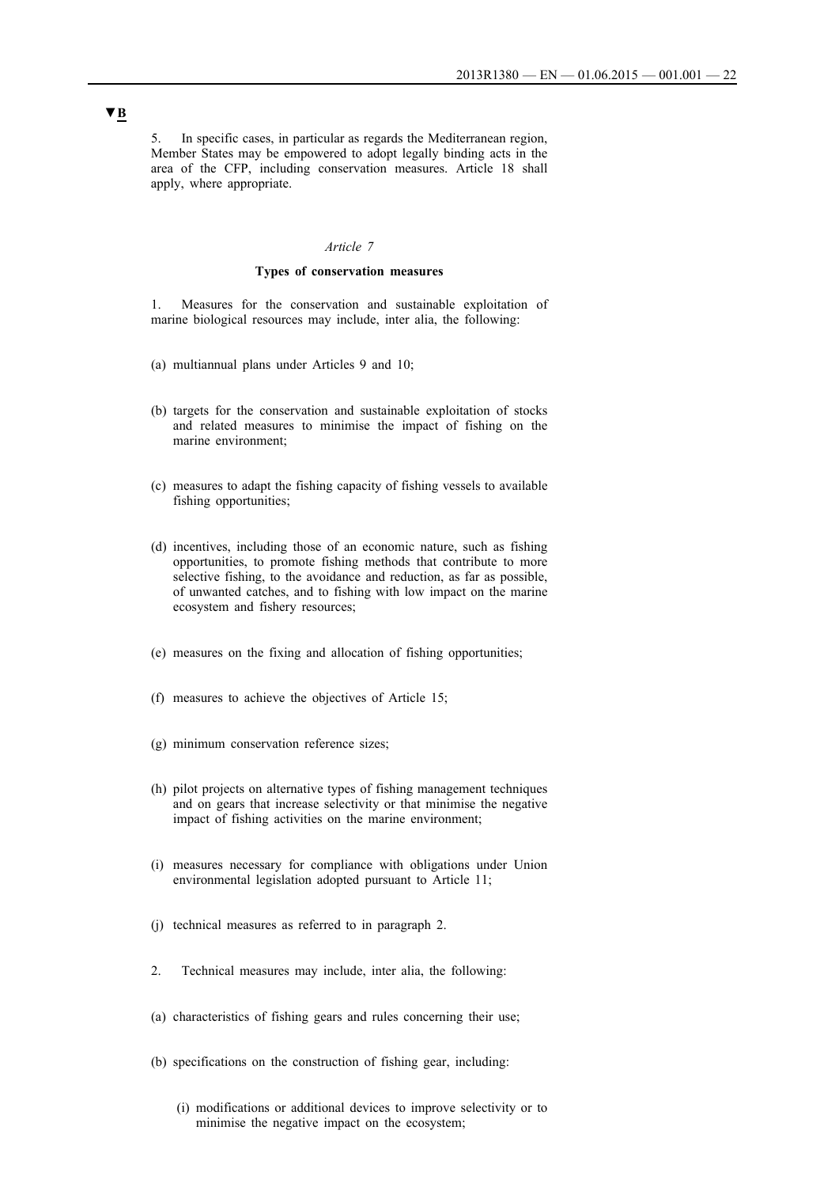▼B

5. In specific cases, in particular as regards the Mediterranean region, Member States may be empowered to adopt legally binding acts in the area of the CFP, including conservation measures. Article 18 shall apply, where appropriate.

*Article 7*

**Types of conservation measures**

1. Measures for the conservation and sustainable exploitation of marine biological resources may include, inter alia, the following:

(a) multiannual plans under Articles 9 and 10;

(b) targets for the conservation and sustainable exploitation of stocks and related measures to minimise the impact of fishing on the marine environment;

(c) measures to adapt the fishing capacity of fishing vessels to available fishing opportunities;

(d) incentives, including those of an economic nature, such as fishing opportunities, to promote fishing methods that contribute to more selective fishing, to the avoidance and reduction, as far as possible, of unwanted catches, and to fishing with low impact on the marine ecosystem and fishery resources;

(e) measures on the fixing and allocation of fishing opportunities;

(f) measures to achieve the objectives of Article 15;

(g) minimum conservation reference sizes;

(h) pilot projects on alternative types of fishing management techniques and on gears that increase selectivity or that minimise the negative impact of fishing activities on the marine environment;

(i) measures necessary for compliance with obligations under Union environmental legislation adopted pursuant to Article 11;

(j) technical measures as referred to in paragraph 2.

2. Technical measures may include, inter alia, the following:

(a) characteristics of fishing gears and rules concerning their use;

(b) specifications on the construction of fishing gear, including:

(i) modifications or additional devices to improve selectivity or to minimise the negative impact on the ecosystem;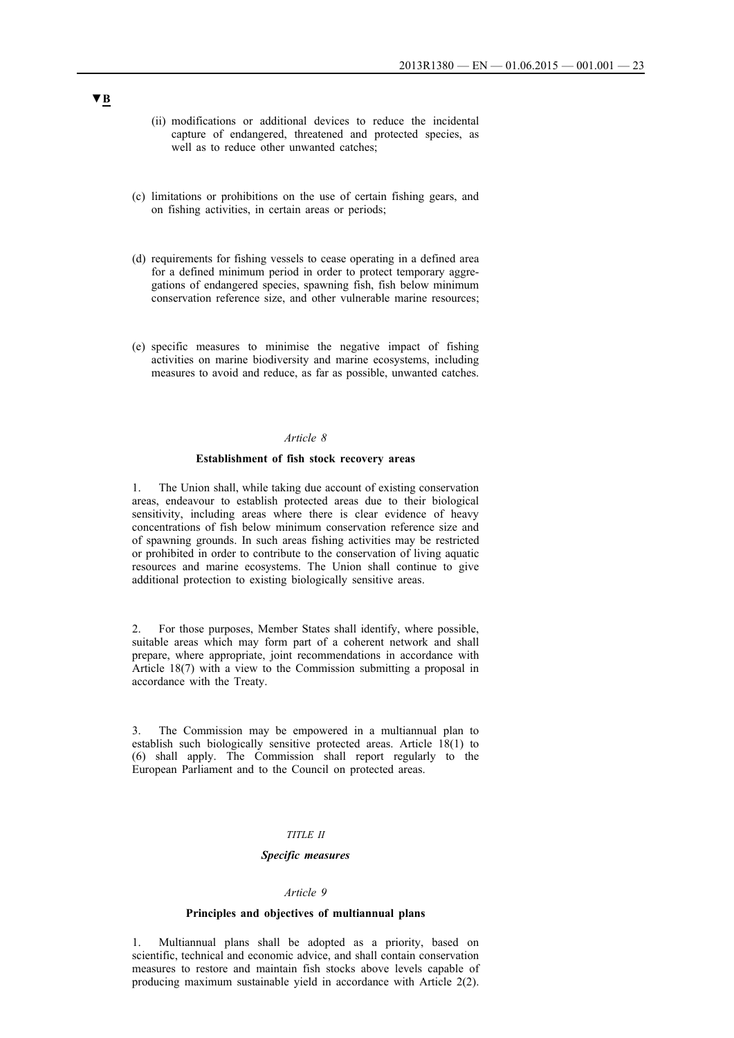▼B

(ii) modifications or additional devices to reduce the incidental capture of endangered, threatened and protected species, as well as to reduce other unwanted catches;

(c) limitations or prohibitions on the use of certain fishing gears, and on fishing activities, in certain areas or periods;

(d) requirements for fishing vessels to cease operating in a defined area for a defined minimum period in order to protect temporary aggregations of endangered species, spawning fish, fish below minimum conservation reference size, and other vulnerable marine resources;

(e) specific measures to minimise the negative impact of fishing activities on marine biodiversity and marine ecosystems, including measures to avoid and reduce, as far as possible, unwanted catches.

*Article 8*

**Establishment of fish stock recovery areas**

1. The Union shall, while taking due account of existing conservation areas, endeavour to establish protected areas due to their biological sensitivity, including areas where there is clear evidence of heavy concentrations of fish below minimum conservation reference size and of spawning grounds. In such areas fishing activities may be restricted or prohibited in order to contribute to the conservation of living aquatic resources and marine ecosystems. The Union shall continue to give additional protection to existing biologically sensitive areas.

2. For those purposes, Member States shall identify, where possible, suitable areas which may form part of a coherent network and shall prepare, where appropriate, joint recommendations in accordance with Article 18(7) with a view to the Commission submitting a proposal in accordance with the Treaty.

3. The Commission may be empowered in a multiannual plan to establish such biologically sensitive protected areas. Article 18(1) to (6) shall apply. The Commission shall report regularly to the European Parliament and to the Council on protected areas.

*TITLE II*

***Specific measures***

*Article 9*

**Principles and objectives of multiannual plans**

1. Multiannual plans shall be adopted as a priority, based on scientific, technical and economic advice, and shall contain conservation measures to restore and maintain fish stocks above levels capable of producing maximum sustainable yield in accordance with Article 2(2).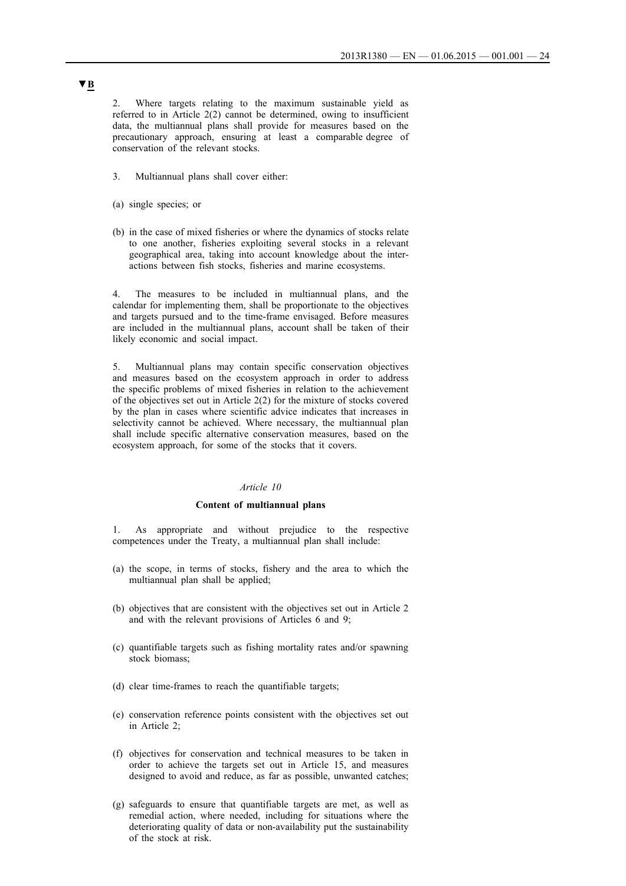▼B

2. Where targets relating to the maximum sustainable yield as referred to in Article 2(2) cannot be determined, owing to insufficient data, the multiannual plans shall provide for measures based on the precautionary approach, ensuring at least a comparable degree of conservation of the relevant stocks.

3. Multiannual plans shall cover either:

(a) single species; or

(b) in the case of mixed fisheries or where the dynamics of stocks relate to one another, fisheries exploiting several stocks in a relevant geographical area, taking into account knowledge about the interactions between fish stocks, fisheries and marine ecosystems.

4. The measures to be included in multiannual plans, and the calendar for implementing them, shall be proportionate to the objectives and targets pursued and to the time-frame envisaged. Before measures are included in the multiannual plans, account shall be taken of their likely economic and social impact.

5. Multiannual plans may contain specific conservation objectives and measures based on the ecosystem approach in order to address the specific problems of mixed fisheries in relation to the achievement of the objectives set out in Article 2(2) for the mixture of stocks covered by the plan in cases where scientific advice indicates that increases in selectivity cannot be achieved. Where necessary, the multiannual plan shall include specific alternative conservation measures, based on the ecosystem approach, for some of the stocks that it covers.

*Article 10*

**Content of multiannual plans**

1. As appropriate and without prejudice to the respective competences under the Treaty, a multiannual plan shall include:

(a) the scope, in terms of stocks, fishery and the area to which the multiannual plan shall be applied;

(b) objectives that are consistent with the objectives set out in Article 2 and with the relevant provisions of Articles 6 and 9;

(c) quantifiable targets such as fishing mortality rates and/or spawning stock biomass;

(d) clear time-frames to reach the quantifiable targets;

(e) conservation reference points consistent with the objectives set out in Article 2;

(f) objectives for conservation and technical measures to be taken in order to achieve the targets set out in Article 15, and measures designed to avoid and reduce, as far as possible, unwanted catches;

(g) safeguards to ensure that quantifiable targets are met, as well as remedial action, where needed, including for situations where the deteriorating quality of data or non-availability put the sustainability of the stock at risk.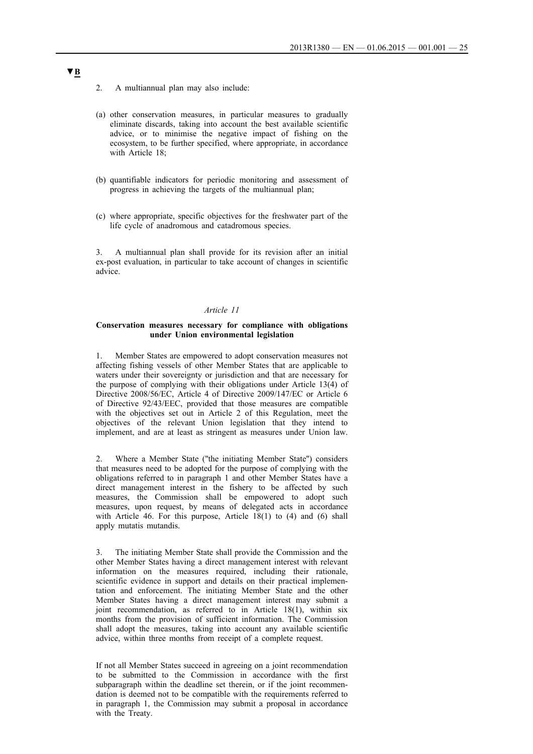▼B

2. A multiannual plan may also include:

(a) other conservation measures, in particular measures to gradually eliminate discards, taking into account the best available scientific advice, or to minimise the negative impact of fishing on the ecosystem, to be further specified, where appropriate, in accordance with Article 18;

(b) quantifiable indicators for periodic monitoring and assessment of progress in achieving the targets of the multiannual plan;

(c) where appropriate, specific objectives for the freshwater part of the life cycle of anadromous and catadromous species.

3. A multiannual plan shall provide for its revision after an initial ex-post evaluation, in particular to take account of changes in scientific advice.

*Article 11*

**Conservation measures necessary for compliance with obligations under Union environmental legislation**

1. Member States are empowered to adopt conservation measures not affecting fishing vessels of other Member States that are applicable to waters under their sovereignty or jurisdiction and that are necessary for the purpose of complying with their obligations under Article 13(4) of Directive 2008/56/EC, Article 4 of Directive 2009/147/EC or Article 6 of Directive 92/43/EEC, provided that those measures are compatible with the objectives set out in Article 2 of this Regulation, meet the objectives of the relevant Union legislation that they intend to implement, and are at least as stringent as measures under Union law.

2. Where a Member State ("the initiating Member State") considers that measures need to be adopted for the purpose of complying with the obligations referred to in paragraph 1 and other Member States have a direct management interest in the fishery to be affected by such measures, the Commission shall be empowered to adopt such measures, upon request, by means of delegated acts in accordance with Article 46. For this purpose, Article 18(1) to (4) and (6) shall apply mutatis mutandis.

3. The initiating Member State shall provide the Commission and the other Member States having a direct management interest with relevant information on the measures required, including their rationale, scientific evidence in support and details on their practical implementation and enforcement. The initiating Member State and the other Member States having a direct management interest may submit a joint recommendation, as referred to in Article 18(1), within six months from the provision of sufficient information. The Commission shall adopt the measures, taking into account any available scientific advice, within three months from receipt of a complete request.

If not all Member States succeed in agreeing on a joint recommendation to be submitted to the Commission in accordance with the first subparagraph within the deadline set therein, or if the joint recommendation is deemed not to be compatible with the requirements referred to in paragraph 1, the Commission may submit a proposal in accordance with the Treaty.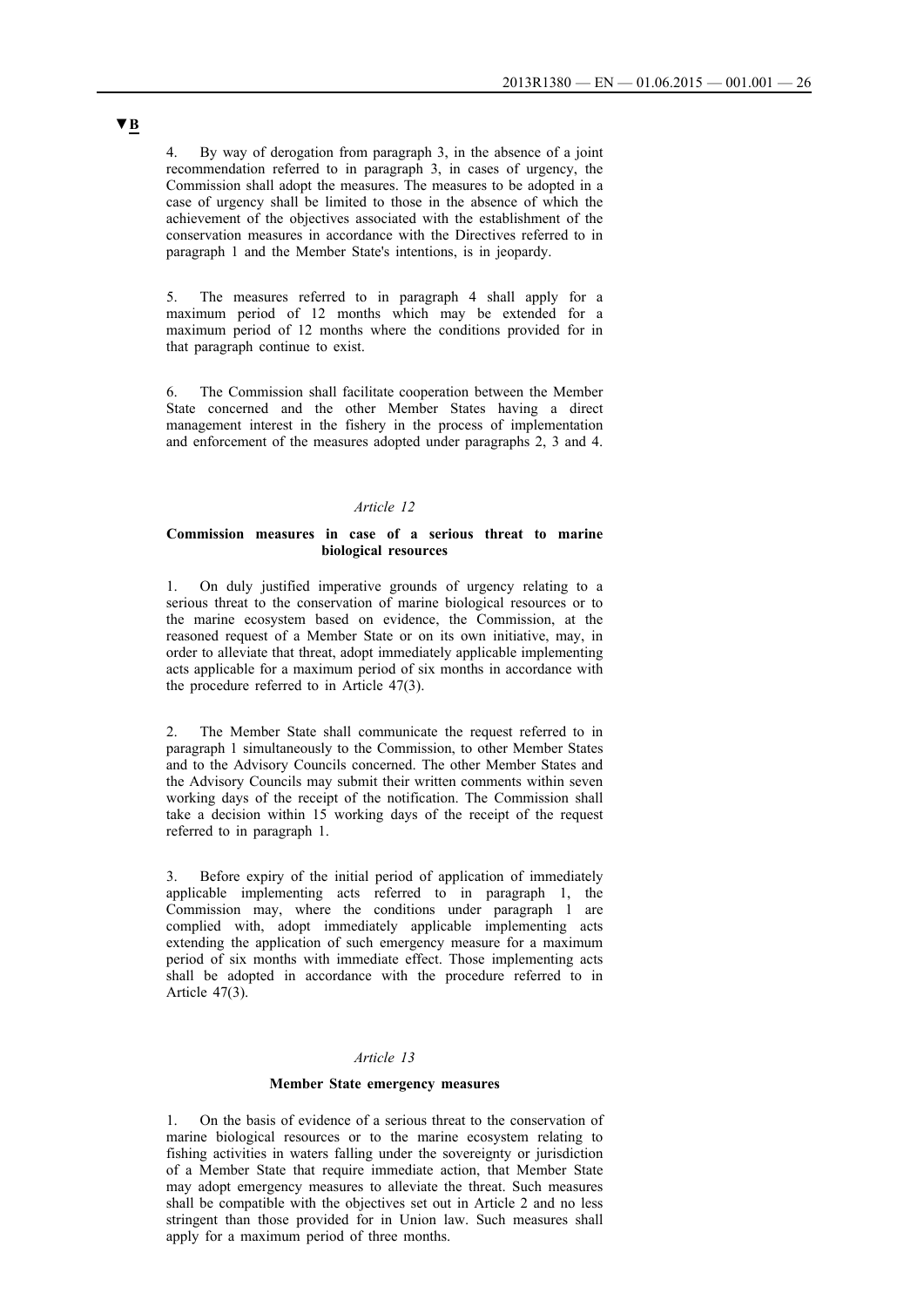▼B

4. By way of derogation from paragraph 3, in the absence of a joint recommendation referred to in paragraph 3, in cases of urgency, the Commission shall adopt the measures. The measures to be adopted in a case of urgency shall be limited to those in the absence of which the achievement of the objectives associated with the establishment of the conservation measures in accordance with the Directives referred to in paragraph 1 and the Member State's intentions, is in jeopardy.

5. The measures referred to in paragraph 4 shall apply for a maximum period of 12 months which may be extended for a maximum period of 12 months where the conditions provided for in that paragraph continue to exist.

6. The Commission shall facilitate cooperation between the Member State concerned and the other Member States having a direct management interest in the fishery in the process of implementation and enforcement of the measures adopted under paragraphs 2, 3 and 4.

*Article 12*

**Commission measures in case of a serious threat to marine biological resources**

1. On duly justified imperative grounds of urgency relating to a serious threat to the conservation of marine biological resources or to the marine ecosystem based on evidence, the Commission, at the reasoned request of a Member State or on its own initiative, may, in order to alleviate that threat, adopt immediately applicable implementing acts applicable for a maximum period of six months in accordance with the procedure referred to in Article 47(3).

2. The Member State shall communicate the request referred to in paragraph 1 simultaneously to the Commission, to other Member States and to the Advisory Councils concerned. The other Member States and the Advisory Councils may submit their written comments within seven working days of the receipt of the notification. The Commission shall take a decision within 15 working days of the receipt of the request referred to in paragraph 1.

3. Before expiry of the initial period of application of immediately applicable implementing acts referred to in paragraph 1, the Commission may, where the conditions under paragraph 1 are complied with, adopt immediately applicable implementing acts extending the application of such emergency measure for a maximum period of six months with immediate effect. Those implementing acts shall be adopted in accordance with the procedure referred to in Article 47(3).

*Article 13*

**Member State emergency measures**

1. On the basis of evidence of a serious threat to the conservation of marine biological resources or to the marine ecosystem relating to fishing activities in waters falling under the sovereignty or jurisdiction of a Member State that require immediate action, that Member State may adopt emergency measures to alleviate the threat. Such measures shall be compatible with the objectives set out in Article 2 and no less stringent than those provided for in Union law. Such measures shall apply for a maximum period of three months.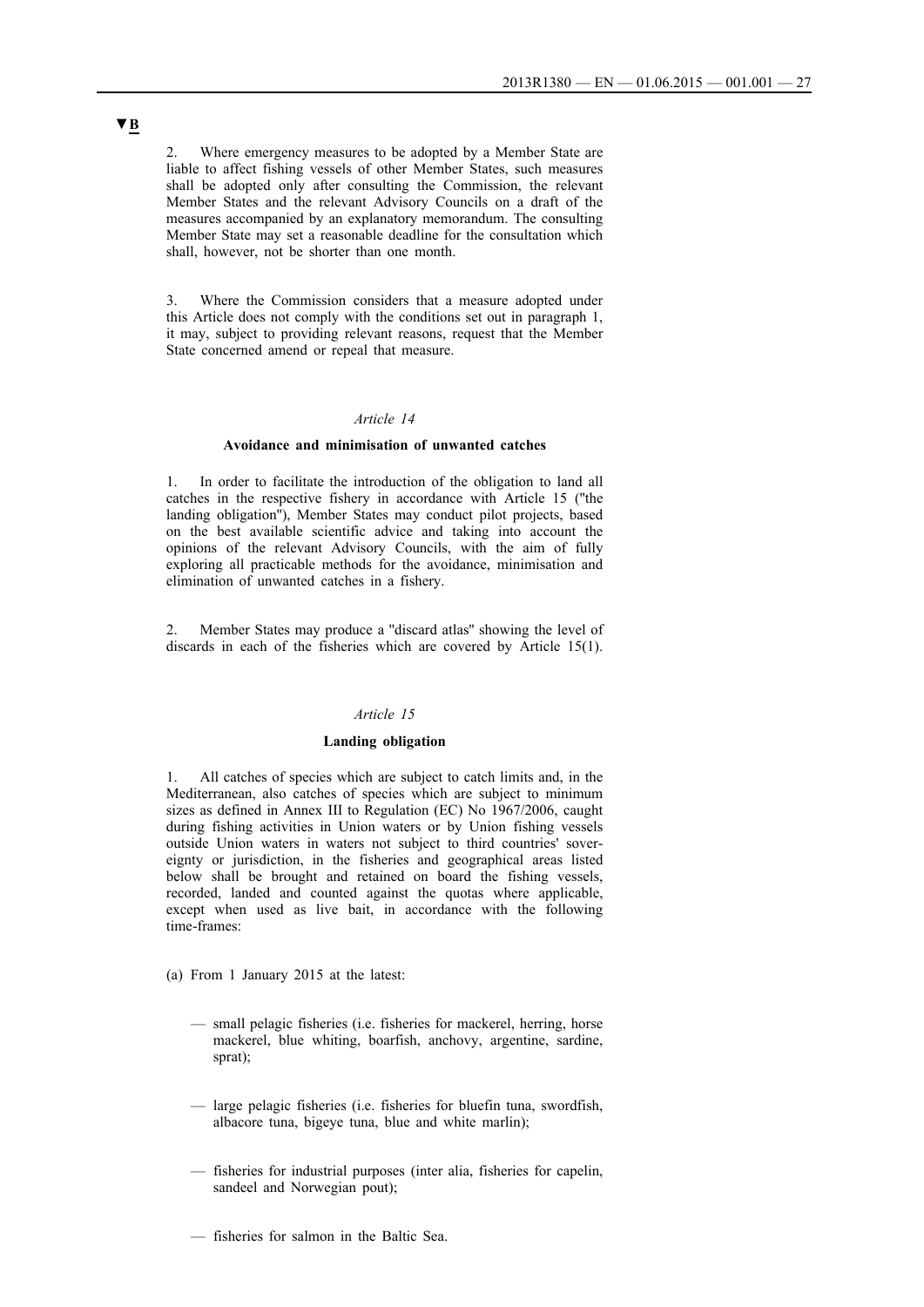▼B

2. Where emergency measures to be adopted by a Member State are liable to affect fishing vessels of other Member States, such measures shall be adopted only after consulting the Commission, the relevant Member States and the relevant Advisory Councils on a draft of the measures accompanied by an explanatory memorandum. The consulting Member State may set a reasonable deadline for the consultation which shall, however, not be shorter than one month.

3. Where the Commission considers that a measure adopted under this Article does not comply with the conditions set out in paragraph 1, it may, subject to providing relevant reasons, request that the Member State concerned amend or repeal that measure.

*Article 14*

**Avoidance and minimisation of unwanted catches**

1. In order to facilitate the introduction of the obligation to land all catches in the respective fishery in accordance with Article 15 ("the landing obligation"), Member States may conduct pilot projects, based on the best available scientific advice and taking into account the opinions of the relevant Advisory Councils, with the aim of fully exploring all practicable methods for the avoidance, minimisation and elimination of unwanted catches in a fishery.

2. Member States may produce a "discard atlas" showing the level of discards in each of the fisheries which are covered by Article 15(1).

*Article 15*

**Landing obligation**

1. All catches of species which are subject to catch limits and, in the Mediterranean, also catches of species which are subject to minimum sizes as defined in Annex III to Regulation (EC) No 1967/2006, caught during fishing activities in Union waters or by Union fishing vessels outside Union waters in waters not subject to third countries' sovereignty or jurisdiction, in the fisheries and geographical areas listed below shall be brought and retained on board the fishing vessels, recorded, landed and counted against the quotas where applicable, except when used as live bait, in accordance with the following time-frames:

(a) From 1 January 2015 at the latest:

— small pelagic fisheries (i.e. fisheries for mackerel, herring, horse mackerel, blue whiting, boarfish, anchovy, argentine, sardine, sprat);

— large pelagic fisheries (i.e. fisheries for bluefin tuna, swordfish, albacore tuna, bigeye tuna, blue and white marlin);

— fisheries for industrial purposes (inter alia, fisheries for capelin, sandeel and Norwegian pout);

— fisheries for salmon in the Baltic Sea.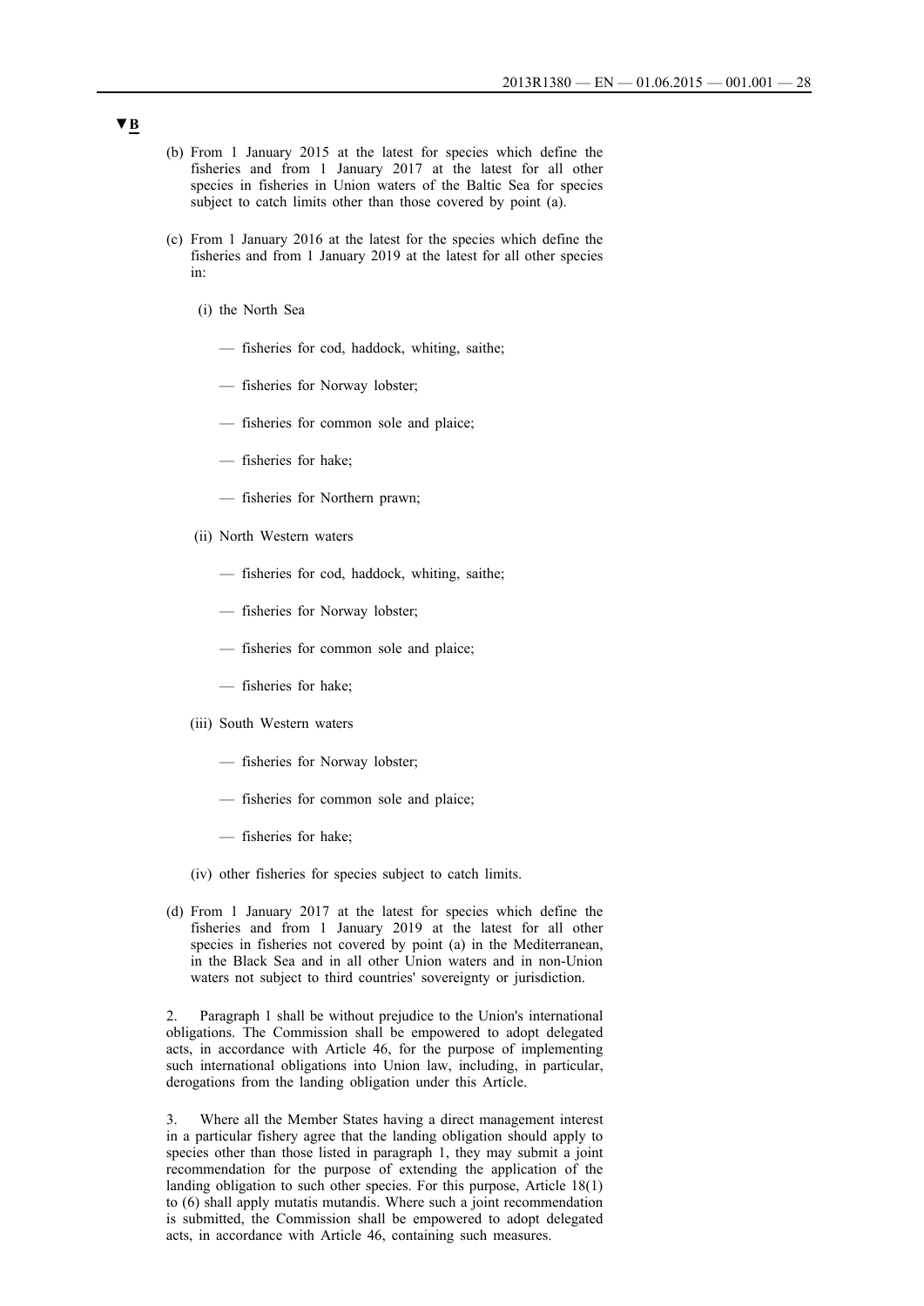▼B

(b) From 1 January 2015 at the latest for species which define the fisheries and from 1 January 2017 at the latest for all other species in fisheries in Union waters of the Baltic Sea for species subject to catch limits other than those covered by point (a).

(c) From 1 January 2016 at the latest for the species which define the fisheries and from 1 January 2019 at the latest for all other species in:

   (i) the North Sea

   — fisheries for cod, haddock, whiting, saithe;

   — fisheries for Norway lobster;

   — fisheries for common sole and plaice;

   — fisheries for hake;

   — fisheries for Northern prawn;

   (ii) North Western waters

   — fisheries for cod, haddock, whiting, saithe;

   — fisheries for Norway lobster;

   — fisheries for common sole and plaice;

   — fisheries for hake;

   (iii) South Western waters

   — fisheries for Norway lobster;

   — fisheries for common sole and plaice;

   — fisheries for hake;

   (iv) other fisheries for species subject to catch limits.

(d) From 1 January 2017 at the latest for species which define the fisheries and from 1 January 2019 at the latest for all other species in fisheries not covered by point (a) in the Mediterranean, in the Black Sea and in all other Union waters and in non-Union waters not subject to third countries' sovereignty or jurisdiction.

2. Paragraph 1 shall be without prejudice to the Union's international obligations. The Commission shall be empowered to adopt delegated acts, in accordance with Article 46, for the purpose of implementing such international obligations into Union law, including, in particular, derogations from the landing obligation under this Article.

3. Where all the Member States having a direct management interest in a particular fishery agree that the landing obligation should apply to species other than those listed in paragraph 1, they may submit a joint recommendation for the purpose of extending the application of the landing obligation to such other species. For this purpose, Article 18(1) to (6) shall apply mutatis mutandis. Where such a joint recommendation is submitted, the Commission shall be empowered to adopt delegated acts, in accordance with Article 46, containing such measures.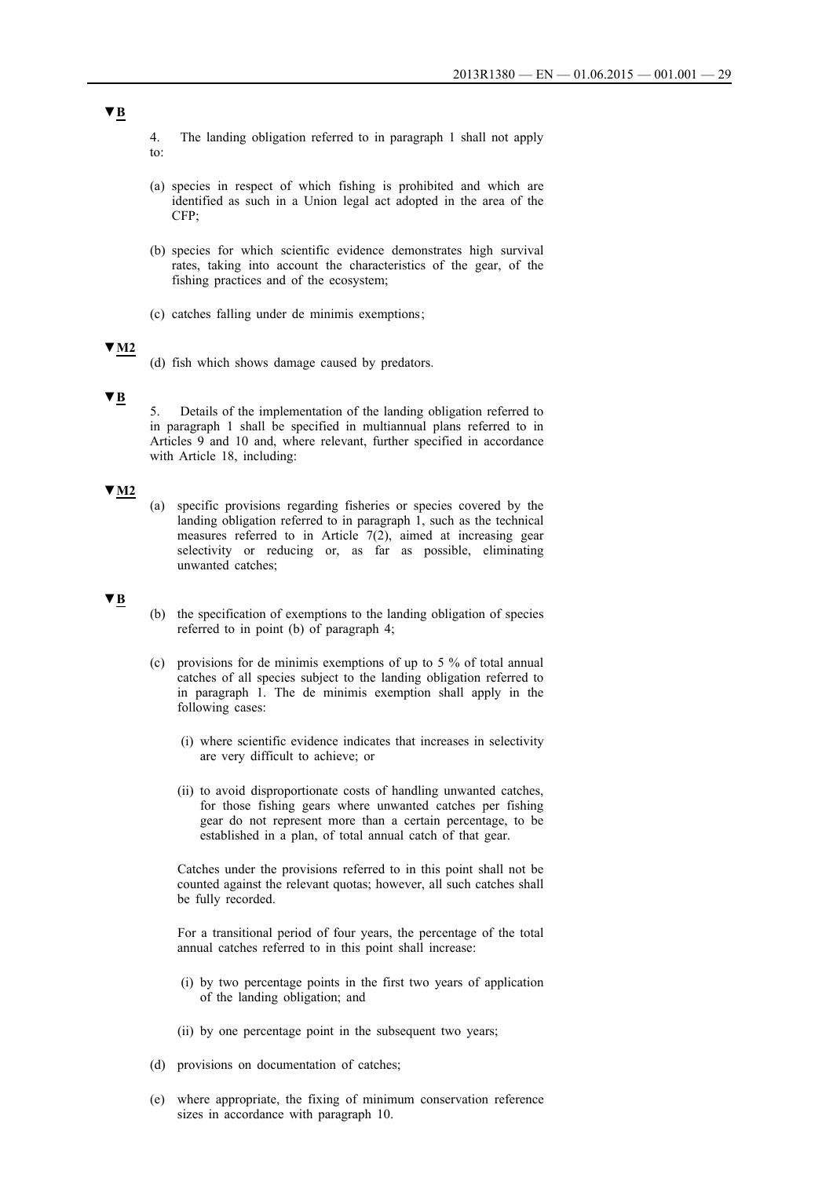▼B

4. The landing obligation referred to in paragraph 1 shall not apply to:

(a) species in respect of which fishing is prohibited and which are identified as such in a Union legal act adopted in the area of the CFP;

(b) species for which scientific evidence demonstrates high survival rates, taking into account the characteristics of the gear, of the fishing practices and of the ecosystem;

(c) catches falling under de minimis exemptions;

▼M2

(d) fish which shows damage caused by predators.

▼B

5. Details of the implementation of the landing obligation referred to in paragraph 1 shall be specified in multiannual plans referred to in Articles 9 and 10 and, where relevant, further specified in accordance with Article 18, including:

▼M2

(a) specific provisions regarding fisheries or species covered by the landing obligation referred to in paragraph 1, such as the technical measures referred to in Article 7(2), aimed at increasing gear selectivity or reducing or, as far as possible, eliminating unwanted catches;

▼B

(b) the specification of exemptions to the landing obligation of species referred to in point (b) of paragraph 4;

(c) provisions for de minimis exemptions of up to 5 % of total annual catches of all species subject to the landing obligation referred to in paragraph 1. The de minimis exemption shall apply in the following cases:

  (i) where scientific evidence indicates that increases in selectivity are very difficult to achieve; or

  (ii) to avoid disproportionate costs of handling unwanted catches, for those fishing gears where unwanted catches per fishing gear do not represent more than a certain percentage, to be established in a plan, of total annual catch of that gear.

  Catches under the provisions referred to in this point shall not be counted against the relevant quotas; however, all such catches shall be fully recorded.

  For a transitional period of four years, the percentage of the total annual catches referred to in this point shall increase:

  (i) by two percentage points in the first two years of application of the landing obligation; and

  (ii) by one percentage point in the subsequent two years;

(d) provisions on documentation of catches;

(e) where appropriate, the fixing of minimum conservation reference sizes in accordance with paragraph 10.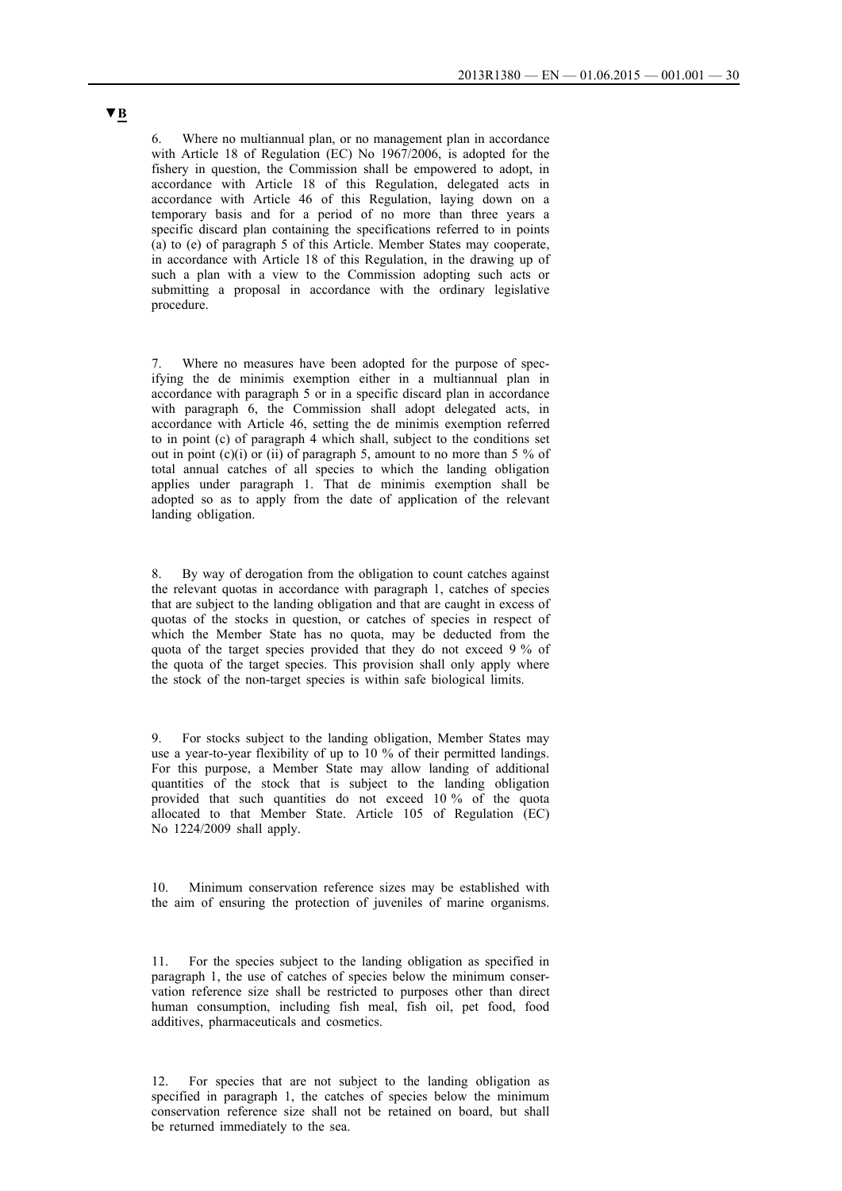▼B

6. Where no multiannual plan, or no management plan in accordance with Article 18 of Regulation (EC) No 1967/2006, is adopted for the fishery in question, the Commission shall be empowered to adopt, in accordance with Article 18 of this Regulation, delegated acts in accordance with Article 46 of this Regulation, laying down on a temporary basis and for a period of no more than three years a specific discard plan containing the specifications referred to in points (a) to (e) of paragraph 5 of this Article. Member States may cooperate, in accordance with Article 18 of this Regulation, in the drawing up of such a plan with a view to the Commission adopting such acts or submitting a proposal in accordance with the ordinary legislative procedure.

7. Where no measures have been adopted for the purpose of specifying the de minimis exemption either in a multiannual plan in accordance with paragraph 5 or in a specific discard plan in accordance with paragraph 6, the Commission shall adopt delegated acts, in accordance with Article 46, setting the de minimis exemption referred to in point (c) of paragraph 4 which shall, subject to the conditions set out in point (c)(i) or (ii) of paragraph 5, amount to no more than 5 % of total annual catches of all species to which the landing obligation applies under paragraph 1. That de minimis exemption shall be adopted so as to apply from the date of application of the relevant landing obligation.

8. By way of derogation from the obligation to count catches against the relevant quotas in accordance with paragraph 1, catches of species that are subject to the landing obligation and that are caught in excess of quotas of the stocks in question, or catches of species in respect of which the Member State has no quota, may be deducted from the quota of the target species provided that they do not exceed 9 % of the quota of the target species. This provision shall only apply where the stock of the non-target species is within safe biological limits.

9. For stocks subject to the landing obligation, Member States may use a year-to-year flexibility of up to 10 % of their permitted landings. For this purpose, a Member State may allow landing of additional quantities of the stock that is subject to the landing obligation provided that such quantities do not exceed 10 % of the quota allocated to that Member State. Article 105 of Regulation (EC) No 1224/2009 shall apply.

10. Minimum conservation reference sizes may be established with the aim of ensuring the protection of juveniles of marine organisms.

11. For the species subject to the landing obligation as specified in paragraph 1, the use of catches of species below the minimum conservation reference size shall be restricted to purposes other than direct human consumption, including fish meal, fish oil, pet food, food additives, pharmaceuticals and cosmetics.

12. For species that are not subject to the landing obligation as specified in paragraph 1, the catches of species below the minimum conservation reference size shall not be retained on board, but shall be returned immediately to the sea.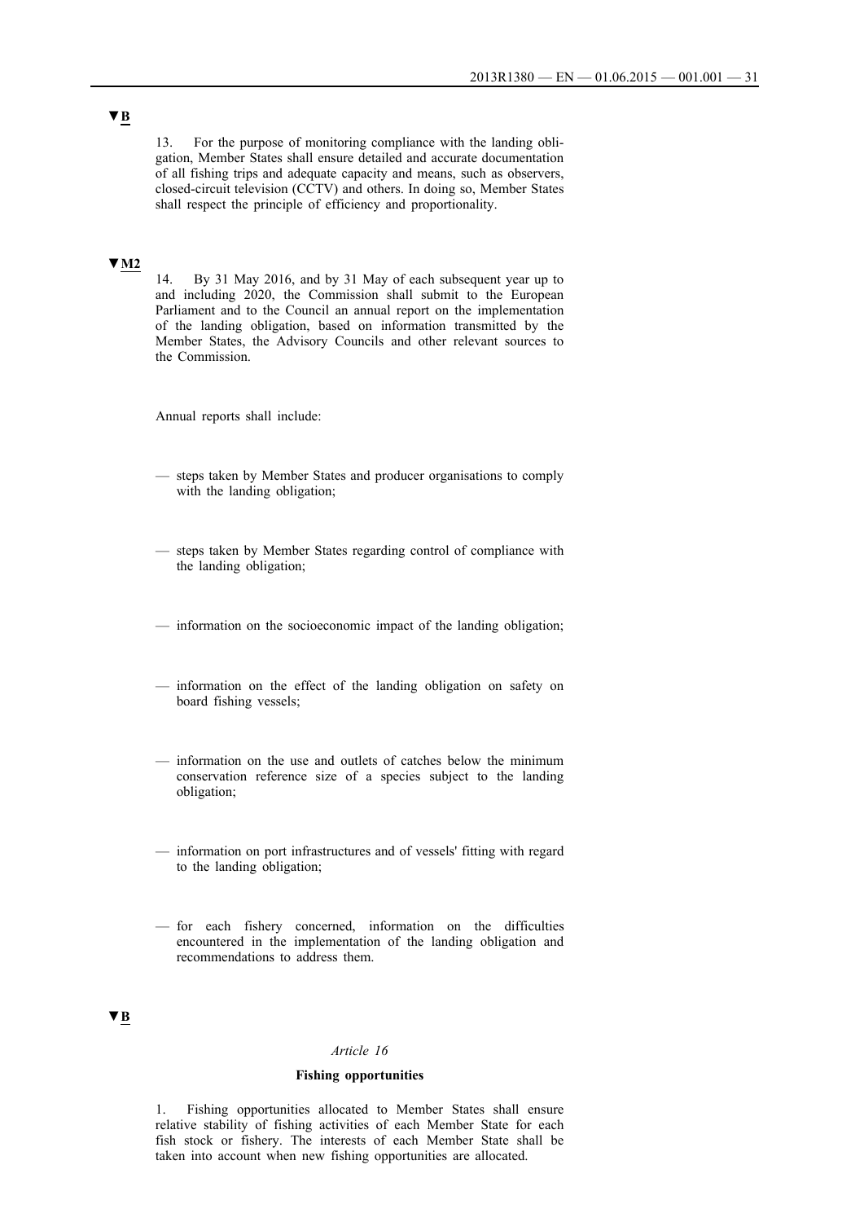▼B

13. For the purpose of monitoring compliance with the landing obligation, Member States shall ensure detailed and accurate documentation of all fishing trips and adequate capacity and means, such as observers, closed-circuit television (CCTV) and others. In doing so, Member States shall respect the principle of efficiency and proportionality.

▼M2

14. By 31 May 2016, and by 31 May of each subsequent year up to and including 2020, the Commission shall submit to the European Parliament and to the Council an annual report on the implementation of the landing obligation, based on information transmitted by the Member States, the Advisory Councils and other relevant sources to the Commission.

Annual reports shall include:

— steps taken by Member States and producer organisations to comply with the landing obligation;

— steps taken by Member States regarding control of compliance with the landing obligation;

— information on the socioeconomic impact of the landing obligation;

— information on the effect of the landing obligation on safety on board fishing vessels;

— information on the use and outlets of catches below the minimum conservation reference size of a species subject to the landing obligation;

— information on port infrastructures and of vessels' fitting with regard to the landing obligation;

— for each fishery concerned, information on the difficulties encountered in the implementation of the landing obligation and recommendations to address them.

▼B

*Article 16*

**Fishing opportunities**

1. Fishing opportunities allocated to Member States shall ensure relative stability of fishing activities of each Member State for each fish stock or fishery. The interests of each Member State shall be taken into account when new fishing opportunities are allocated.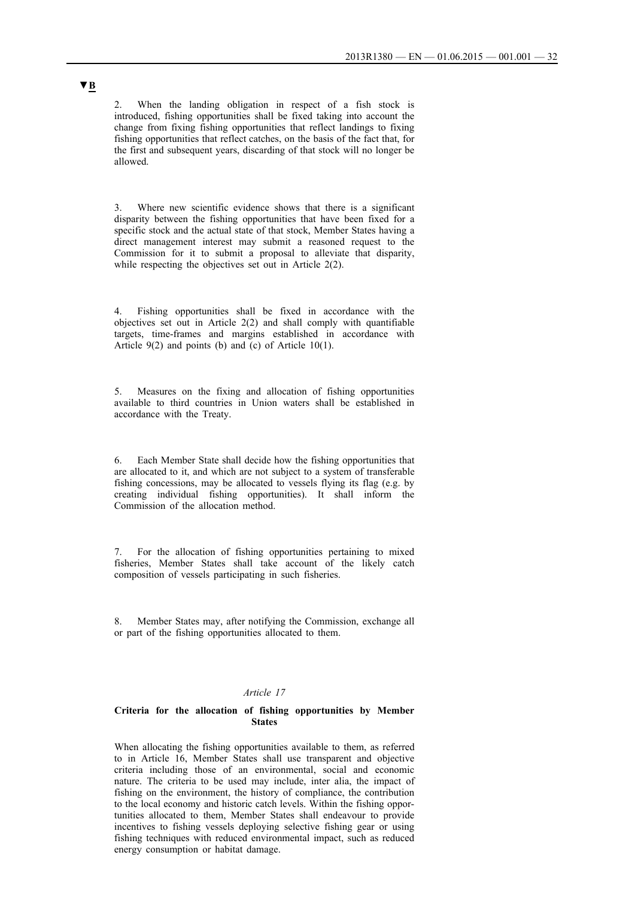▼B

2. When the landing obligation in respect of a fish stock is introduced, fishing opportunities shall be fixed taking into account the change from fixing fishing opportunities that reflect landings to fixing fishing opportunities that reflect catches, on the basis of the fact that, for the first and subsequent years, discarding of that stock will no longer be allowed.

3. Where new scientific evidence shows that there is a significant disparity between the fishing opportunities that have been fixed for a specific stock and the actual state of that stock, Member States having a direct management interest may submit a reasoned request to the Commission for it to submit a proposal to alleviate that disparity, while respecting the objectives set out in Article 2(2).

4. Fishing opportunities shall be fixed in accordance with the objectives set out in Article 2(2) and shall comply with quantifiable targets, time-frames and margins established in accordance with Article 9(2) and points (b) and (c) of Article 10(1).

5. Measures on the fixing and allocation of fishing opportunities available to third countries in Union waters shall be established in accordance with the Treaty.

6. Each Member State shall decide how the fishing opportunities that are allocated to it, and which are not subject to a system of transferable fishing concessions, may be allocated to vessels flying its flag (e.g. by creating individual fishing opportunities). It shall inform the Commission of the allocation method.

7. For the allocation of fishing opportunities pertaining to mixed fisheries, Member States shall take account of the likely catch composition of vessels participating in such fisheries.

8. Member States may, after notifying the Commission, exchange all or part of the fishing opportunities allocated to them.

*Article 17*

**Criteria for the allocation of fishing opportunities by Member States**

When allocating the fishing opportunities available to them, as referred to in Article 16, Member States shall use transparent and objective criteria including those of an environmental, social and economic nature. The criteria to be used may include, inter alia, the impact of fishing on the environment, the history of compliance, the contribution to the local economy and historic catch levels. Within the fishing opportunities allocated to them, Member States shall endeavour to provide incentives to fishing vessels deploying selective fishing gear or using fishing techniques with reduced environmental impact, such as reduced energy consumption or habitat damage.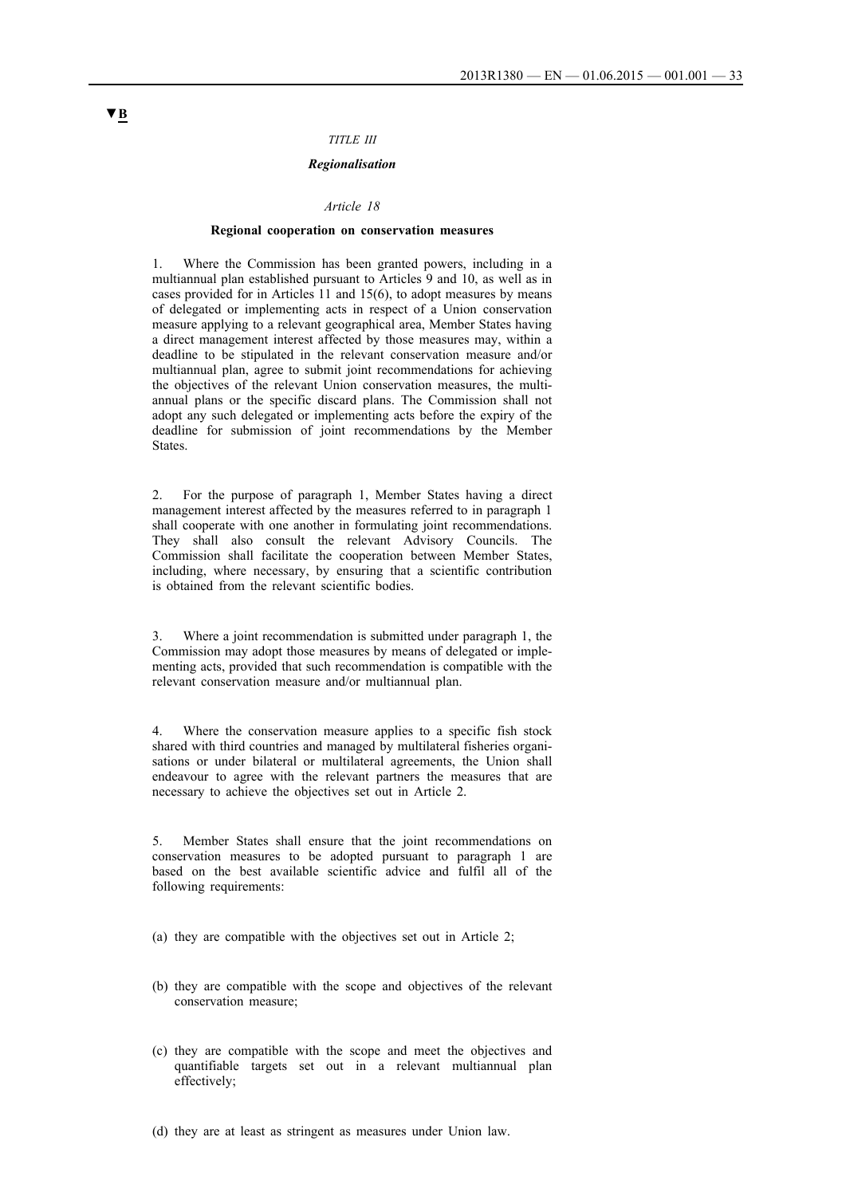▼B

*TITLE III*

***Regionalisation***

*Article 18*

**Regional cooperation on conservation measures**

1. Where the Commission has been granted powers, including in a multiannual plan established pursuant to Articles 9 and 10, as well as in cases provided for in Articles 11 and 15(6), to adopt measures by means of delegated or implementing acts in respect of a Union conservation measure applying to a relevant geographical area, Member States having a direct management interest affected by those measures may, within a deadline to be stipulated in the relevant conservation measure and/or multiannual plan, agree to submit joint recommendations for achieving the objectives of the relevant Union conservation measures, the multiannual plans or the specific discard plans. The Commission shall not adopt any such delegated or implementing acts before the expiry of the deadline for submission of joint recommendations by the Member States.

2. For the purpose of paragraph 1, Member States having a direct management interest affected by the measures referred to in paragraph 1 shall cooperate with one another in formulating joint recommendations. They shall also consult the relevant Advisory Councils. The Commission shall facilitate the cooperation between Member States, including, where necessary, by ensuring that a scientific contribution is obtained from the relevant scientific bodies.

3. Where a joint recommendation is submitted under paragraph 1, the Commission may adopt those measures by means of delegated or implementing acts, provided that such recommendation is compatible with the relevant conservation measure and/or multiannual plan.

4. Where the conservation measure applies to a specific fish stock shared with third countries and managed by multilateral fisheries organisations or under bilateral or multilateral agreements, the Union shall endeavour to agree with the relevant partners the measures that are necessary to achieve the objectives set out in Article 2.

5. Member States shall ensure that the joint recommendations on conservation measures to be adopted pursuant to paragraph 1 are based on the best available scientific advice and fulfil all of the following requirements:

(a) they are compatible with the objectives set out in Article 2;

(b) they are compatible with the scope and objectives of the relevant conservation measure;

(c) they are compatible with the scope and meet the objectives and quantifiable targets set out in a relevant multiannual plan effectively;

(d) they are at least as stringent as measures under Union law.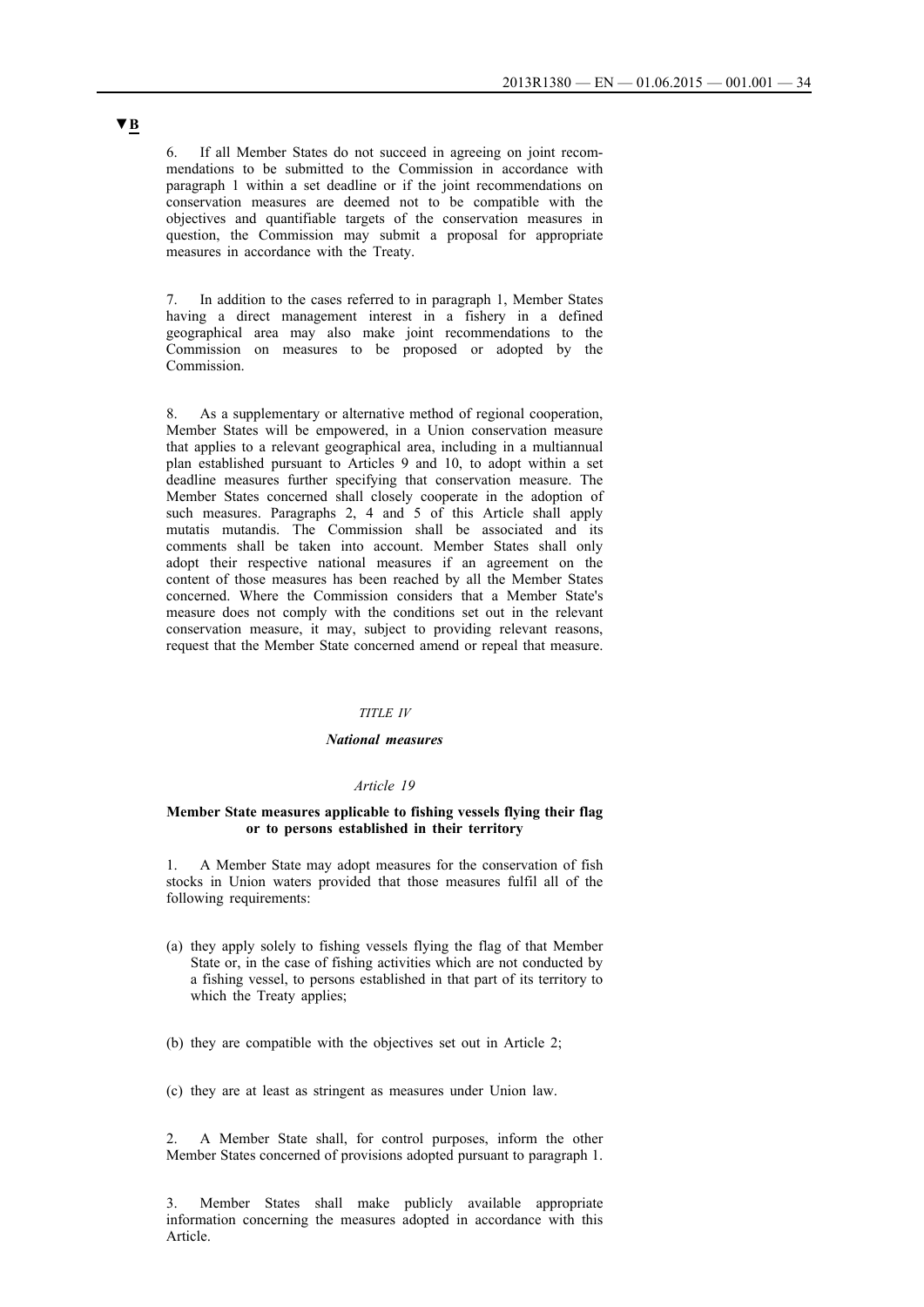▼B

6. If all Member States do not succeed in agreeing on joint recommendations to be submitted to the Commission in accordance with paragraph 1 within a set deadline or if the joint recommendations on conservation measures are deemed not to be compatible with the objectives and quantifiable targets of the conservation measures in question, the Commission may submit a proposal for appropriate measures in accordance with the Treaty.

7. In addition to the cases referred to in paragraph 1, Member States having a direct management interest in a fishery in a defined geographical area may also make joint recommendations to the Commission on measures to be proposed or adopted by the Commission.

8. As a supplementary or alternative method of regional cooperation, Member States will be empowered, in a Union conservation measure that applies to a relevant geographical area, including in a multiannual plan established pursuant to Articles 9 and 10, to adopt within a set deadline measures further specifying that conservation measure. The Member States concerned shall closely cooperate in the adoption of such measures. Paragraphs 2, 4 and 5 of this Article shall apply mutatis mutandis. The Commission shall be associated and its comments shall be taken into account. Member States shall only adopt their respective national measures if an agreement on the content of those measures has been reached by all the Member States concerned. Where the Commission considers that a Member State's measure does not comply with the conditions set out in the relevant conservation measure, it may, subject to providing relevant reasons, request that the Member State concerned amend or repeal that measure.

*TITLE IV*

***National measures***

*Article 19*

**Member State measures applicable to fishing vessels flying their flag or to persons established in their territory**

1. A Member State may adopt measures for the conservation of fish stocks in Union waters provided that those measures fulfil all of the following requirements:

(a) they apply solely to fishing vessels flying the flag of that Member State or, in the case of fishing activities which are not conducted by a fishing vessel, to persons established in that part of its territory to which the Treaty applies;

(b) they are compatible with the objectives set out in Article 2;

(c) they are at least as stringent as measures under Union law.

2. A Member State shall, for control purposes, inform the other Member States concerned of provisions adopted pursuant to paragraph 1.

3. Member States shall make publicly available appropriate information concerning the measures adopted in accordance with this Article.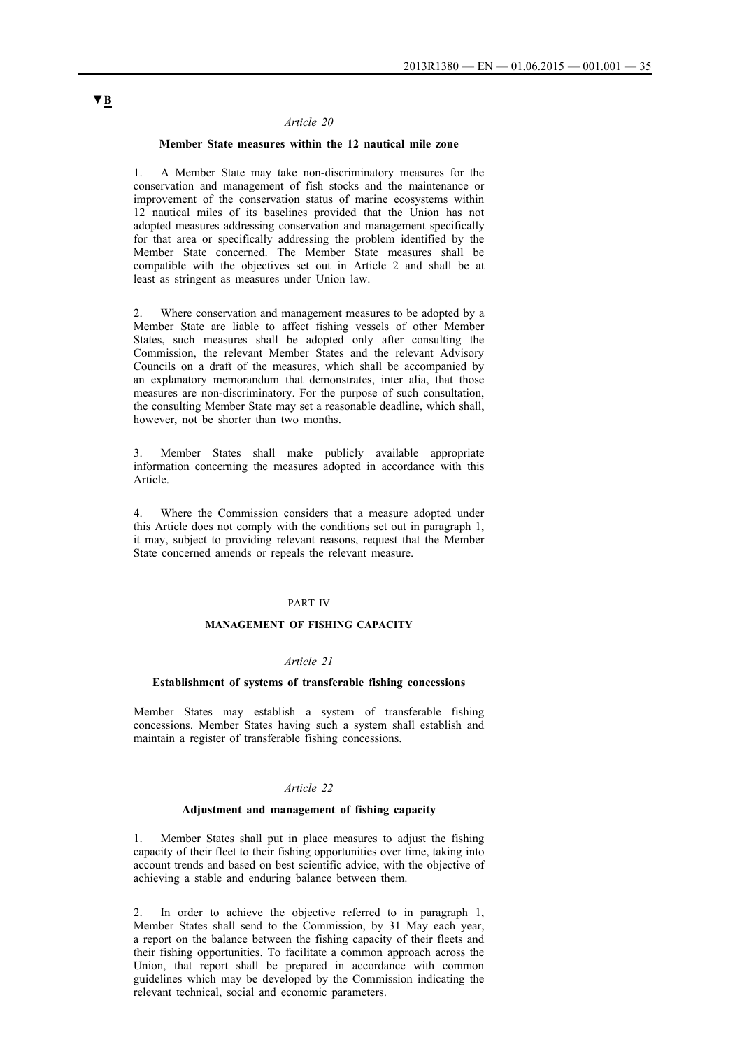▼**B**

*Article 20*

**Member State measures within the 12 nautical mile zone**

1. A Member State may take non-discriminatory measures for the conservation and management of fish stocks and the maintenance or improvement of the conservation status of marine ecosystems within 12 nautical miles of its baselines provided that the Union has not adopted measures addressing conservation and management specifically for that area or specifically addressing the problem identified by the Member State concerned. The Member State measures shall be compatible with the objectives set out in Article 2 and shall be at least as stringent as measures under Union law.

2. Where conservation and management measures to be adopted by a Member State are liable to affect fishing vessels of other Member States, such measures shall be adopted only after consulting the Commission, the relevant Member States and the relevant Advisory Councils on a draft of the measures, which shall be accompanied by an explanatory memorandum that demonstrates, inter alia, that those measures are non-discriminatory. For the purpose of such consultation, the consulting Member State may set a reasonable deadline, which shall, however, not be shorter than two months.

3. Member States shall make publicly available appropriate information concerning the measures adopted in accordance with this Article.

4. Where the Commission considers that a measure adopted under this Article does not comply with the conditions set out in paragraph 1, it may, subject to providing relevant reasons, request that the Member State concerned amends or repeals the relevant measure.

PART IV

**MANAGEMENT OF FISHING CAPACITY**

*Article 21*

**Establishment of systems of transferable fishing concessions**

Member States may establish a system of transferable fishing concessions. Member States having such a system shall establish and maintain a register of transferable fishing concessions.

*Article 22*

**Adjustment and management of fishing capacity**

1. Member States shall put in place measures to adjust the fishing capacity of their fleet to their fishing opportunities over time, taking into account trends and based on best scientific advice, with the objective of achieving a stable and enduring balance between them.

2. In order to achieve the objective referred to in paragraph 1, Member States shall send to the Commission, by 31 May each year, a report on the balance between the fishing capacity of their fleets and their fishing opportunities. To facilitate a common approach across the Union, that report shall be prepared in accordance with common guidelines which may be developed by the Commission indicating the relevant technical, social and economic parameters.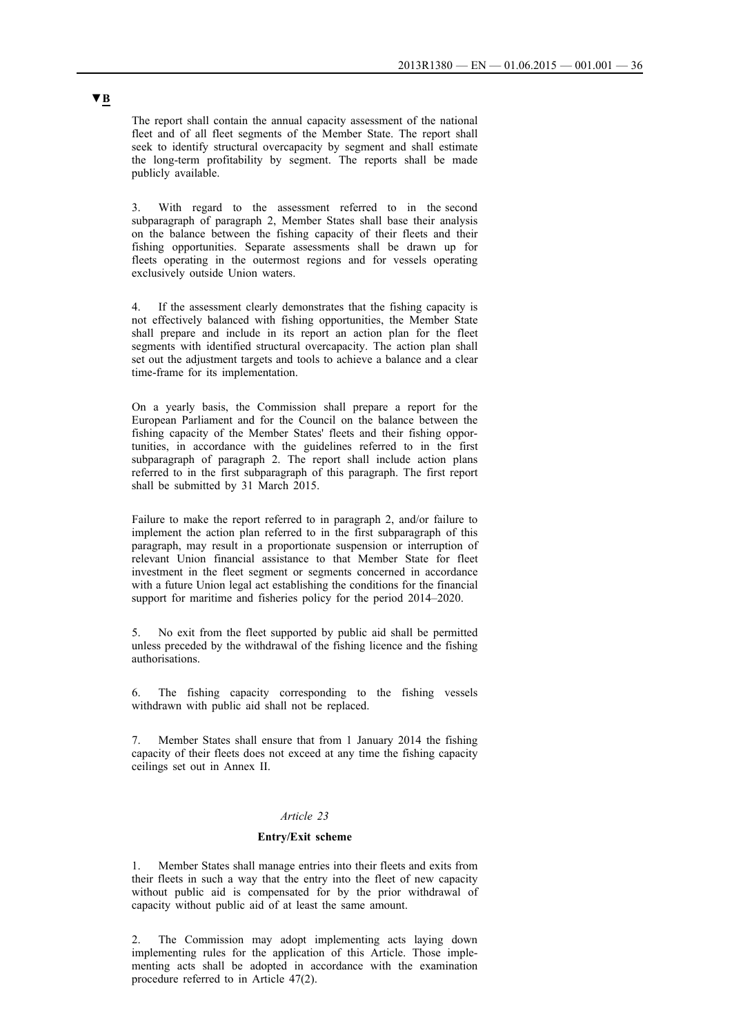▼B

The report shall contain the annual capacity assessment of the national fleet and of all fleet segments of the Member State. The report shall seek to identify structural overcapacity by segment and shall estimate the long-term profitability by segment. The reports shall be made publicly available.

3. With regard to the assessment referred to in the second subparagraph of paragraph 2, Member States shall base their analysis on the balance between the fishing capacity of their fleets and their fishing opportunities. Separate assessments shall be drawn up for fleets operating in the outermost regions and for vessels operating exclusively outside Union waters.

4. If the assessment clearly demonstrates that the fishing capacity is not effectively balanced with fishing opportunities, the Member State shall prepare and include in its report an action plan for the fleet segments with identified structural overcapacity. The action plan shall set out the adjustment targets and tools to achieve a balance and a clear time-frame for its implementation.

On a yearly basis, the Commission shall prepare a report for the European Parliament and for the Council on the balance between the fishing capacity of the Member States' fleets and their fishing opportunities, in accordance with the guidelines referred to in the first subparagraph of paragraph 2. The report shall include action plans referred to in the first subparagraph of this paragraph. The first report shall be submitted by 31 March 2015.

Failure to make the report referred to in paragraph 2, and/or failure to implement the action plan referred to in the first subparagraph of this paragraph, may result in a proportionate suspension or interruption of relevant Union financial assistance to that Member State for fleet investment in the fleet segment or segments concerned in accordance with a future Union legal act establishing the conditions for the financial support for maritime and fisheries policy for the period 2014–2020.

5. No exit from the fleet supported by public aid shall be permitted unless preceded by the withdrawal of the fishing licence and the fishing authorisations.

6. The fishing capacity corresponding to the fishing vessels withdrawn with public aid shall not be replaced.

7. Member States shall ensure that from 1 January 2014 the fishing capacity of their fleets does not exceed at any time the fishing capacity ceilings set out in Annex II.

*Article 23*

**Entry/Exit scheme**

1. Member States shall manage entries into their fleets and exits from their fleets in such a way that the entry into the fleet of new capacity without public aid is compensated for by the prior withdrawal of capacity without public aid of at least the same amount.

2. The Commission may adopt implementing acts laying down implementing rules for the application of this Article. Those implementing acts shall be adopted in accordance with the examination procedure referred to in Article 47(2).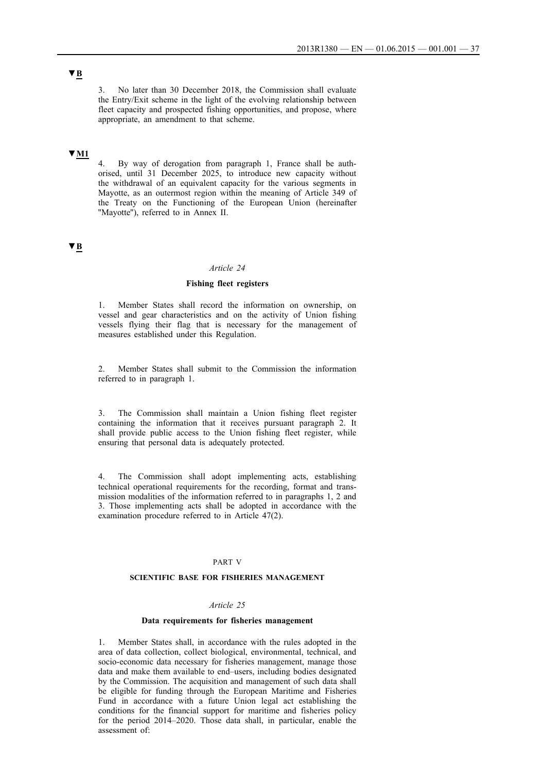▼B

3. No later than 30 December 2018, the Commission shall evaluate the Entry/Exit scheme in the light of the evolving relationship between fleet capacity and prospected fishing opportunities, and propose, where appropriate, an amendment to that scheme.

▼M1

4. By way of derogation from paragraph 1, France shall be authorised, until 31 December 2025, to introduce new capacity without the withdrawal of an equivalent capacity for the various segments in Mayotte, as an outermost region within the meaning of Article 349 of the Treaty on the Functioning of the European Union (hereinafter "Mayotte"), referred to in Annex II.

▼B

*Article 24*

**Fishing fleet registers**

1. Member States shall record the information on ownership, on vessel and gear characteristics and on the activity of Union fishing vessels flying their flag that is necessary for the management of measures established under this Regulation.

2. Member States shall submit to the Commission the information referred to in paragraph 1.

3. The Commission shall maintain a Union fishing fleet register containing the information that it receives pursuant paragraph 2. It shall provide public access to the Union fishing fleet register, while ensuring that personal data is adequately protected.

4. The Commission shall adopt implementing acts, establishing technical operational requirements for the recording, format and transmission modalities of the information referred to in paragraphs 1, 2 and 3. Those implementing acts shall be adopted in accordance with the examination procedure referred to in Article 47(2).

PART V

**SCIENTIFIC BASE FOR FISHERIES MANAGEMENT**

*Article 25*

**Data requirements for fisheries management**

1. Member States shall, in accordance with the rules adopted in the area of data collection, collect biological, environmental, technical, and socio-economic data necessary for fisheries management, manage those data and make them available to end–users, including bodies designated by the Commission. The acquisition and management of such data shall be eligible for funding through the European Maritime and Fisheries Fund in accordance with a future Union legal act establishing the conditions for the financial support for maritime and fisheries policy for the period 2014–2020. Those data shall, in particular, enable the assessment of: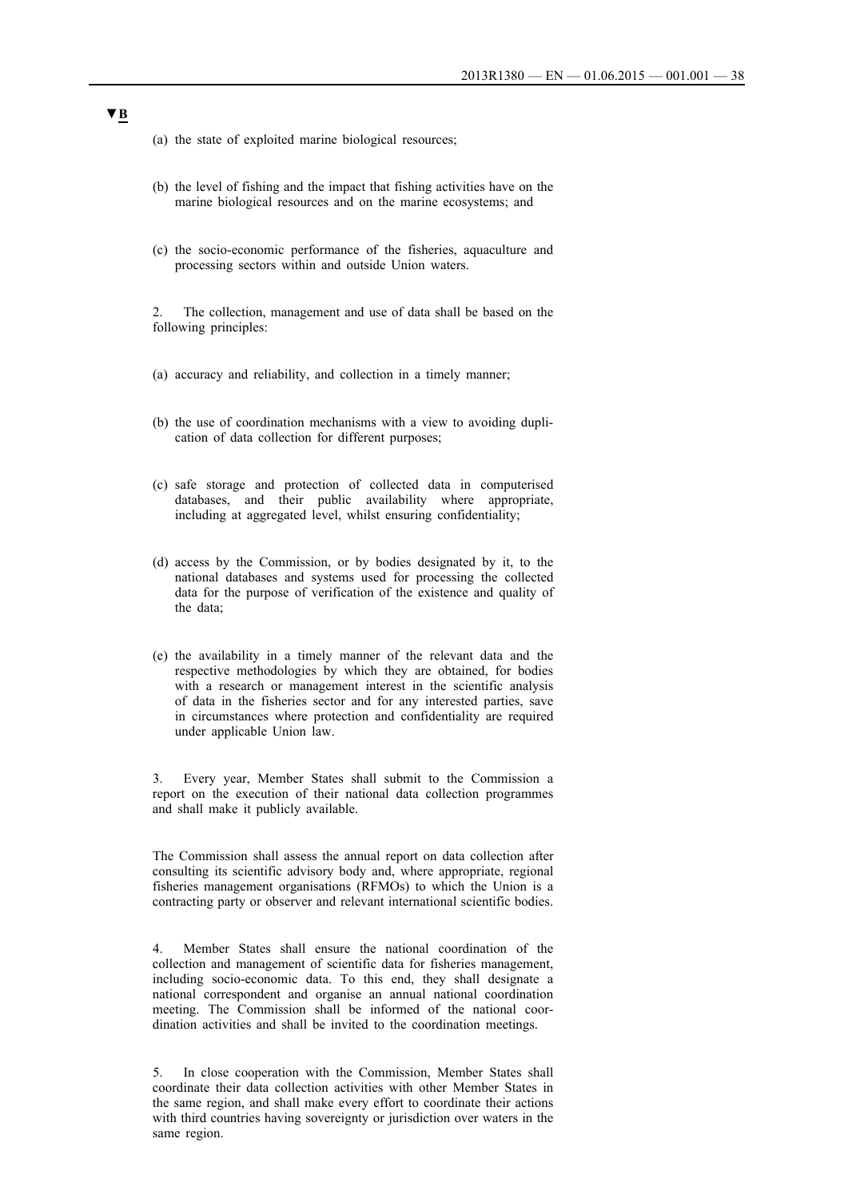**▼B**

(a) the state of exploited marine biological resources;

(b) the level of fishing and the impact that fishing activities have on the marine biological resources and on the marine ecosystems; and

(c) the socio-economic performance of the fisheries, aquaculture and processing sectors within and outside Union waters.

2. The collection, management and use of data shall be based on the following principles:

(a) accuracy and reliability, and collection in a timely manner;

(b) the use of coordination mechanisms with a view to avoiding duplication of data collection for different purposes;

(c) safe storage and protection of collected data in computerised databases, and their public availability where appropriate, including at aggregated level, whilst ensuring confidentiality;

(d) access by the Commission, or by bodies designated by it, to the national databases and systems used for processing the collected data for the purpose of verification of the existence and quality of the data;

(e) the availability in a timely manner of the relevant data and the respective methodologies by which they are obtained, for bodies with a research or management interest in the scientific analysis of data in the fisheries sector and for any interested parties, save in circumstances where protection and confidentiality are required under applicable Union law.

3. Every year, Member States shall submit to the Commission a report on the execution of their national data collection programmes and shall make it publicly available.

The Commission shall assess the annual report on data collection after consulting its scientific advisory body and, where appropriate, regional fisheries management organisations (RFMOs) to which the Union is a contracting party or observer and relevant international scientific bodies.

4. Member States shall ensure the national coordination of the collection and management of scientific data for fisheries management, including socio-economic data. To this end, they shall designate a national correspondent and organise an annual national coordination meeting. The Commission shall be informed of the national coordination activities and shall be invited to the coordination meetings.

5. In close cooperation with the Commission, Member States shall coordinate their data collection activities with other Member States in the same region, and shall make every effort to coordinate their actions with third countries having sovereignty or jurisdiction over waters in the same region.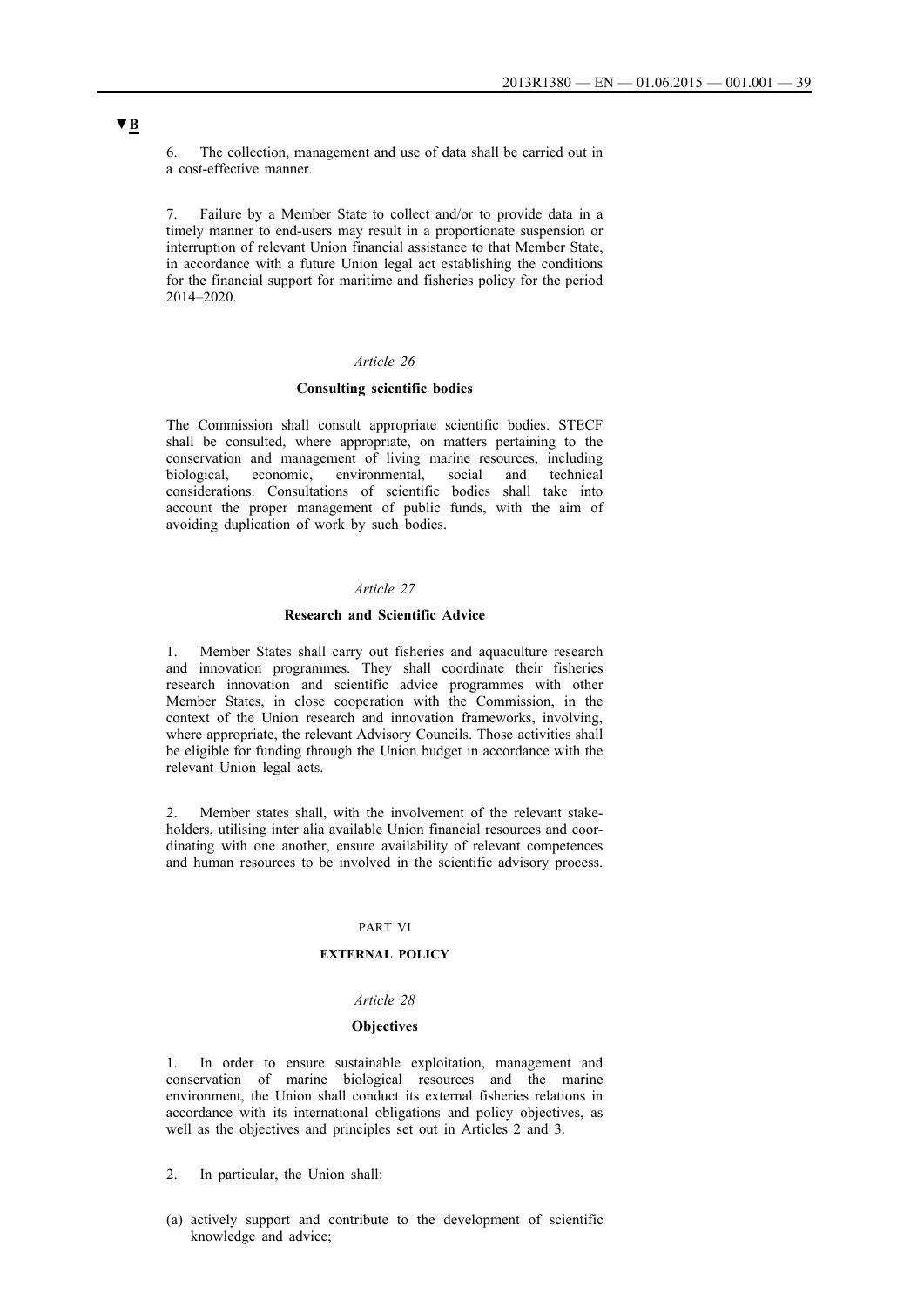▼B

6. The collection, management and use of data shall be carried out in a cost-effective manner.

7. Failure by a Member State to collect and/or to provide data in a timely manner to end-users may result in a proportionate suspension or interruption of relevant Union financial assistance to that Member State, in accordance with a future Union legal act establishing the conditions for the financial support for maritime and fisheries policy for the period 2014–2020.

*Article 26*

**Consulting scientific bodies**

The Commission shall consult appropriate scientific bodies. STECF shall be consulted, where appropriate, on matters pertaining to the conservation and management of living marine resources, including biological, economic, environmental, social and technical considerations. Consultations of scientific bodies shall take into account the proper management of public funds, with the aim of avoiding duplication of work by such bodies.

*Article 27*

**Research and Scientific Advice**

1. Member States shall carry out fisheries and aquaculture research and innovation programmes. They shall coordinate their fisheries research innovation and scientific advice programmes with other Member States, in close cooperation with the Commission, in the context of the Union research and innovation frameworks, involving, where appropriate, the relevant Advisory Councils. Those activities shall be eligible for funding through the Union budget in accordance with the relevant Union legal acts.

2. Member states shall, with the involvement of the relevant stakeholders, utilising inter alia available Union financial resources and coordinating with one another, ensure availability of relevant competences and human resources to be involved in the scientific advisory process.

PART VI

**EXTERNAL POLICY**

*Article 28*

**Objectives**

1. In order to ensure sustainable exploitation, management and conservation of marine biological resources and the marine environment, the Union shall conduct its external fisheries relations in accordance with its international obligations and policy objectives, as well as the objectives and principles set out in Articles 2 and 3.

2. In particular, the Union shall:

(a) actively support and contribute to the development of scientific knowledge and advice;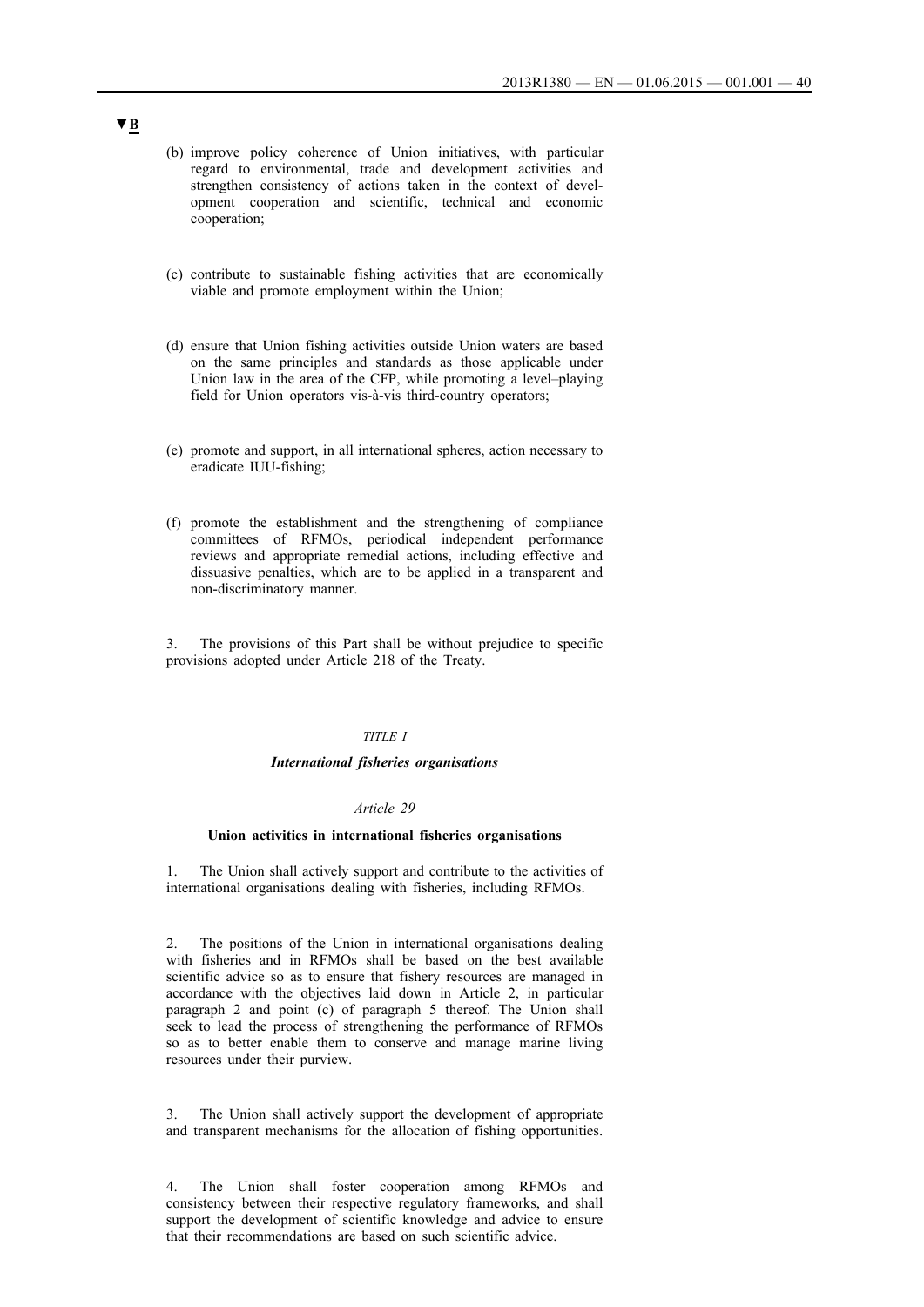▼B

(b) improve policy coherence of Union initiatives, with particular regard to environmental, trade and development activities and strengthen consistency of actions taken in the context of development cooperation and scientific, technical and economic cooperation;

(c) contribute to sustainable fishing activities that are economically viable and promote employment within the Union;

(d) ensure that Union fishing activities outside Union waters are based on the same principles and standards as those applicable under Union law in the area of the CFP, while promoting a level–playing field for Union operators vis-à-vis third-country operators;

(e) promote and support, in all international spheres, action necessary to eradicate IUU-fishing;

(f) promote the establishment and the strengthening of compliance committees of RFMOs, periodical independent performance reviews and appropriate remedial actions, including effective and dissuasive penalties, which are to be applied in a transparent and non-discriminatory manner.

3. The provisions of this Part shall be without prejudice to specific provisions adopted under Article 218 of the Treaty.

*TITLE I*

***International fisheries organisations***

*Article 29*

**Union activities in international fisheries organisations**

1. The Union shall actively support and contribute to the activities of international organisations dealing with fisheries, including RFMOs.

2. The positions of the Union in international organisations dealing with fisheries and in RFMOs shall be based on the best available scientific advice so as to ensure that fishery resources are managed in accordance with the objectives laid down in Article 2, in particular paragraph 2 and point (c) of paragraph 5 thereof. The Union shall seek to lead the process of strengthening the performance of RFMOs so as to better enable them to conserve and manage marine living resources under their purview.

3. The Union shall actively support the development of appropriate and transparent mechanisms for the allocation of fishing opportunities.

4. The Union shall foster cooperation among RFMOs and consistency between their respective regulatory frameworks, and shall support the development of scientific knowledge and advice to ensure that their recommendations are based on such scientific advice.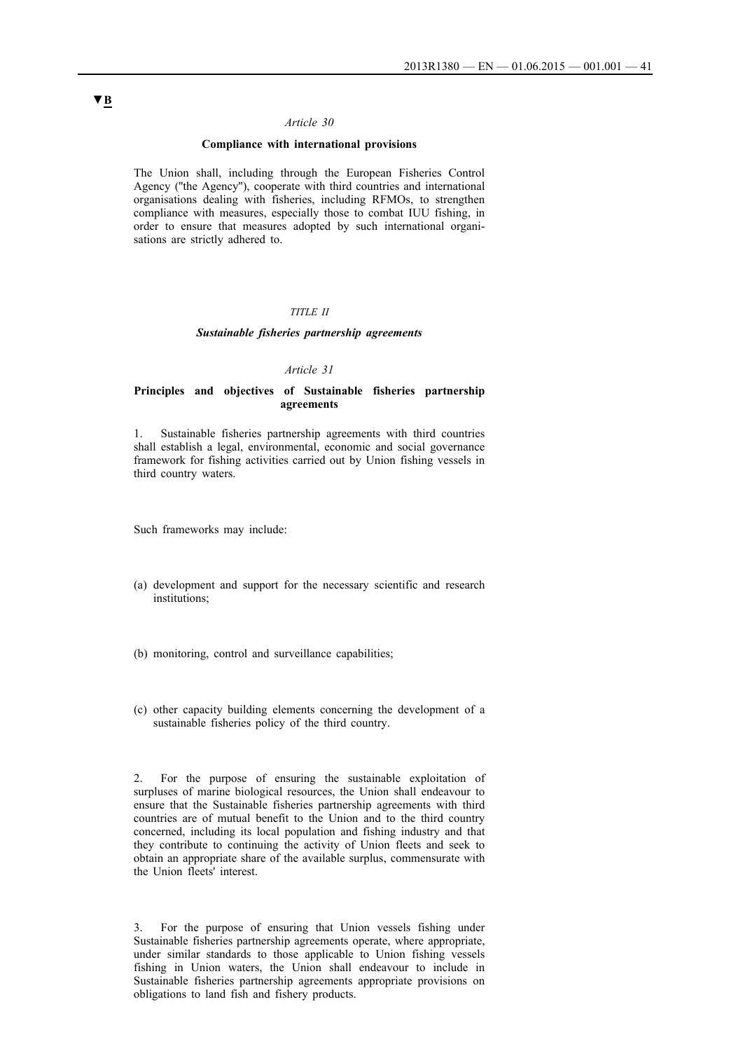▼B

*Article 30*

**Compliance with international provisions**

The Union shall, including through the European Fisheries Control Agency ("the Agency"), cooperate with third countries and international organisations dealing with fisheries, including RFMOs, to strengthen compliance with measures, especially those to combat IUU fishing, in order to ensure that measures adopted by such international organisations are strictly adhered to.

*TITLE II*

***Sustainable fisheries partnership agreements***

*Article 31*

**Principles and objectives of Sustainable fisheries partnership agreements**

1. Sustainable fisheries partnership agreements with third countries shall establish a legal, environmental, economic and social governance framework for fishing activities carried out by Union fishing vessels in third country waters.

Such frameworks may include:

(a) development and support for the necessary scientific and research institutions;

(b) monitoring, control and surveillance capabilities;

(c) other capacity building elements concerning the development of a sustainable fisheries policy of the third country.

2. For the purpose of ensuring the sustainable exploitation of surpluses of marine biological resources, the Union shall endeavour to ensure that the Sustainable fisheries partnership agreements with third countries are of mutual benefit to the Union and to the third country concerned, including its local population and fishing industry and that they contribute to continuing the activity of Union fleets and seek to obtain an appropriate share of the available surplus, commensurate with the Union fleets' interest.

3. For the purpose of ensuring that Union vessels fishing under Sustainable fisheries partnership agreements operate, where appropriate, under similar standards to those applicable to Union fishing vessels fishing in Union waters, the Union shall endeavour to include in Sustainable fisheries partnership agreements appropriate provisions on obligations to land fish and fishery products.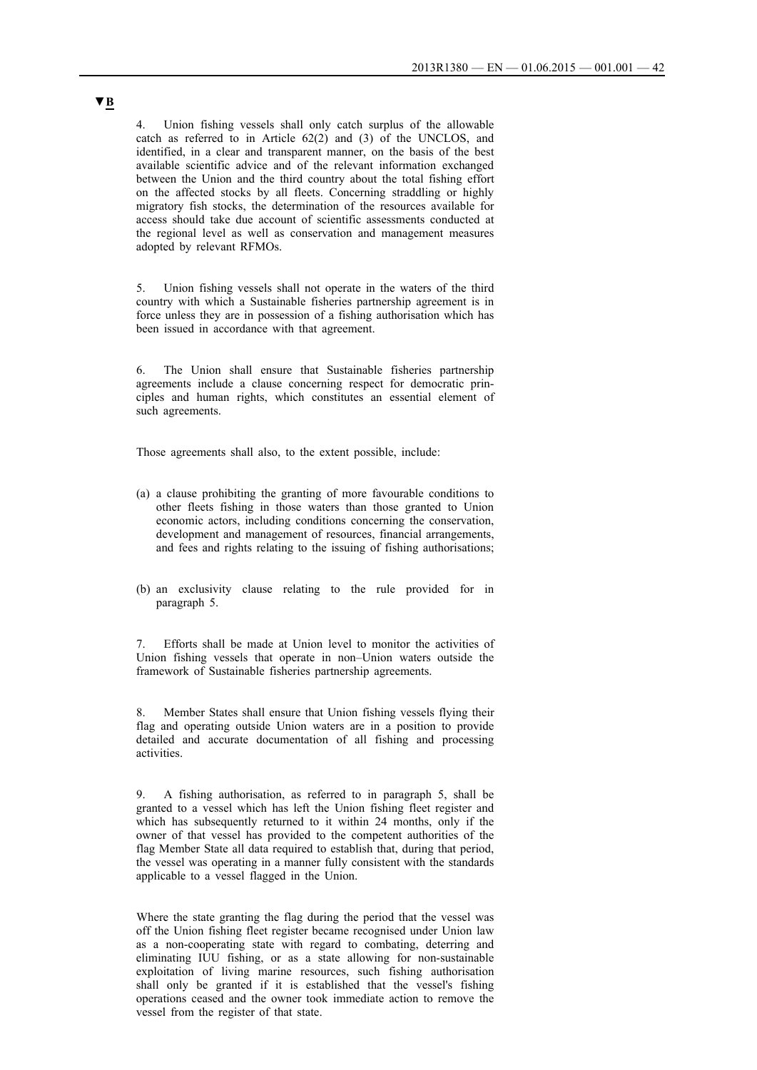▼B

4. Union fishing vessels shall only catch surplus of the allowable catch as referred to in Article 62(2) and (3) of the UNCLOS, and identified, in a clear and transparent manner, on the basis of the best available scientific advice and of the relevant information exchanged between the Union and the third country about the total fishing effort on the affected stocks by all fleets. Concerning straddling or highly migratory fish stocks, the determination of the resources available for access should take due account of scientific assessments conducted at the regional level as well as conservation and management measures adopted by relevant RFMOs.

5. Union fishing vessels shall not operate in the waters of the third country with which a Sustainable fisheries partnership agreement is in force unless they are in possession of a fishing authorisation which has been issued in accordance with that agreement.

6. The Union shall ensure that Sustainable fisheries partnership agreements include a clause concerning respect for democratic principles and human rights, which constitutes an essential element of such agreements.

Those agreements shall also, to the extent possible, include:

(a) a clause prohibiting the granting of more favourable conditions to other fleets fishing in those waters than those granted to Union economic actors, including conditions concerning the conservation, development and management of resources, financial arrangements, and fees and rights relating to the issuing of fishing authorisations;

(b) an exclusivity clause relating to the rule provided for in paragraph 5.

7. Efforts shall be made at Union level to monitor the activities of Union fishing vessels that operate in non–Union waters outside the framework of Sustainable fisheries partnership agreements.

8. Member States shall ensure that Union fishing vessels flying their flag and operating outside Union waters are in a position to provide detailed and accurate documentation of all fishing and processing activities.

9. A fishing authorisation, as referred to in paragraph 5, shall be granted to a vessel which has left the Union fishing fleet register and which has subsequently returned to it within 24 months, only if the owner of that vessel has provided to the competent authorities of the flag Member State all data required to establish that, during that period, the vessel was operating in a manner fully consistent with the standards applicable to a vessel flagged in the Union.

Where the state granting the flag during the period that the vessel was off the Union fishing fleet register became recognised under Union law as a non-cooperating state with regard to combating, deterring and eliminating IUU fishing, or as a state allowing for non-sustainable exploitation of living marine resources, such fishing authorisation shall only be granted if it is established that the vessel's fishing operations ceased and the owner took immediate action to remove the vessel from the register of that state.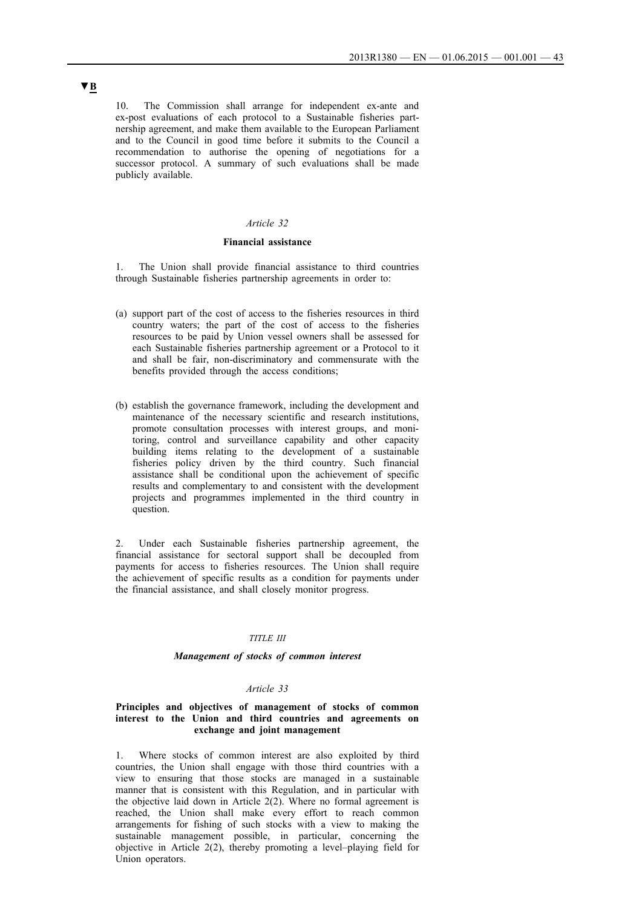▼B

10. The Commission shall arrange for independent ex-ante and ex-post evaluations of each protocol to a Sustainable fisheries partnership agreement, and make them available to the European Parliament and to the Council in good time before it submits to the Council a recommendation to authorise the opening of negotiations for a successor protocol. A summary of such evaluations shall be made publicly available.

*Article 32*

**Financial assistance**

1. The Union shall provide financial assistance to third countries through Sustainable fisheries partnership agreements in order to:

(a) support part of the cost of access to the fisheries resources in third country waters; the part of the cost of access to the fisheries resources to be paid by Union vessel owners shall be assessed for each Sustainable fisheries partnership agreement or a Protocol to it and shall be fair, non-discriminatory and commensurate with the benefits provided through the access conditions;

(b) establish the governance framework, including the development and maintenance of the necessary scientific and research institutions, promote consultation processes with interest groups, and monitoring, control and surveillance capability and other capacity building items relating to the development of a sustainable fisheries policy driven by the third country. Such financial assistance shall be conditional upon the achievement of specific results and complementary to and consistent with the development projects and programmes implemented in the third country in question.

2. Under each Sustainable fisheries partnership agreement, the financial assistance for sectoral support shall be decoupled from payments for access to fisheries resources. The Union shall require the achievement of specific results as a condition for payments under the financial assistance, and shall closely monitor progress.

*TITLE III*

***Management of stocks of common interest***

*Article 33*

**Principles and objectives of management of stocks of common interest to the Union and third countries and agreements on exchange and joint management**

1. Where stocks of common interest are also exploited by third countries, the Union shall engage with those third countries with a view to ensuring that those stocks are managed in a sustainable manner that is consistent with this Regulation, and in particular with the objective laid down in Article 2(2). Where no formal agreement is reached, the Union shall make every effort to reach common arrangements for fishing of such stocks with a view to making the sustainable management possible, in particular, concerning the objective in Article 2(2), thereby promoting a level–playing field for Union operators.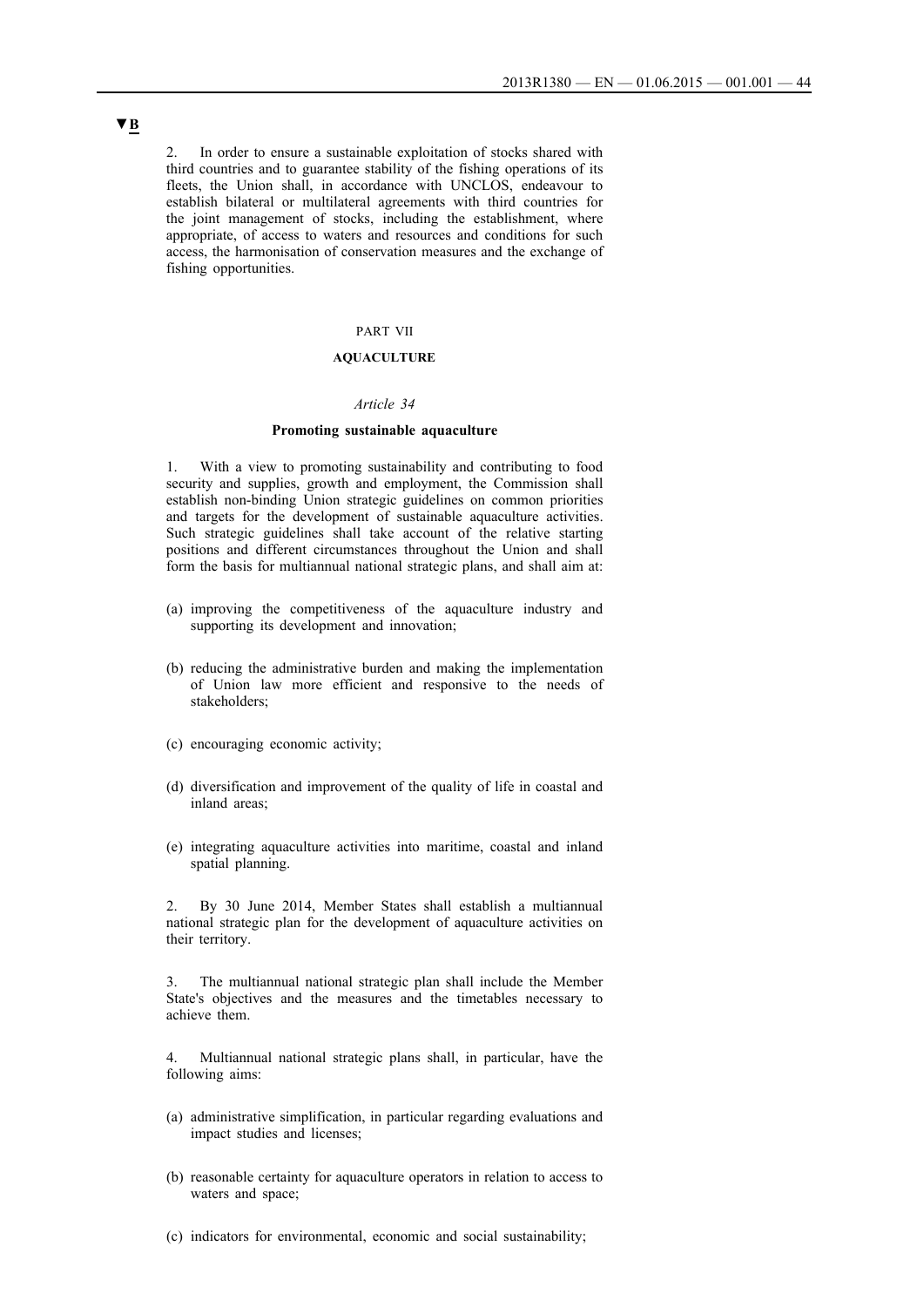▼B

2. In order to ensure a sustainable exploitation of stocks shared with third countries and to guarantee stability of the fishing operations of its fleets, the Union shall, in accordance with UNCLOS, endeavour to establish bilateral or multilateral agreements with third countries for the joint management of stocks, including the establishment, where appropriate, of access to waters and resources and conditions for such access, the harmonisation of conservation measures and the exchange of fishing opportunities.

PART VII

**AQUACULTURE**

*Article 34*

**Promoting sustainable aquaculture**

1. With a view to promoting sustainability and contributing to food security and supplies, growth and employment, the Commission shall establish non-binding Union strategic guidelines on common priorities and targets for the development of sustainable aquaculture activities. Such strategic guidelines shall take account of the relative starting positions and different circumstances throughout the Union and shall form the basis for multiannual national strategic plans, and shall aim at:

(a) improving the competitiveness of the aquaculture industry and supporting its development and innovation;

(b) reducing the administrative burden and making the implementation of Union law more efficient and responsive to the needs of stakeholders;

(c) encouraging economic activity;

(d) diversification and improvement of the quality of life in coastal and inland areas;

(e) integrating aquaculture activities into maritime, coastal and inland spatial planning.

2. By 30 June 2014, Member States shall establish a multiannual national strategic plan for the development of aquaculture activities on their territory.

3. The multiannual national strategic plan shall include the Member State's objectives and the measures and the timetables necessary to achieve them.

4. Multiannual national strategic plans shall, in particular, have the following aims:

(a) administrative simplification, in particular regarding evaluations and impact studies and licenses;

(b) reasonable certainty for aquaculture operators in relation to access to waters and space;

(c) indicators for environmental, economic and social sustainability;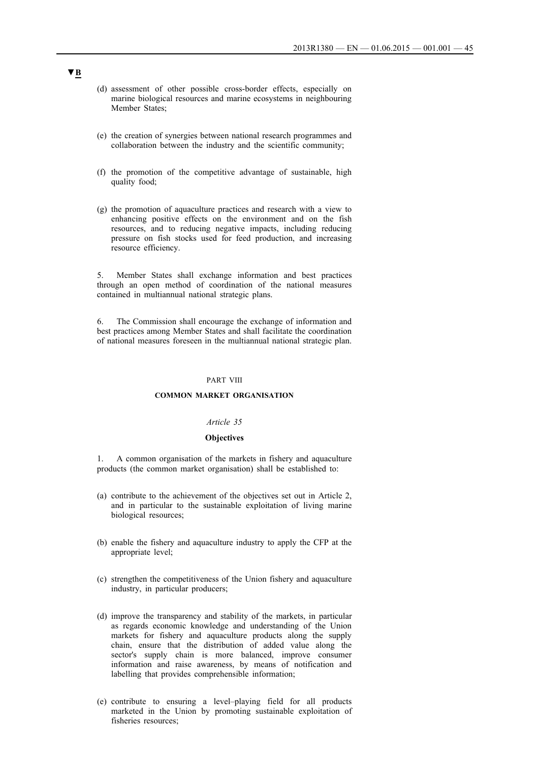▼B

(d) assessment of other possible cross-border effects, especially on marine biological resources and marine ecosystems in neighbouring Member States;

(e) the creation of synergies between national research programmes and collaboration between the industry and the scientific community;

(f) the promotion of the competitive advantage of sustainable, high quality food;

(g) the promotion of aquaculture practices and research with a view to enhancing positive effects on the environment and on the fish resources, and to reducing negative impacts, including reducing pressure on fish stocks used for feed production, and increasing resource efficiency.

5. Member States shall exchange information and best practices through an open method of coordination of the national measures contained in multiannual national strategic plans.

6. The Commission shall encourage the exchange of information and best practices among Member States and shall facilitate the coordination of national measures foreseen in the multiannual national strategic plan.

PART VIII

## COMMON MARKET ORGANISATION

*Article 35*

### Objectives

1. A common organisation of the markets in fishery and aquaculture products (the common market organisation) shall be established to:

(a) contribute to the achievement of the objectives set out in Article 2, and in particular to the sustainable exploitation of living marine biological resources;

(b) enable the fishery and aquaculture industry to apply the CFP at the appropriate level;

(c) strengthen the competitiveness of the Union fishery and aquaculture industry, in particular producers;

(d) improve the transparency and stability of the markets, in particular as regards economic knowledge and understanding of the Union markets for fishery and aquaculture products along the supply chain, ensure that the distribution of added value along the sector's supply chain is more balanced, improve consumer information and raise awareness, by means of notification and labelling that provides comprehensible information;

(e) contribute to ensuring a level–playing field for all products marketed in the Union by promoting sustainable exploitation of fisheries resources;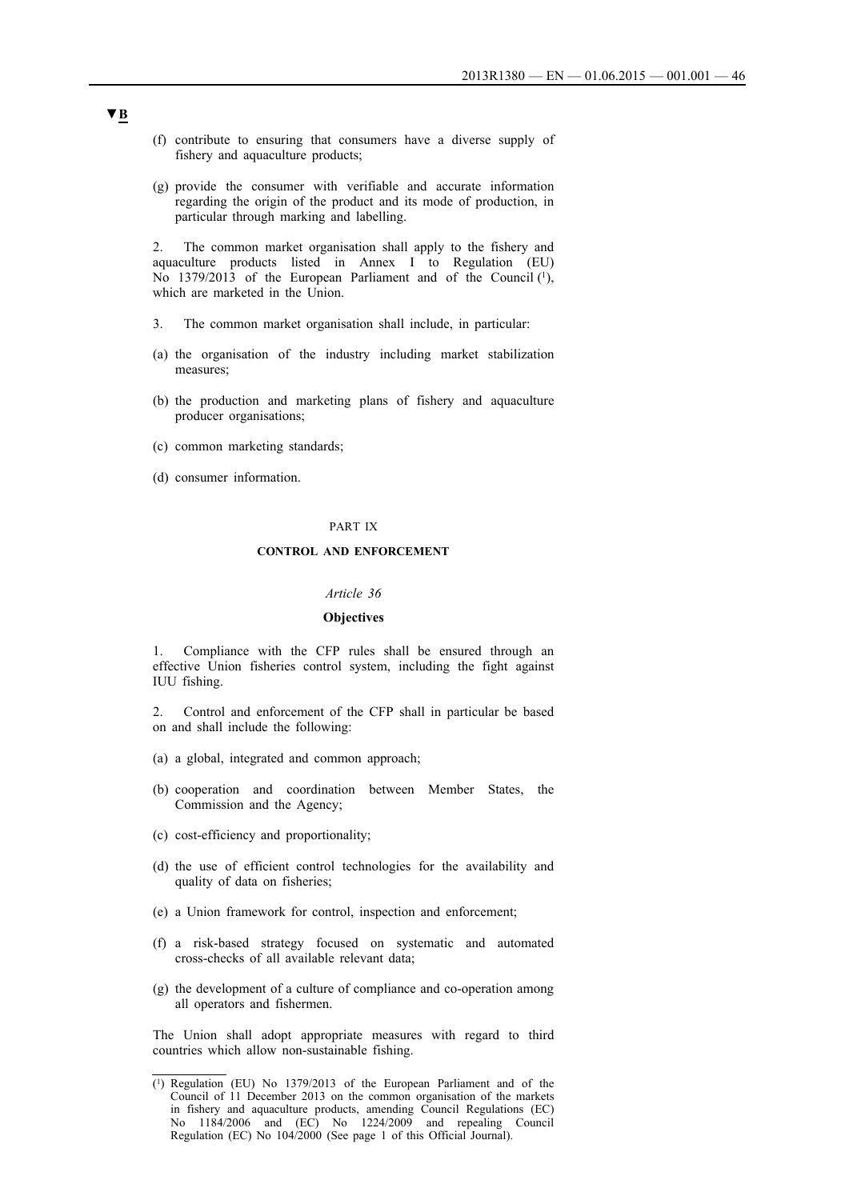▼B

(f) contribute to ensuring that consumers have a diverse supply of fishery and aquaculture products;

(g) provide the consumer with verifiable and accurate information regarding the origin of the product and its mode of production, in particular through marking and labelling.

2. The common market organisation shall apply to the fishery and aquaculture products listed in Annex I to Regulation (EU) No 1379/2013 of the European Parliament and of the Council [1], which are marketed in the Union.

3. The common market organisation shall include, in particular:

(a) the organisation of the industry including market stabilization measures;

(b) the production and marketing plans of fishery and aquaculture producer organisations;

(c) common marketing standards;

(d) consumer information.

## PART IX

## CONTROL AND ENFORCEMENT

### *Article 36*

### Objectives

1. Compliance with the CFP rules shall be ensured through an effective Union fisheries control system, including the fight against IUU fishing.

2. Control and enforcement of the CFP shall in particular be based on and shall include the following:

(a) a global, integrated and common approach;

(b) cooperation and coordination between Member States, the Commission and the Agency;

(c) cost-efficiency and proportionality;

(d) the use of efficient control technologies for the availability and quality of data on fisheries;

(e) a Union framework for control, inspection and enforcement;

(f) a risk-based strategy focused on systematic and automated cross-checks of all available relevant data;

(g) the development of a culture of compliance and co-operation among all operators and fishermen.

The Union shall adopt appropriate measures with regard to third countries which allow non-sustainable fishing.

---

[1] Regulation (EU) No 1379/2013 of the European Parliament and of the Council of 11 December 2013 on the common organisation of the markets in fishery and aquaculture products, amending Council Regulations (EC) No 1184/2006 and (EC) No 1224/2009 and repealing Council Regulation (EC) No 104/2000 (See page 1 of this Official Journal).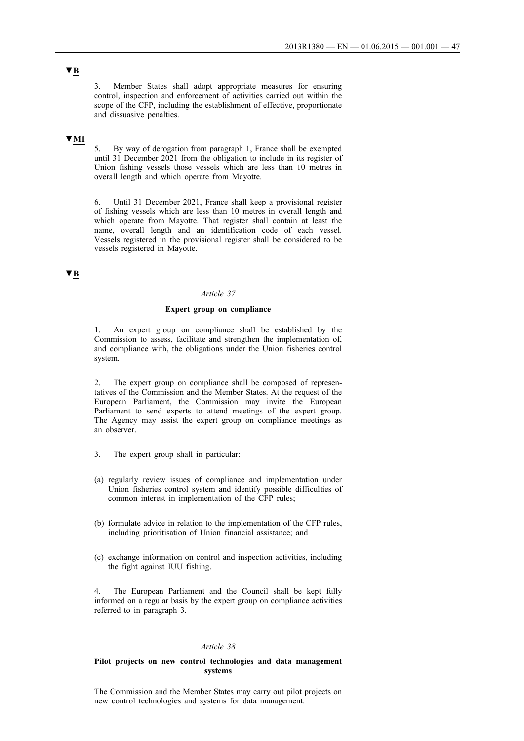▼B

3. Member States shall adopt appropriate measures for ensuring control, inspection and enforcement of activities carried out within the scope of the CFP, including the establishment of effective, proportionate and dissuasive penalties.

▼M1

5. By way of derogation from paragraph 1, France shall be exempted until 31 December 2021 from the obligation to include in its register of Union fishing vessels those vessels which are less than 10 metres in overall length and which operate from Mayotte.

6. Until 31 December 2021, France shall keep a provisional register of fishing vessels which are less than 10 metres in overall length and which operate from Mayotte. That register shall contain at least the name, overall length and an identification code of each vessel. Vessels registered in the provisional register shall be considered to be vessels registered in Mayotte.

▼B

*Article 37*

**Expert group on compliance**

1. An expert group on compliance shall be established by the Commission to assess, facilitate and strengthen the implementation of, and compliance with, the obligations under the Union fisheries control system.

2. The expert group on compliance shall be composed of representatives of the Commission and the Member States. At the request of the European Parliament, the Commission may invite the European Parliament to send experts to attend meetings of the expert group. The Agency may assist the expert group on compliance meetings as an observer.

3. The expert group shall in particular:

(a) regularly review issues of compliance and implementation under Union fisheries control system and identify possible difficulties of common interest in implementation of the CFP rules;

(b) formulate advice in relation to the implementation of the CFP rules, including prioritisation of Union financial assistance; and

(c) exchange information on control and inspection activities, including the fight against IUU fishing.

4. The European Parliament and the Council shall be kept fully informed on a regular basis by the expert group on compliance activities referred to in paragraph 3.

*Article 38*

**Pilot projects on new control technologies and data management systems**

The Commission and the Member States may carry out pilot projects on new control technologies and systems for data management.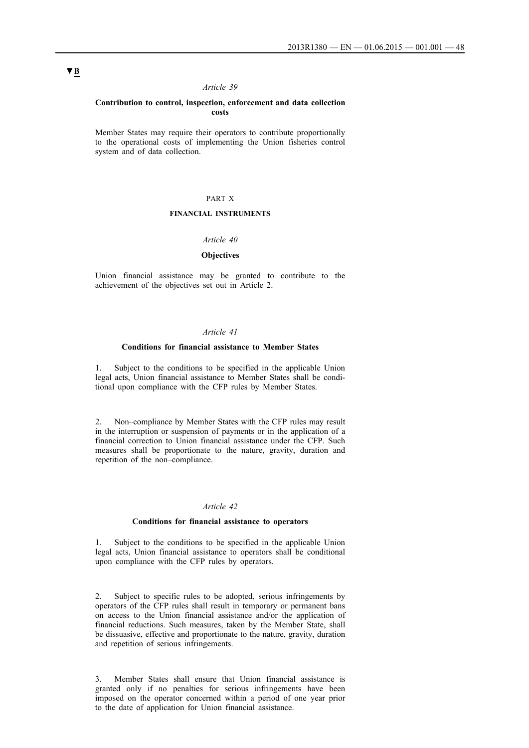▼B

*Article 39*

**Contribution to control, inspection, enforcement and data collection costs**

Member States may require their operators to contribute proportionally to the operational costs of implementing the Union fisheries control system and of data collection.

PART X

**FINANCIAL INSTRUMENTS**

*Article 40*

**Objectives**

Union financial assistance may be granted to contribute to the achievement of the objectives set out in Article 2.

*Article 41*

**Conditions for financial assistance to Member States**

1. Subject to the conditions to be specified in the applicable Union legal acts, Union financial assistance to Member States shall be conditional upon compliance with the CFP rules by Member States.

2. Non–compliance by Member States with the CFP rules may result in the interruption or suspension of payments or in the application of a financial correction to Union financial assistance under the CFP. Such measures shall be proportionate to the nature, gravity, duration and repetition of the non–compliance.

*Article 42*

**Conditions for financial assistance to operators**

1. Subject to the conditions to be specified in the applicable Union legal acts, Union financial assistance to operators shall be conditional upon compliance with the CFP rules by operators.

2. Subject to specific rules to be adopted, serious infringements by operators of the CFP rules shall result in temporary or permanent bans on access to the Union financial assistance and/or the application of financial reductions. Such measures, taken by the Member State, shall be dissuasive, effective and proportionate to the nature, gravity, duration and repetition of serious infringements.

3. Member States shall ensure that Union financial assistance is granted only if no penalties for serious infringements have been imposed on the operator concerned within a period of one year prior to the date of application for Union financial assistance.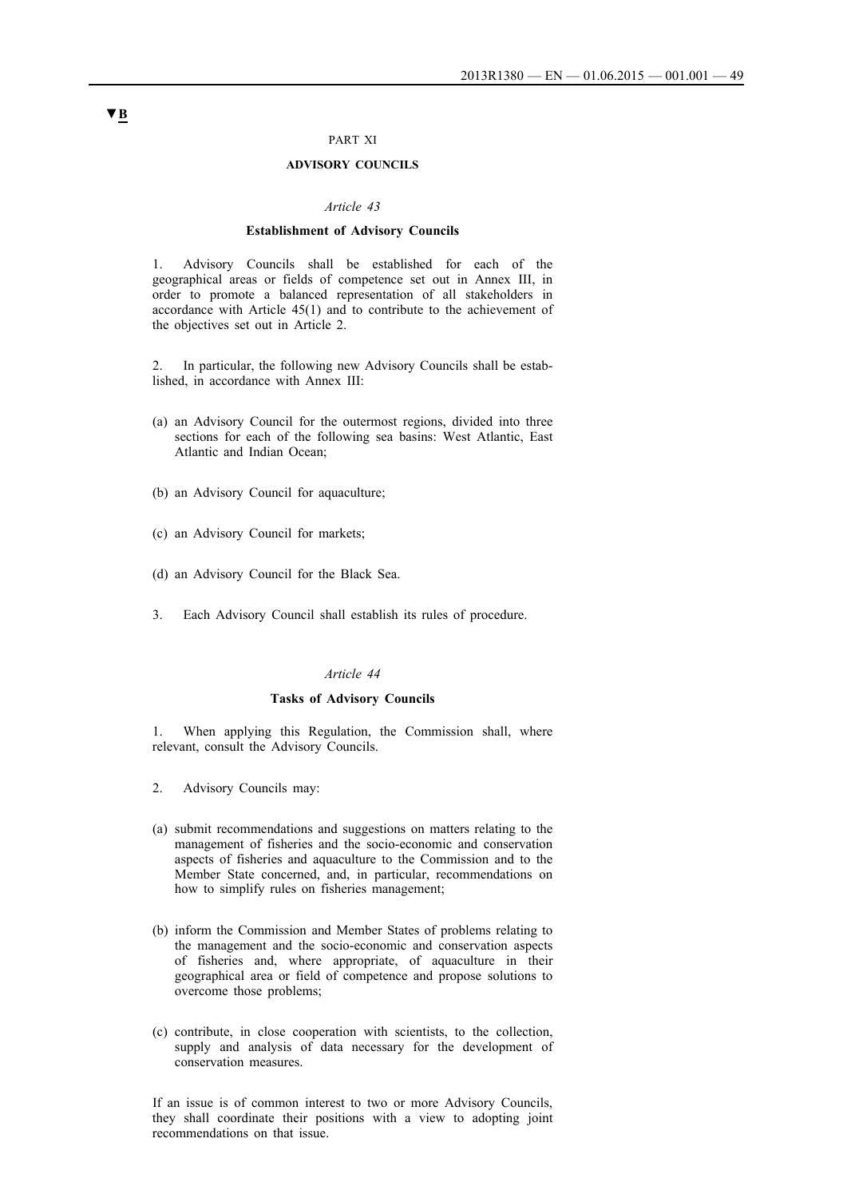▼B

PART XI

**ADVISORY COUNCILS**

*Article 43*

**Establishment of Advisory Councils**

1. Advisory Councils shall be established for each of the geographical areas or fields of competence set out in Annex III, in order to promote a balanced representation of all stakeholders in accordance with Article 45(1) and to contribute to the achievement of the objectives set out in Article 2.

2. In particular, the following new Advisory Councils shall be established, in accordance with Annex III:

(a) an Advisory Council for the outermost regions, divided into three sections for each of the following sea basins: West Atlantic, East Atlantic and Indian Ocean;

(b) an Advisory Council for aquaculture;

(c) an Advisory Council for markets;

(d) an Advisory Council for the Black Sea.

3. Each Advisory Council shall establish its rules of procedure.

*Article 44*

**Tasks of Advisory Councils**

1. When applying this Regulation, the Commission shall, where relevant, consult the Advisory Councils.

2. Advisory Councils may:

(a) submit recommendations and suggestions on matters relating to the management of fisheries and the socio-economic and conservation aspects of fisheries and aquaculture to the Commission and to the Member State concerned, and, in particular, recommendations on how to simplify rules on fisheries management;

(b) inform the Commission and Member States of problems relating to the management and the socio-economic and conservation aspects of fisheries and, where appropriate, of aquaculture in their geographical area or field of competence and propose solutions to overcome those problems;

(c) contribute, in close cooperation with scientists, to the collection, supply and analysis of data necessary for the development of conservation measures.

If an issue is of common interest to two or more Advisory Councils, they shall coordinate their positions with a view to adopting joint recommendations on that issue.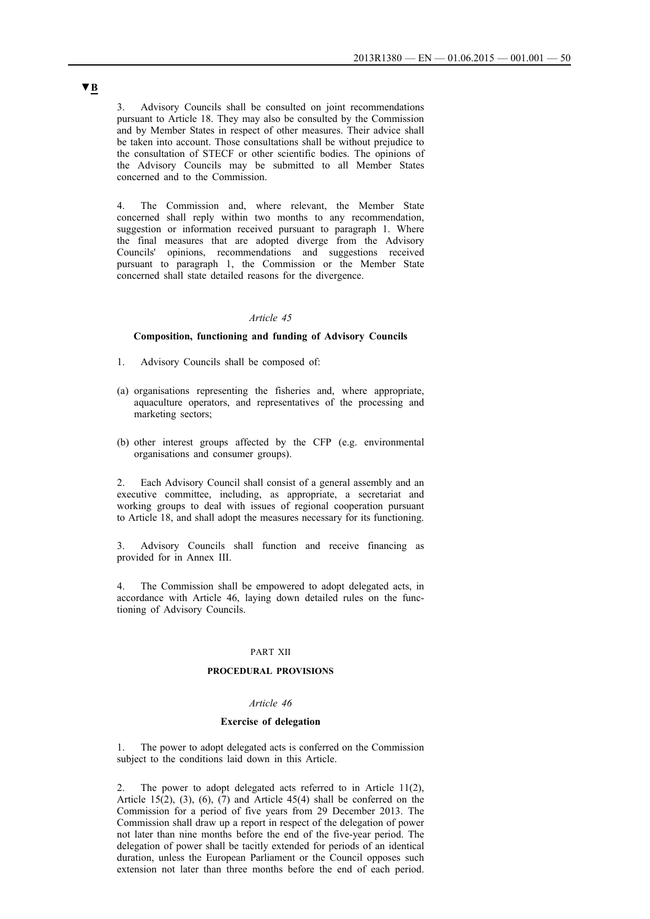▼B

3. Advisory Councils shall be consulted on joint recommendations pursuant to Article 18. They may also be consulted by the Commission and by Member States in respect of other measures. Their advice shall be taken into account. Those consultations shall be without prejudice to the consultation of STECF or other scientific bodies. The opinions of the Advisory Councils may be submitted to all Member States concerned and to the Commission.

4. The Commission and, where relevant, the Member State concerned shall reply within two months to any recommendation, suggestion or information received pursuant to paragraph 1. Where the final measures that are adopted diverge from the Advisory Councils' opinions, recommendations and suggestions received pursuant to paragraph 1, the Commission or the Member State concerned shall state detailed reasons for the divergence.

*Article 45*

**Composition, functioning and funding of Advisory Councils**

1. Advisory Councils shall be composed of:

(a) organisations representing the fisheries and, where appropriate, aquaculture operators, and representatives of the processing and marketing sectors;

(b) other interest groups affected by the CFP (e.g. environmental organisations and consumer groups).

2. Each Advisory Council shall consist of a general assembly and an executive committee, including, as appropriate, a secretariat and working groups to deal with issues of regional cooperation pursuant to Article 18, and shall adopt the measures necessary for its functioning.

3. Advisory Councils shall function and receive financing as provided for in Annex III.

4. The Commission shall be empowered to adopt delegated acts, in accordance with Article 46, laying down detailed rules on the functioning of Advisory Councils.

PART XII

**PROCEDURAL PROVISIONS**

*Article 46*

**Exercise of delegation**

1. The power to adopt delegated acts is conferred on the Commission subject to the conditions laid down in this Article.

2. The power to adopt delegated acts referred to in Article 11(2), Article 15(2), (3), (6), (7) and Article 45(4) shall be conferred on the Commission for a period of five years from 29 December 2013. The Commission shall draw up a report in respect of the delegation of power not later than nine months before the end of the five-year period. The delegation of power shall be tacitly extended for periods of an identical duration, unless the European Parliament or the Council opposes such extension not later than three months before the end of each period.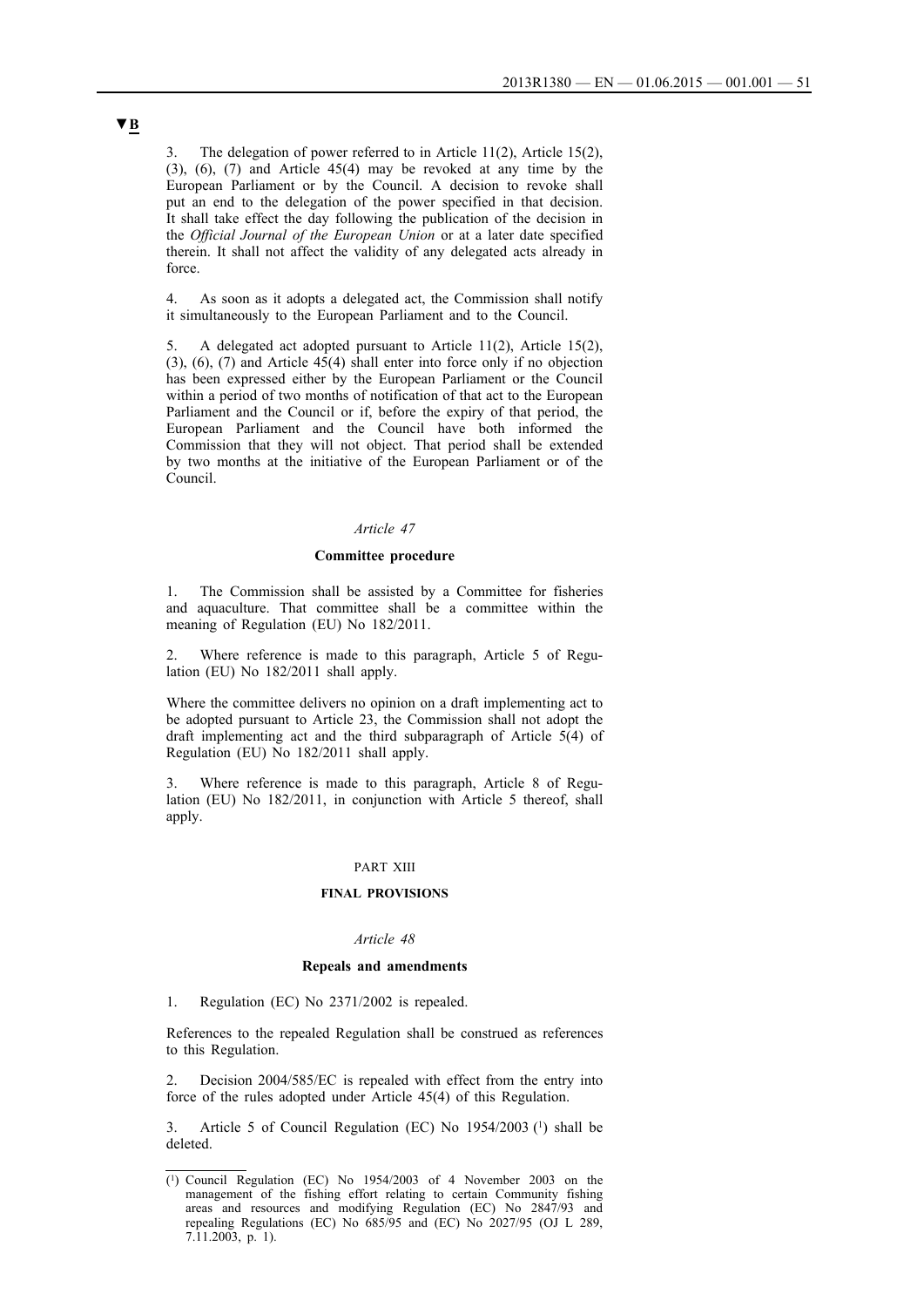▼B

3. The delegation of power referred to in Article 11(2), Article 15(2), (3), (6), (7) and Article 45(4) may be revoked at any time by the European Parliament or by the Council. A decision to revoke shall put an end to the delegation of the power specified in that decision. It shall take effect the day following the publication of the decision in the *Official Journal of the European Union* or at a later date specified therein. It shall not affect the validity of any delegated acts already in force.

4. As soon as it adopts a delegated act, the Commission shall notify it simultaneously to the European Parliament and to the Council.

5. A delegated act adopted pursuant to Article 11(2), Article 15(2), (3), (6), (7) and Article 45(4) shall enter into force only if no objection has been expressed either by the European Parliament or the Council within a period of two months of notification of that act to the European Parliament and the Council or if, before the expiry of that period, the European Parliament and the Council have both informed the Commission that they will not object. That period shall be extended by two months at the initiative of the European Parliament or of the Council.

*Article 47*

**Committee procedure**

1. The Commission shall be assisted by a Committee for fisheries and aquaculture. That committee shall be a committee within the meaning of Regulation (EU) No 182/2011.

2. Where reference is made to this paragraph, Article 5 of Regulation (EU) No 182/2011 shall apply.

Where the committee delivers no opinion on a draft implementing act to be adopted pursuant to Article 23, the Commission shall not adopt the draft implementing act and the third subparagraph of Article 5(4) of Regulation (EU) No 182/2011 shall apply.

3. Where reference is made to this paragraph, Article 8 of Regulation (EU) No 182/2011, in conjunction with Article 5 thereof, shall apply.

PART XIII

**FINAL PROVISIONS**

*Article 48*

**Repeals and amendments**

1. Regulation (EC) No 2371/2002 is repealed.

References to the repealed Regulation shall be construed as references to this Regulation.

2. Decision 2004/585/EC is repealed with effect from the entry into force of the rules adopted under Article 45(4) of this Regulation.

3. Article 5 of Council Regulation (EC) No 1954/2003 [1] shall be deleted.

---

[1] Council Regulation (EC) No 1954/2003 of 4 November 2003 on the management of the fishing effort relating to certain Community fishing areas and resources and modifying Regulation (EC) No 2847/93 and repealing Regulations (EC) No 685/95 and (EC) No 2027/95 (OJ L 289, 7.11.2003, p. 1).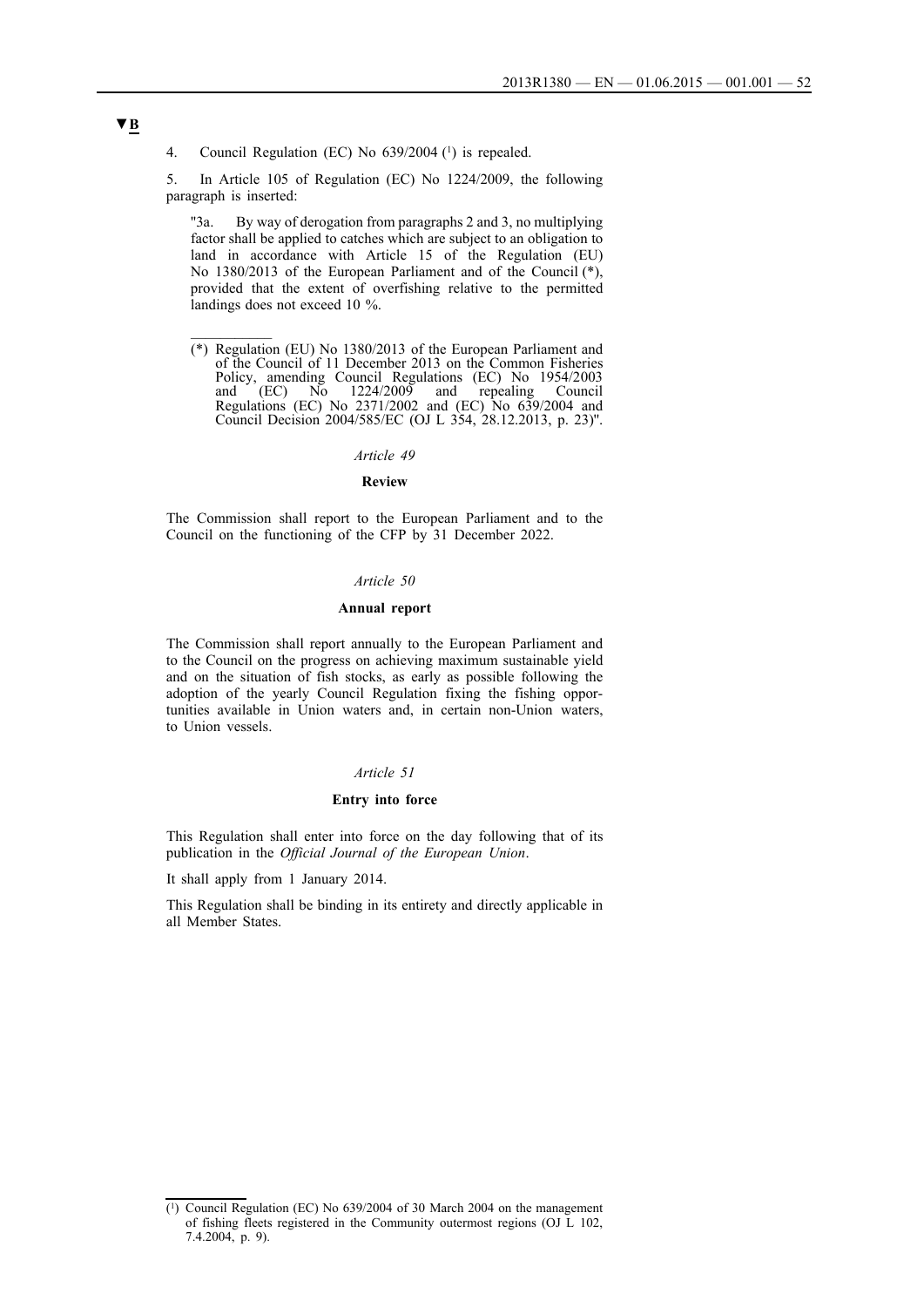▼B

4. Council Regulation (EC) No 639/2004 [1] is repealed.

5. In Article 105 of Regulation (EC) No 1224/2009, the following paragraph is inserted:

> "3a. By way of derogation from paragraphs 2 and 3, no multiplying factor shall be applied to catches which are subject to an obligation to land in accordance with Article 15 of the Regulation (EU) No 1380/2013 of the European Parliament and of the Council (*), provided that the extent of overfishing relative to the permitted landings does not exceed 10 %.
>
> ___________
>
> (*) Regulation (EU) No 1380/2013 of the European Parliament and of the Council of 11 December 2013 on the Common Fisheries Policy, amending Council Regulations (EC) No 1954/2003 and (EC) No 1224/2009 and repealing Council Regulations (EC) No 2371/2002 and (EC) No 639/2004 and Council Decision 2004/585/EC (OJ L 354, 28.12.2013, p. 23)".

*Article 49*

**Review**

The Commission shall report to the European Parliament and to the Council on the functioning of the CFP by 31 December 2022.

*Article 50*

**Annual report**

The Commission shall report annually to the European Parliament and to the Council on the progress on achieving maximum sustainable yield and on the situation of fish stocks, as early as possible following the adoption of the yearly Council Regulation fixing the fishing opportunities available in Union waters and, in certain non-Union waters, to Union vessels.

*Article 51*

**Entry into force**

This Regulation shall enter into force on the day following that of its publication in the *Official Journal of the European Union*.

It shall apply from 1 January 2014.

This Regulation shall be binding in its entirety and directly applicable in all Member States.

---

[1] Council Regulation (EC) No 639/2004 of 30 March 2004 on the management of fishing fleets registered in the Community outermost regions (OJ L 102, 7.4.2004, p. 9).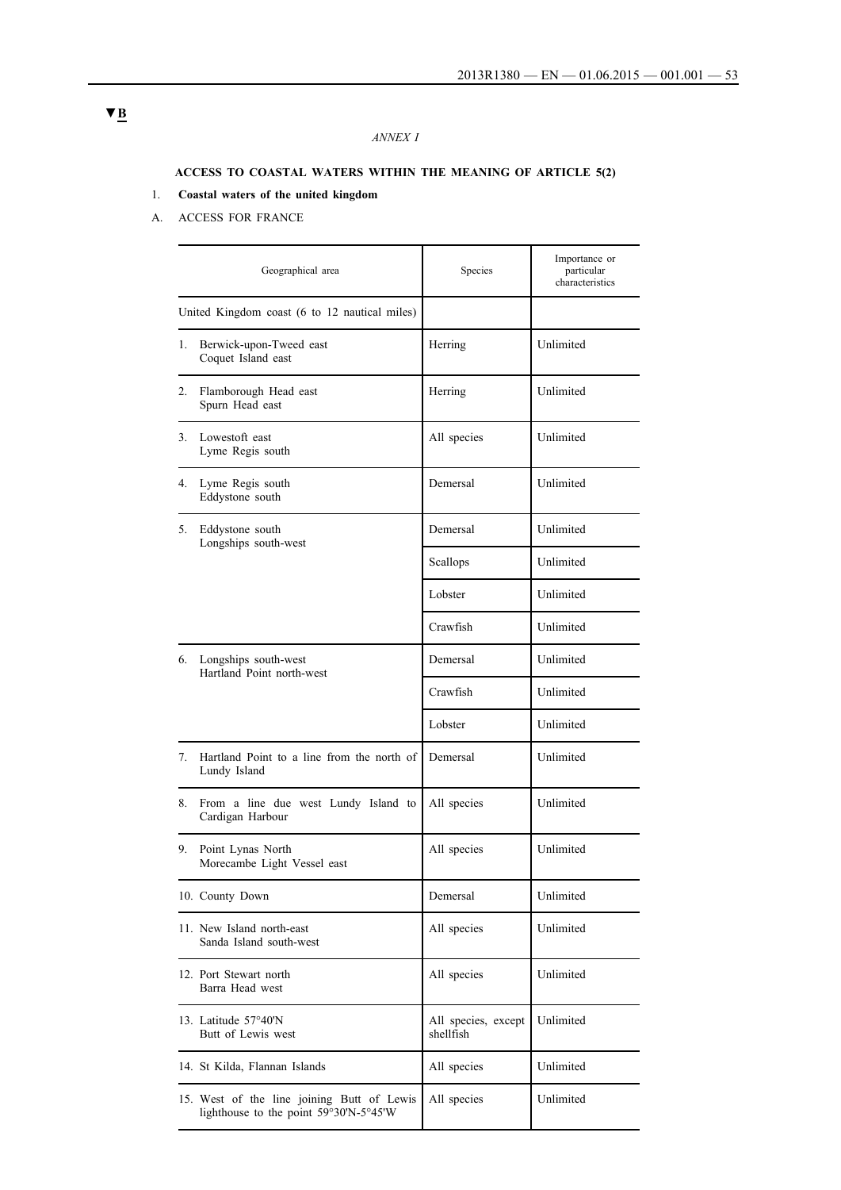▼B

*ANNEX I*

**ACCESS TO COASTAL WATERS WITHIN THE MEANING OF ARTICLE 5(2)**

1. **Coastal waters of the united kingdom**

A. ACCESS FOR FRANCE

| Geographical area | Species | Importance or particular characteristics |
|---|---|---|
| United Kingdom coast (6 to 12 nautical miles) | | |
| 1. Berwick-upon-Tweed east<br>Coquet Island east | Herring | Unlimited |
| 2. Flamborough Head east<br>Spurn Head east | Herring | Unlimited |
| 3. Lowestoft east<br>Lyme Regis south | All species | Unlimited |
| 4. Lyme Regis south<br>Eddystone south | Demersal | Unlimited |
| 5. Eddystone south<br>Longships south-west | Demersal | Unlimited |
| | Scallops | Unlimited |
| | Lobster | Unlimited |
| | Crawfish | Unlimited |
| 6. Longships south-west<br>Hartland Point north-west | Demersal | Unlimited |
| | Crawfish | Unlimited |
| | Lobster | Unlimited |
| 7. Hartland Point to a line from the north of Lundy Island | Demersal | Unlimited |
| 8. From a line due west Lundy Island to Cardigan Harbour | All species | Unlimited |
| 9. Point Lynas North<br>Morecambe Light Vessel east | All species | Unlimited |
| 10. County Down | Demersal | Unlimited |
| 11. New Island north-east<br>Sanda Island south-west | All species | Unlimited |
| 12. Port Stewart north<br>Barra Head west | All species | Unlimited |
| 13. Latitude 57°40'N<br>Butt of Lewis west | All species, except shellfish | Unlimited |
| 14. St Kilda, Flannan Islands | All species | Unlimited |
| 15. West of the line joining Butt of Lewis lighthouse to the point 59°30'N-5°45'W | All species | Unlimited |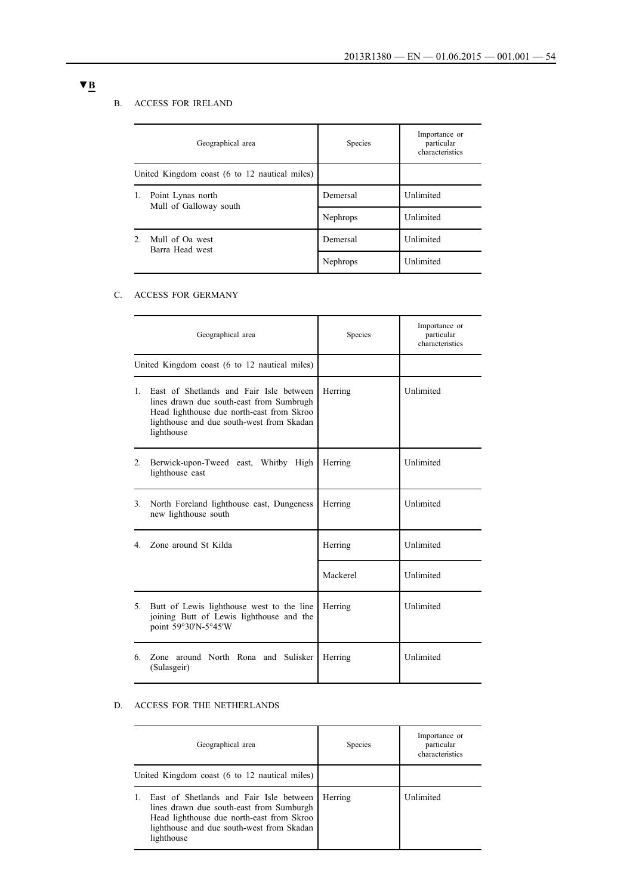▼B

B. ACCESS FOR IRELAND

| Geographical area | Species | Importance or particular characteristics |
|---|---|---|
| United Kingdom coast (6 to 12 nautical miles) | | |
| 1. Point Lynas north Mull of Galloway south | Demersal | Unlimited |
| | Nephrops | Unlimited |
| 2. Mull of Oa west Barra Head west | Demersal | Unlimited |
| | Nephrops | Unlimited |

C. ACCESS FOR GERMANY

| Geographical area | Species | Importance or particular characteristics |
|---|---|---|
| United Kingdom coast (6 to 12 nautical miles) | | |
| 1. East of Shetlands and Fair Isle between lines drawn due south-east from Sumbrugh Head lighthouse due north-east from Skroo lighthouse and due south-west from Skadan lighthouse | Herring | Unlimited |
| 2. Berwick-upon-Tweed east, Whitby High lighthouse east | Herring | Unlimited |
| 3. North Foreland lighthouse east, Dungeness new lighthouse south | Herring | Unlimited |
| 4. Zone around St Kilda | Herring | Unlimited |
| | Mackerel | Unlimited |
| 5. Butt of Lewis lighthouse west to the line joining Butt of Lewis lighthouse and the point 59°30'N-5°45'W | Herring | Unlimited |
| 6. Zone around North Rona and Sulisker (Sulasgeir) | Herring | Unlimited |

D. ACCESS FOR THE NETHERLANDS

| Geographical area | Species | Importance or particular characteristics |
|---|---|---|
| United Kingdom coast (6 to 12 nautical miles) | | |
| 1. East of Shetlands and Fair Isle between lines drawn due south-east from Sumburgh Head lighthouse due north-east from Skroo lighthouse and due south-west from Skadan lighthouse | Herring | Unlimited |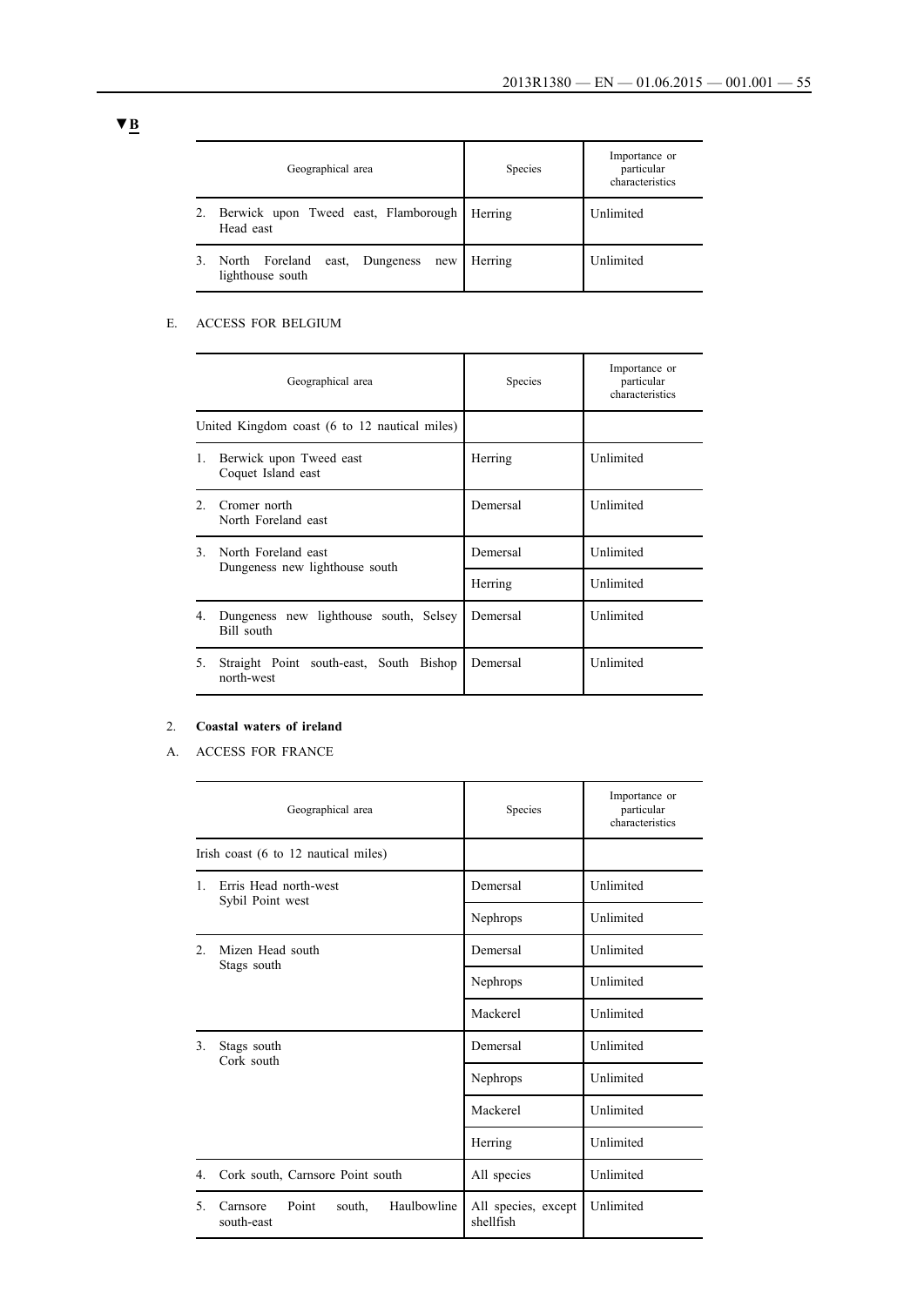▼B

| Geographical area | Species | Importance or particular characteristics |
|---|---|---|
| 2. Berwick upon Tweed east, Flamborough Head east | Herring | Unlimited |
| 3. North Foreland east, Dungeness new lighthouse south | Herring | Unlimited |

E. ACCESS FOR BELGIUM

| Geographical area | Species | Importance or particular characteristics |
|---|---|---|
| United Kingdom coast (6 to 12 nautical miles) | | |
| 1. Berwick upon Tweed east Coquet Island east | Herring | Unlimited |
| 2. Cromer north North Foreland east | Demersal | Unlimited |
| 3. North Foreland east Dungeness new lighthouse south | Demersal | Unlimited |
| | Herring | Unlimited |
| 4. Dungeness new lighthouse south, Selsey Bill south | Demersal | Unlimited |
| 5. Straight Point south-east, South Bishop north-west | Demersal | Unlimited |

2. **Coastal waters of ireland**

A. ACCESS FOR FRANCE

| Geographical area | Species | Importance or particular characteristics |
|---|---|---|
| Irish coast (6 to 12 nautical miles) | | |
| 1. Erris Head north-west Sybil Point west | Demersal | Unlimited |
| | Nephrops | Unlimited |
| 2. Mizen Head south Stags south | Demersal | Unlimited |
| | Nephrops | Unlimited |
| | Mackerel | Unlimited |
| 3. Stags south Cork south | Demersal | Unlimited |
| | Nephrops | Unlimited |
| | Mackerel | Unlimited |
| | Herring | Unlimited |
| 4. Cork south, Carnsore Point south | All species | Unlimited |
| 5. Carnsore Point south, Haulbowline south-east | All species, except shellfish | Unlimited |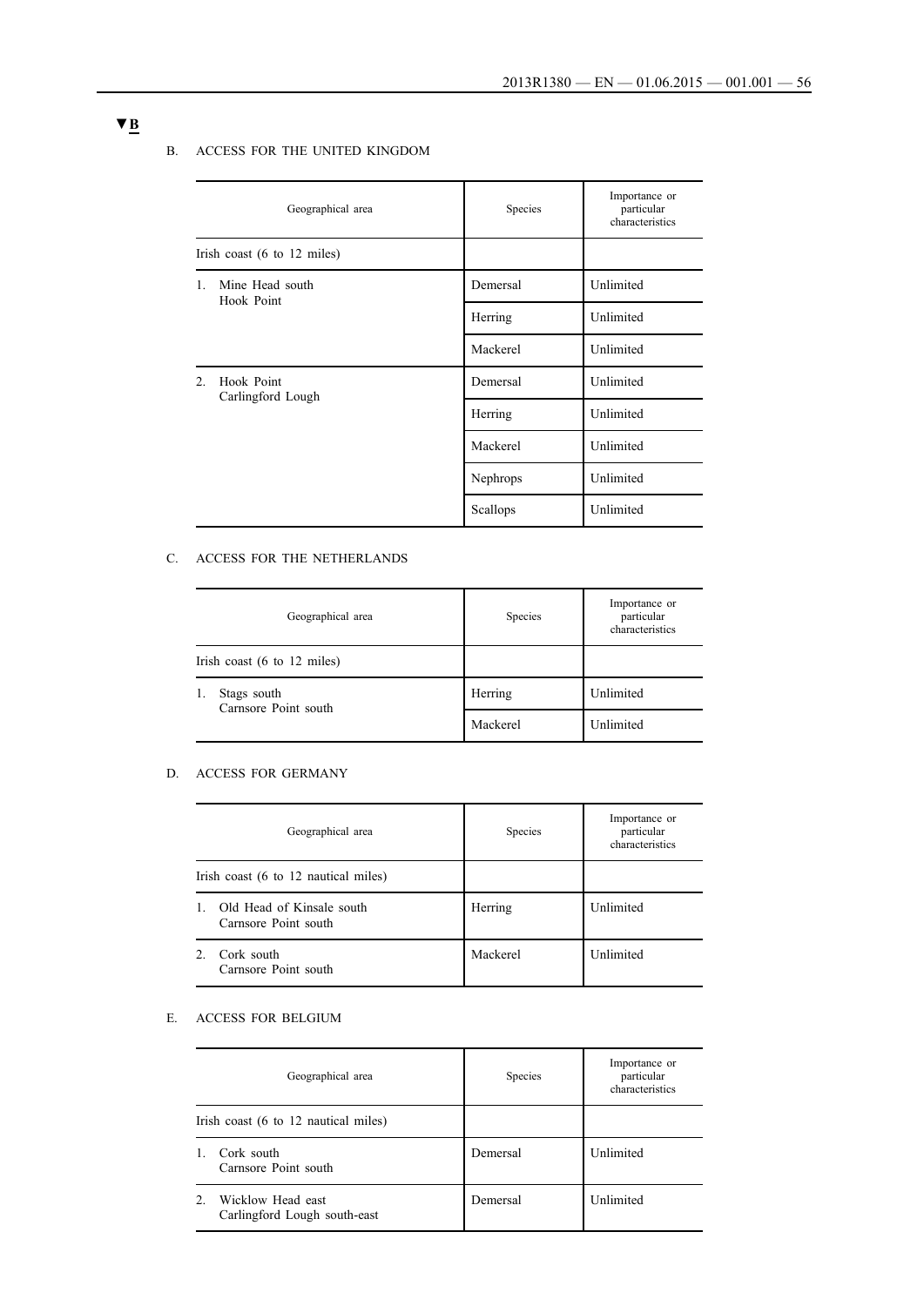▼B

B. ACCESS FOR THE UNITED KINGDOM

| Geographical area | Species | Importance or particular characteristics |
|---|---|---|
| Irish coast (6 to 12 miles) | | |
| 1. Mine Head south Hook Point | Demersal | Unlimited |
| | Herring | Unlimited |
| | Mackerel | Unlimited |
| 2. Hook Point Carlingford Lough | Demersal | Unlimited |
| | Herring | Unlimited |
| | Mackerel | Unlimited |
| | Nephrops | Unlimited |
| | Scallops | Unlimited |

C. ACCESS FOR THE NETHERLANDS

| Geographical area | Species | Importance or particular characteristics |
|---|---|---|
| Irish coast (6 to 12 miles) | | |
| 1. Stags south Carnsore Point south | Herring | Unlimited |
| | Mackerel | Unlimited |

D. ACCESS FOR GERMANY

| Geographical area | Species | Importance or particular characteristics |
|---|---|---|
| Irish coast (6 to 12 nautical miles) | | |
| 1. Old Head of Kinsale south Carnsore Point south | Herring | Unlimited |
| 2. Cork south Carnsore Point south | Mackerel | Unlimited |

E. ACCESS FOR BELGIUM

| Geographical area | Species | Importance or particular characteristics |
|---|---|---|
| Irish coast (6 to 12 nautical miles) | | |
| 1. Cork south Carnsore Point south | Demersal | Unlimited |
| 2. Wicklow Head east Carlingford Lough south-east | Demersal | Unlimited |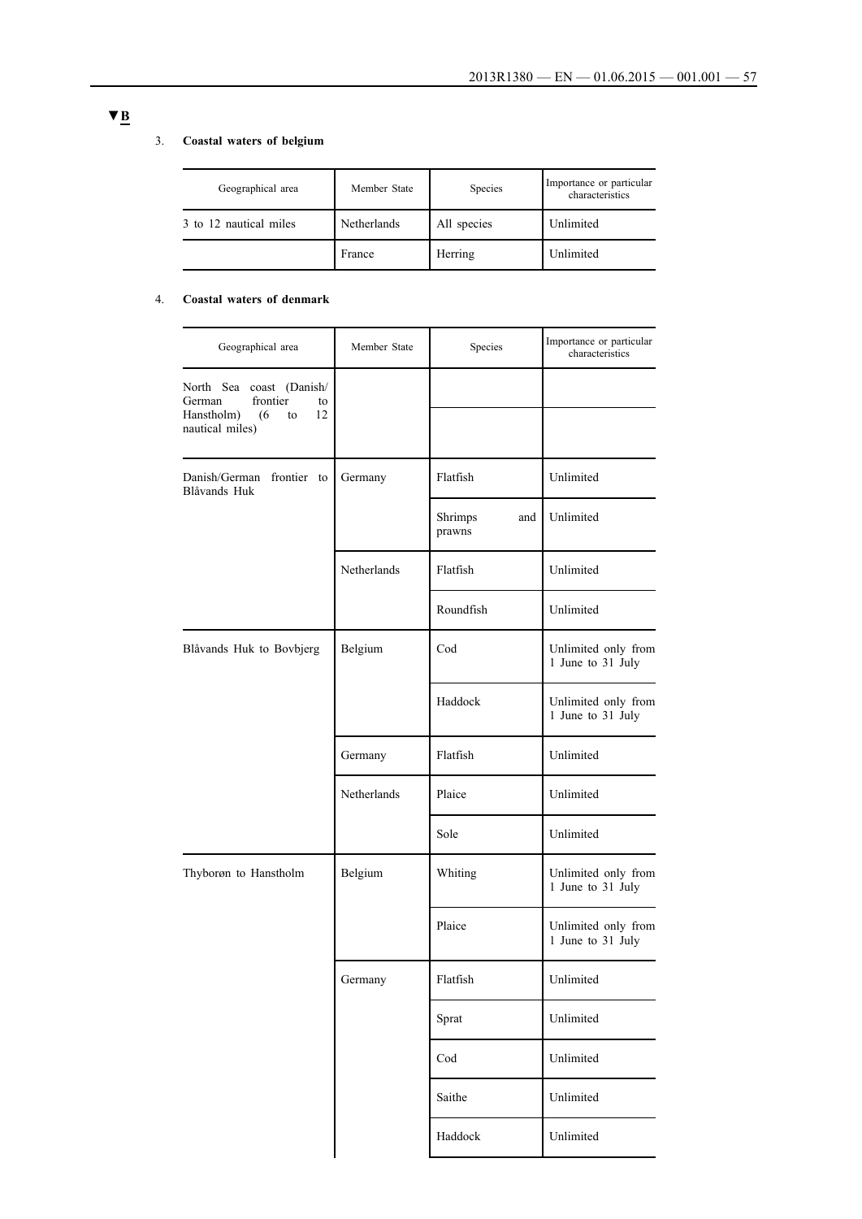▼B

3. **Coastal waters of belgium**

| Geographical area | Member State | Species | Importance or particular characteristics |
|---|---|---|---|
| 3 to 12 nautical miles | Netherlands | All species | Unlimited |
| | France | Herring | Unlimited |

4. **Coastal waters of denmark**

| Geographical area | Member State | Species | Importance or particular characteristics |
|---|---|---|---|
| North Sea coast (Danish/German frontier to Hanstholm) (6 to 12 nautical miles) | | | |
| | | | |
| Danish/German frontier to Blåvands Huk | Germany | Flatfish | Unlimited |
| | | Shrimps and prawns | Unlimited |
| | Netherlands | Flatfish | Unlimited |
| | | Roundfish | Unlimited |
| Blåvands Huk to Bovbjerg | Belgium | Cod | Unlimited only from 1 June to 31 July |
| | | Haddock | Unlimited only from 1 June to 31 July |
| | Germany | Flatfish | Unlimited |
| | Netherlands | Plaice | Unlimited |
| | | Sole | Unlimited |
| Thyborøn to Hanstholm | Belgium | Whiting | Unlimited only from 1 June to 31 July |
| | | Plaice | Unlimited only from 1 June to 31 July |
| | Germany | Flatfish | Unlimited |
| | | Sprat | Unlimited |
| | | Cod | Unlimited |
| | | Saithe | Unlimited |
| | | Haddock | Unlimited |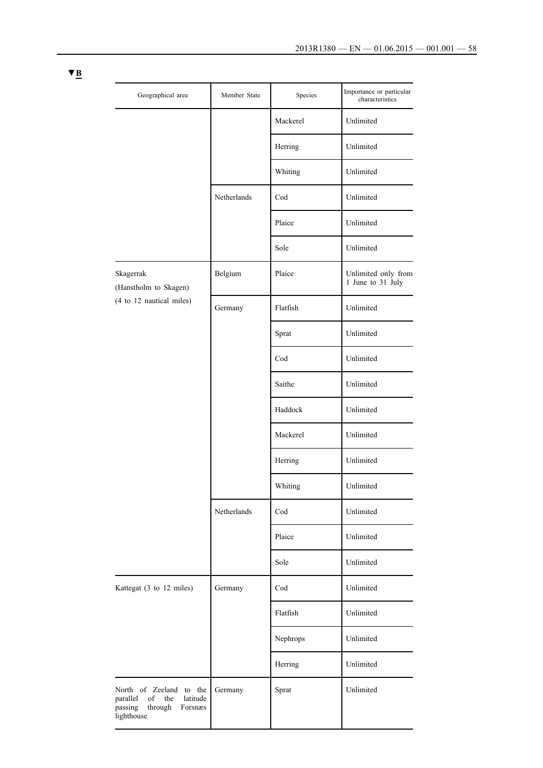▼B

| Geographical area | Member State | Species | Importance or particular characteristics |
|---|---|---|---|
| | | Mackerel | Unlimited |
| | | Herring | Unlimited |
| | | Whiting | Unlimited |
| | Netherlands | Cod | Unlimited |
| | | Plaice | Unlimited |
| | | Sole | Unlimited |
| Skagerrak (Hanstholm to Skagen) (4 to 12 nautical miles) | Belgium | Plaice | Unlimited only from 1 June to 31 July |
| | Germany | Flatfish | Unlimited |
| | | Sprat | Unlimited |
| | | Cod | Unlimited |
| | | Saithe | Unlimited |
| | | Haddock | Unlimited |
| | | Mackerel | Unlimited |
| | | Herring | Unlimited |
| | | Whiting | Unlimited |
| | Netherlands | Cod | Unlimited |
| | | Plaice | Unlimited |
| | | Sole | Unlimited |
| Kattegat (3 to 12 miles) | Germany | Cod | Unlimited |
| | | Flatfish | Unlimited |
| | | Nephrops | Unlimited |
| | | Herring | Unlimited |
| North of Zeeland to the parallel of the latitude passing through Forsnæs lighthouse | Germany | Sprat | Unlimited |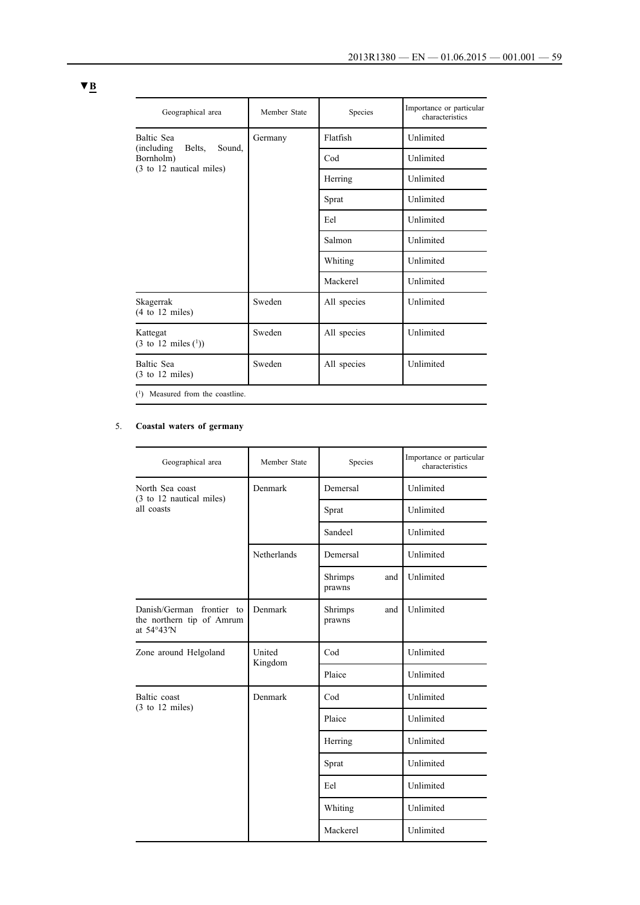▼B

| Geographical area | Member State | Species | Importance or particular characteristics |
|---|---|---|---|
| Baltic Sea (including Belts, Sound, Bornholm) (3 to 12 nautical miles) | Germany | Flatfish | Unlimited |
| | | Cod | Unlimited |
| | | Herring | Unlimited |
| | | Sprat | Unlimited |
| | | Eel | Unlimited |
| | | Salmon | Unlimited |
| | | Whiting | Unlimited |
| | | Mackerel | Unlimited |
| Skagerrak (4 to 12 miles) | Sweden | All species | Unlimited |
| Kattegat (3 to 12 miles [1]) | Sweden | All species | Unlimited |
| Baltic Sea (3 to 12 miles) | Sweden | All species | Unlimited |

([1]) Measured from the coastline.

5. **Coastal waters of germany**

| Geographical area | Member State | Species | Importance or particular characteristics |
|---|---|---|---|
| North Sea coast (3 to 12 nautical miles) all coasts | Denmark | Demersal | Unlimited |
| | | Sprat | Unlimited |
| | | Sandeel | Unlimited |
| | Netherlands | Demersal | Unlimited |
| | | Shrimps and prawns | Unlimited |
| Danish/German frontier to the northern tip of Amrum at 54°43′N | Denmark | Shrimps and prawns | Unlimited |
| Zone around Helgoland | United Kingdom | Cod | Unlimited |
| | | Plaice | Unlimited |
| Baltic coast (3 to 12 miles) | Denmark | Cod | Unlimited |
| | | Plaice | Unlimited |
| | | Herring | Unlimited |
| | | Sprat | Unlimited |
| | | Eel | Unlimited |
| | | Whiting | Unlimited |
| | | Mackerel | Unlimited |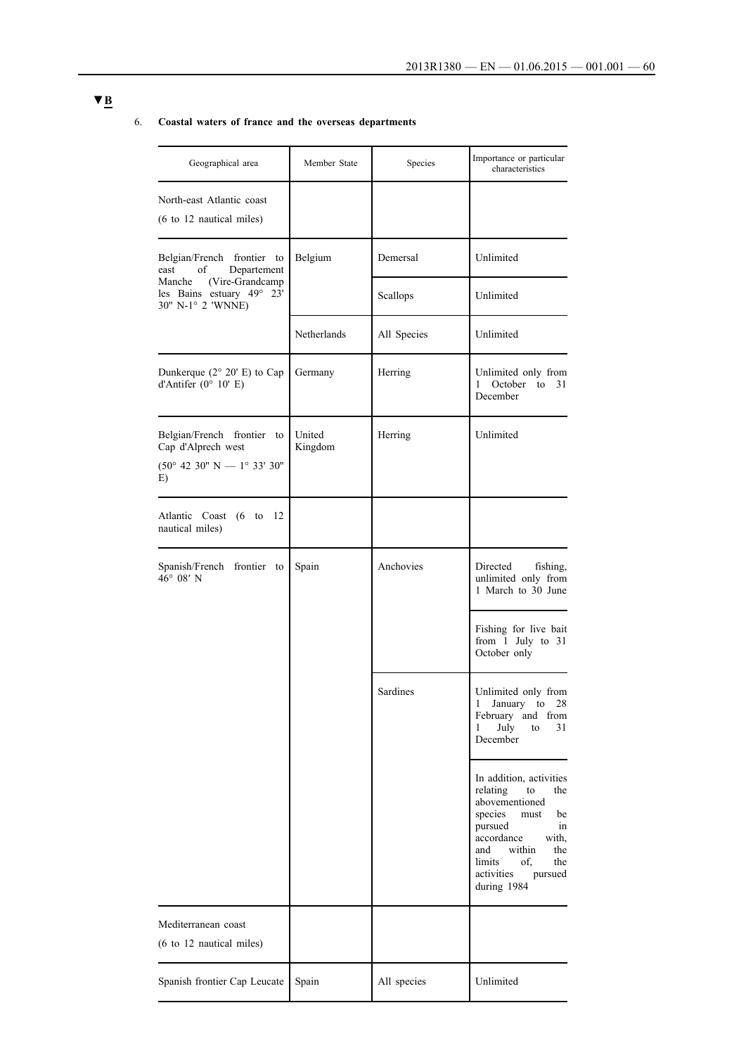▼B

6. **Coastal waters of france and the overseas departments**

| Geographical area | Member State | Species | Importance or particular characteristics |
|---|---|---|---|
| North-east Atlantic coast (6 to 12 nautical miles) | | | |
| Belgian/French frontier to east of Departement Manche (Vire-Grandcamp les Bains estuary 49° 23' 30" N-1° 2 'WNNE) | Belgium | Demersal | Unlimited |
| | | Scallops | Unlimited |
| | Netherlands | All Species | Unlimited |
| Dunkerque (2° 20' E) to Cap d'Antifer (0° 10' E) | Germany | Herring | Unlimited only from 1 October to 31 December |
| Belgian/French frontier to Cap d'Alprech west (50° 42 30" N — 1° 33' 30" E) | United Kingdom | Herring | Unlimited |
| Atlantic Coast (6 to 12 nautical miles) | | | |
| Spanish/French frontier to 46° 08′ N | Spain | Anchovies | Directed fishing, unlimited only from 1 March to 30 June |
| | | | Fishing for live bait from 1 July to 31 October only |
| | | Sardines | Unlimited only from 1 January to 28 February and from 1 July to 31 December |
| | | | In addition, activities relating to the abovementioned species must be pursued in accordance with, and within the limits of, the activities pursued during 1984 |
| Mediterranean coast (6 to 12 nautical miles) | | | |
| Spanish frontier Cap Leucate | Spain | All species | Unlimited |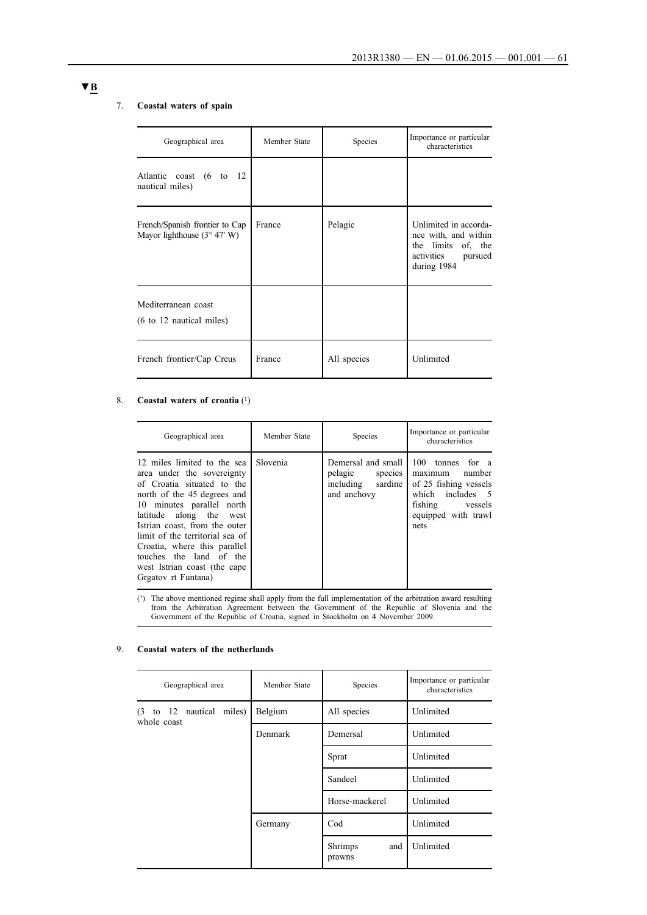**▼B**

7. **Coastal waters of spain**

| Geographical area | Member State | Species | Importance or particular characteristics |
|---|---|---|---|
| Atlantic coast (6 to 12 nautical miles) | | | |
| French/Spanish frontier to Cap Mayor lighthouse (3° 47' W) | France | Pelagic | Unlimited in accordance with, and within the limits of, the activities pursued during 1984 |
| Mediterranean coast (6 to 12 nautical miles) | | | |
| French frontier/Cap Creus | France | All species | Unlimited |

8. **Coastal waters of croatia** [1]

| Geographical area | Member State | Species | Importance or particular characteristics |
|---|---|---|---|
| 12 miles limited to the sea area under the sovereignty of Croatia situated to the north of the 45 degrees and 10 minutes parallel north latitude along the west Istrian coast, from the outer limit of the territorial sea of Croatia, where this parallel touches the land of the west Istrian coast (the cape Grgatov rt Funtana) | Slovenia | Demersal and small pelagic species including sardine and anchovy | 100 tonnes for a maximum number of 25 fishing vessels which includes 5 fishing vessels equipped with trawl nets |

[1] The above mentioned regime shall apply from the full implementation of the arbitration award resulting from the Arbitration Agreement between the Government of the Republic of Slovenia and the Government of the Republic of Croatia, signed in Stockholm on 4 November 2009.

9. **Coastal waters of the netherlands**

| Geographical area | Member State | Species | Importance or particular characteristics |
|---|---|---|---|
| (3 to 12 nautical miles) whole coast | Belgium | All species | Unlimited |
| | Denmark | Demersal | Unlimited |
| | | Sprat | Unlimited |
| | | Sandeel | Unlimited |
| | | Horse-mackerel | Unlimited |
| | Germany | Cod | Unlimited |
| | | Shrimps and prawns | Unlimited |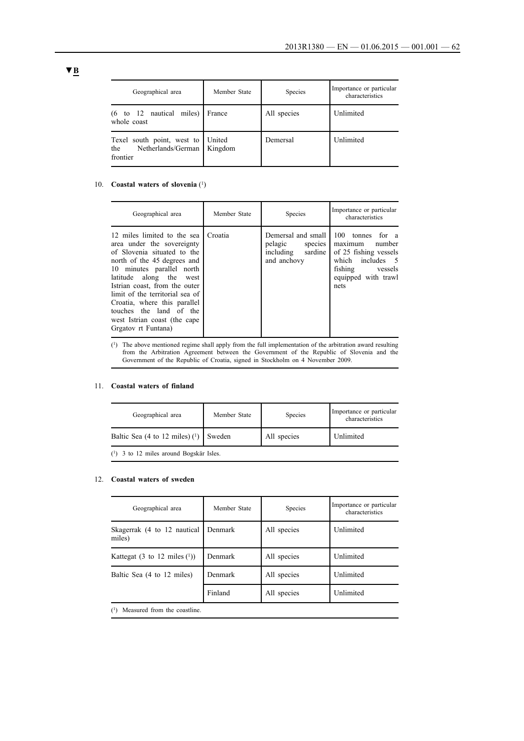▼B

| Geographical area | Member State | Species | Importance or particular characteristics |
|---|---|---|---|
| (6 to 12 nautical miles) whole coast | France | All species | Unlimited |
| Texel south point, west to the Netherlands/German frontier | United Kingdom | Demersal | Unlimited |

10. **Coastal waters of slovenia** [1]

| Geographical area | Member State | Species | Importance or particular characteristics |
|---|---|---|---|
| 12 miles limited to the sea area under the sovereignty of Slovenia situated to the north of the 45 degrees and 10 minutes parallel north latitude along the west Istrian coast, from the outer limit of the territorial sea of Croatia, where this parallel touches the land of the west Istrian coast (the cape Grgatov rt Funtana) | Croatia | Demersal and small pelagic species including sardine and anchovy | 100 tonnes for a maximum number of 25 fishing vessels which includes 5 fishing vessels equipped with trawl nets |

[1] The above mentioned regime shall apply from the full implementation of the arbitration award resulting from the Arbitration Agreement between the Government of the Republic of Slovenia and the Government of the Republic of Croatia, signed in Stockholm on 4 November 2009.

11. **Coastal waters of finland**

| Geographical area | Member State | Species | Importance or particular characteristics |
|---|---|---|---|
| Baltic Sea (4 to 12 miles) [1] | Sweden | All species | Unlimited |

[1] 3 to 12 miles around Bogskär Isles.

12. **Coastal waters of sweden**

| Geographical area | Member State | Species | Importance or particular characteristics |
|---|---|---|---|
| Skagerrak (4 to 12 nautical miles) | Denmark | All species | Unlimited |
| Kattegat (3 to 12 miles [1]) | Denmark | All species | Unlimited |
| Baltic Sea (4 to 12 miles) | Denmark | All species | Unlimited |
| | Finland | All species | Unlimited |

[1] Measured from the coastline.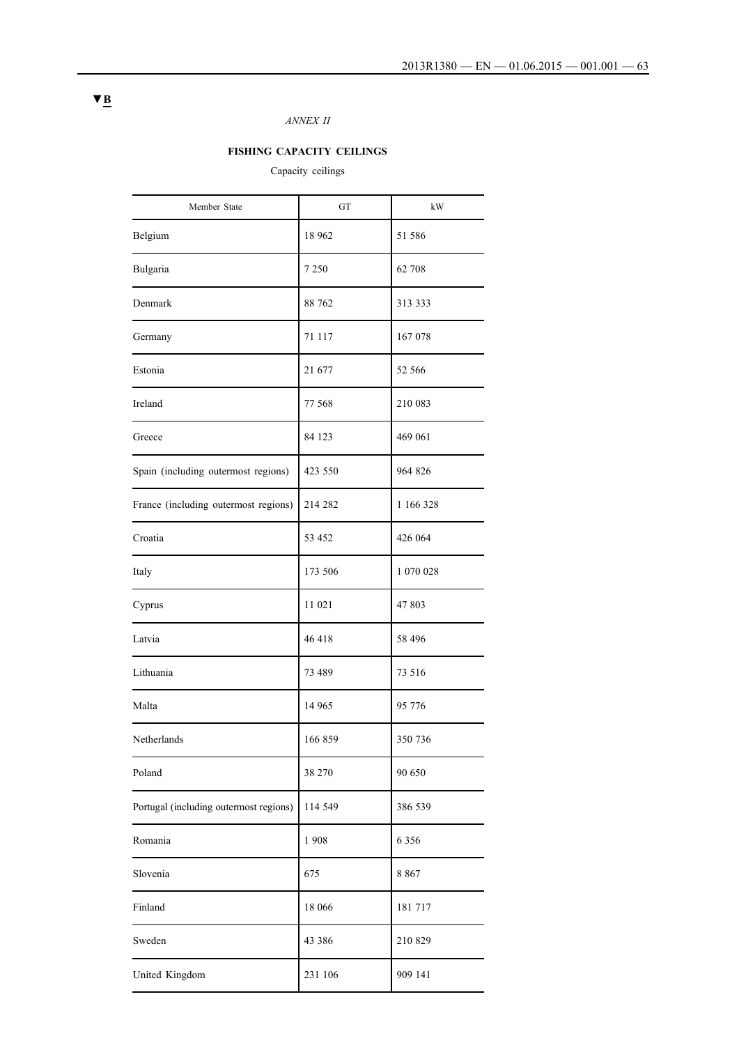▼B

*ANNEX II*

**FISHING CAPACITY CEILINGS**

Capacity ceilings

| Member State | GT | kW |
|---|---|---|
| Belgium | 18 962 | 51 586 |
| Bulgaria | 7 250 | 62 708 |
| Denmark | 88 762 | 313 333 |
| Germany | 71 117 | 167 078 |
| Estonia | 21 677 | 52 566 |
| Ireland | 77 568 | 210 083 |
| Greece | 84 123 | 469 061 |
| Spain (including outermost regions) | 423 550 | 964 826 |
| France (including outermost regions) | 214 282 | 1 166 328 |
| Croatia | 53 452 | 426 064 |
| Italy | 173 506 | 1 070 028 |
| Cyprus | 11 021 | 47 803 |
| Latvia | 46 418 | 58 496 |
| Lithuania | 73 489 | 73 516 |
| Malta | 14 965 | 95 776 |
| Netherlands | 166 859 | 350 736 |
| Poland | 38 270 | 90 650 |
| Portugal (including outermost regions) | 114 549 | 386 539 |
| Romania | 1 908 | 6 356 |
| Slovenia | 675 | 8 867 |
| Finland | 18 066 | 181 717 |
| Sweden | 43 386 | 210 829 |
| United Kingdom | 231 106 | 909 141 |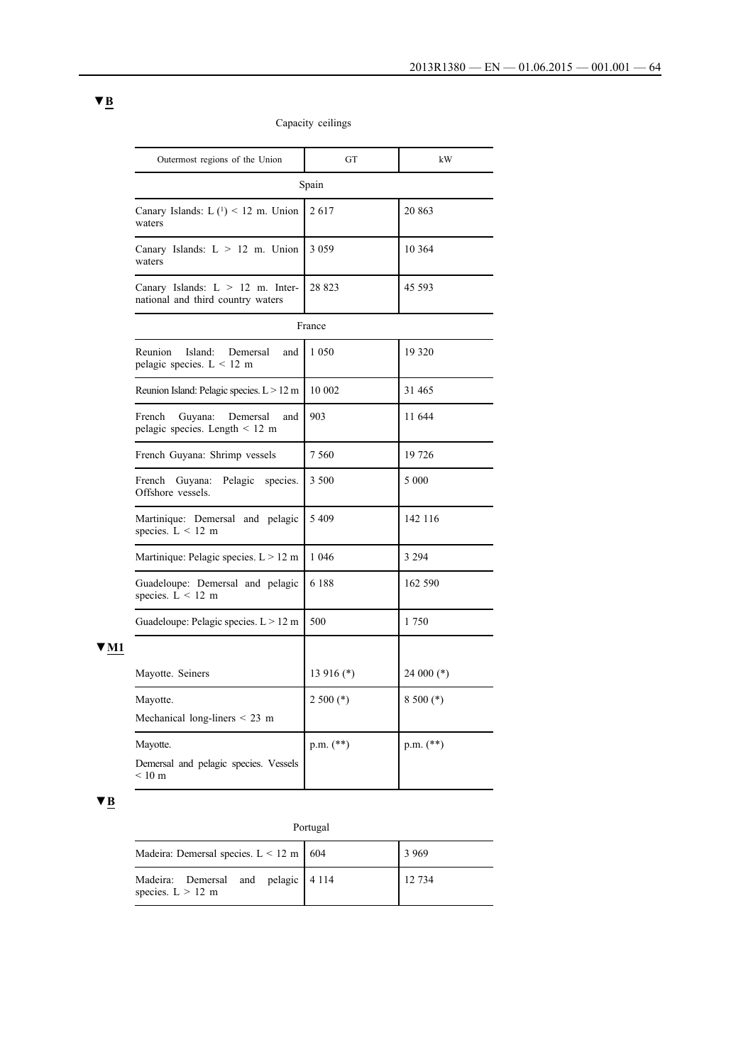▼B

Capacity ceilings

| Outermost regions of the Union | GT | kW |
|---|---|---|
| Spain | | |
| Canary Islands: L [1] < 12 m. Union waters | 2 617 | 20 863 |
| Canary Islands: L > 12 m. Union waters | 3 059 | 10 364 |
| Canary Islands: L > 12 m. International and third country waters | 28 823 | 45 593 |
| France | | |
| Reunion Island: Demersal and pelagic species. L < 12 m | 1 050 | 19 320 |
| Reunion Island: Pelagic species. L > 12 m | 10 002 | 31 465 |
| French Guyana: Demersal and pelagic species. Length < 12 m | 903 | 11 644 |
| French Guyana: Shrimp vessels | 7 560 | 19 726 |
| French Guyana: Pelagic species. Offshore vessels. | 3 500 | 5 000 |
| Martinique: Demersal and pelagic species. L < 12 m | 5 409 | 142 116 |
| Martinique: Pelagic species. L > 12 m | 1 046 | 3 294 |
| Guadeloupe: Demersal and pelagic species. L < 12 m | 6 188 | 162 590 |
| Guadeloupe: Pelagic species. L > 12 m | 500 | 1 750 |

▼M1

| | | |
|---|---|---|
| Mayotte. Seiners | 13 916 (*) | 24 000 (*) |
| Mayotte. Mechanical long-liners < 23 m | 2 500 (*) | 8 500 (*) |
| Mayotte. Demersal and pelagic species. Vessels < 10 m | p.m. (**) | p.m. (**) |

▼B

| Portugal | | |
|---|---|---|
| Madeira: Demersal species. L < 12 m | 604 | 3 969 |
| Madeira: Demersal and pelagic species. L > 12 m | 4 114 | 12 734 |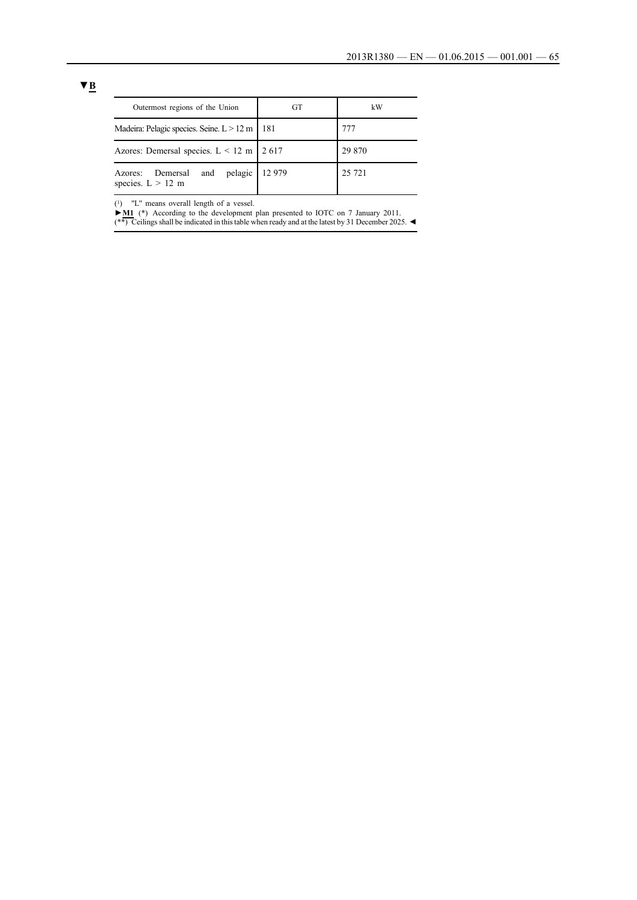▼B

| Outermost regions of the Union | GT | kW |
|---|---|---|
| Madeira: Pelagic species. Seine. L > 12 m | 181 | 777 |
| Azores: Demersal species. L < 12 m | 2 617 | 29 870 |
| Azores: Demersal and pelagic species. L > 12 m | 12 979 | 25 721 |

(1) "L" means overall length of a vessel.

►M1 (*) According to the development plan presented to IOTC on 7 January 2011.

(**) Ceilings shall be indicated in this table when ready and at the latest by 31 December 2025. ◄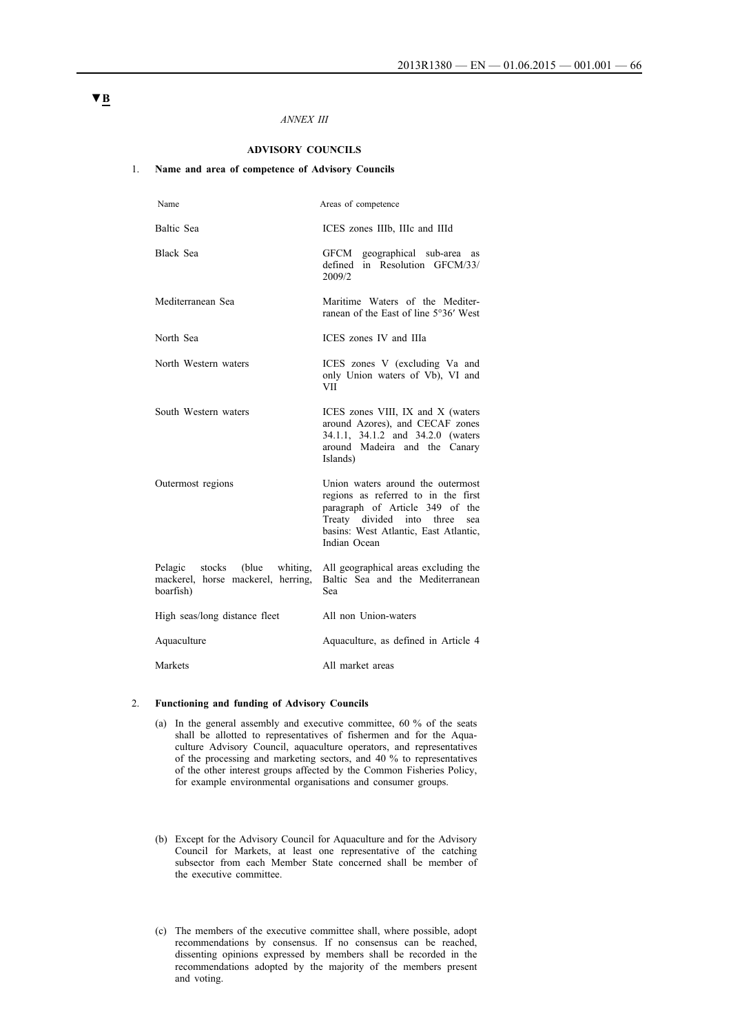▼B

*ANNEX III*

## ADVISORY COUNCILS

### 1. Name and area of competence of Advisory Councils

| Name | Areas of competence |
|---|---|
| Baltic Sea | ICES zones IIIb, IIIc and IIId |
| Black Sea | GFCM geographical sub-area as defined in Resolution GFCM/33/2009/2 |
| Mediterranean Sea | Maritime Waters of the Mediterranean of the East of line 5°36′ West |
| North Sea | ICES zones IV and IIIa |
| North Western waters | ICES zones V (excluding Va and only Union waters of Vb), VI and VII |
| South Western waters | ICES zones VIII, IX and X (waters around Azores), and CECAF zones 34.1.1, 34.1.2 and 34.2.0 (waters around Madeira and the Canary Islands) |
| Outermost regions | Union waters around the outermost regions as referred to in the first paragraph of Article 349 of the Treaty divided into three sea basins: West Atlantic, East Atlantic, Indian Ocean |
| Pelagic stocks (blue whiting, mackerel, horse mackerel, herring, boarfish) | All geographical areas excluding the Baltic Sea and the Mediterranean Sea |
| High seas/long distance fleet | All non Union-waters |
| Aquaculture | Aquaculture, as defined in Article 4 |
| Markets | All market areas |

### 2. Functioning and funding of Advisory Councils

(a) In the general assembly and executive committee, 60 % of the seats shall be allotted to representatives of fishermen and for the Aquaculture Advisory Council, aquaculture operators, and representatives of the processing and marketing sectors, and 40 % to representatives of the other interest groups affected by the Common Fisheries Policy, for example environmental organisations and consumer groups.

(b) Except for the Advisory Council for Aquaculture and for the Advisory Council for Markets, at least one representative of the catching subsector from each Member State concerned shall be member of the executive committee.

(c) The members of the executive committee shall, where possible, adopt recommendations by consensus. If no consensus can be reached, dissenting opinions expressed by members shall be recorded in the recommendations adopted by the majority of the members present and voting.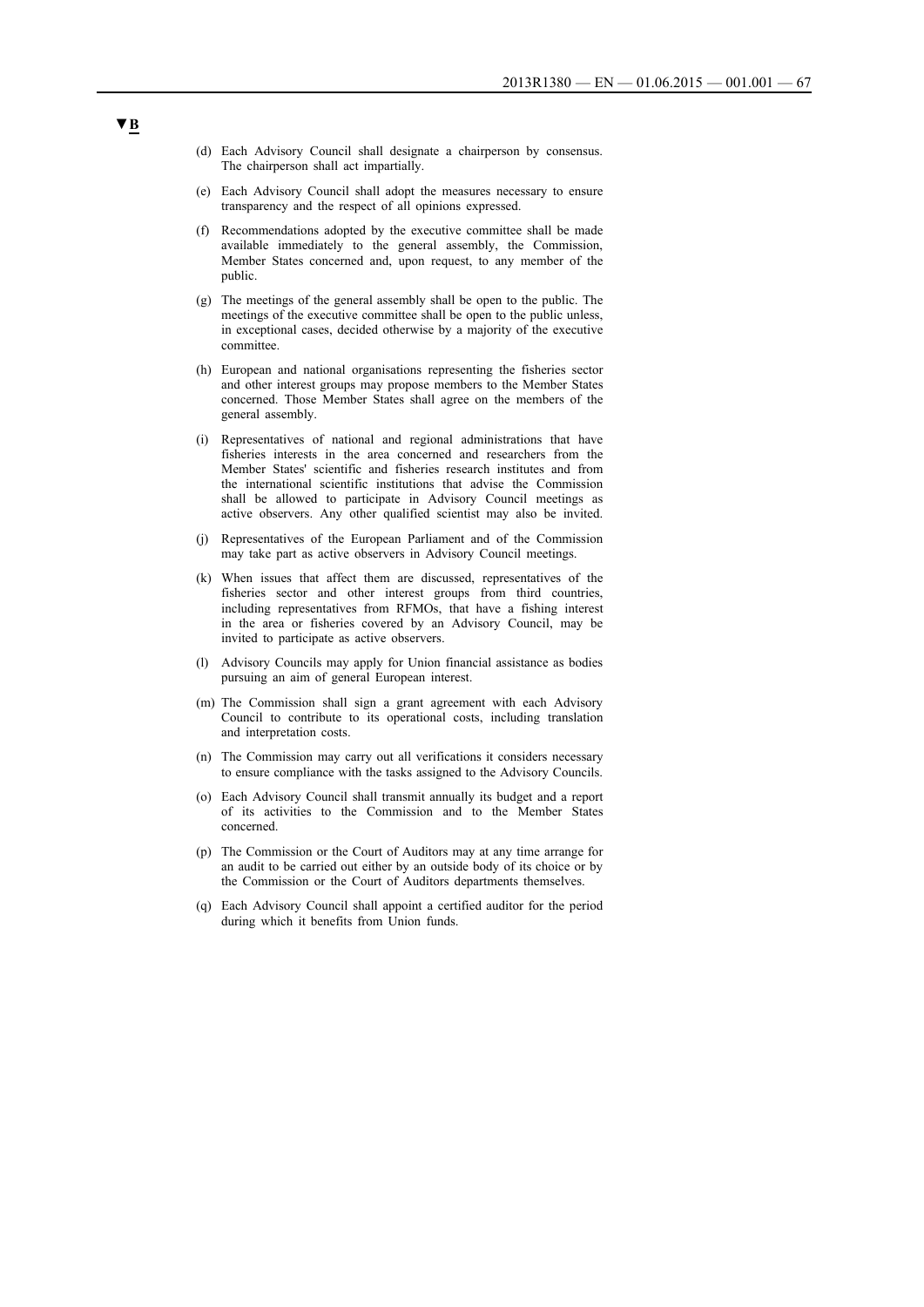▼B

(d) Each Advisory Council shall designate a chairperson by consensus. The chairperson shall act impartially.

(e) Each Advisory Council shall adopt the measures necessary to ensure transparency and the respect of all opinions expressed.

(f) Recommendations adopted by the executive committee shall be made available immediately to the general assembly, the Commission, Member States concerned and, upon request, to any member of the public.

(g) The meetings of the general assembly shall be open to the public. The meetings of the executive committee shall be open to the public unless, in exceptional cases, decided otherwise by a majority of the executive committee.

(h) European and national organisations representing the fisheries sector and other interest groups may propose members to the Member States concerned. Those Member States shall agree on the members of the general assembly.

(i) Representatives of national and regional administrations that have fisheries interests in the area concerned and researchers from the Member States' scientific and fisheries research institutes and from the international scientific institutions that advise the Commission shall be allowed to participate in Advisory Council meetings as active observers. Any other qualified scientist may also be invited.

(j) Representatives of the European Parliament and of the Commission may take part as active observers in Advisory Council meetings.

(k) When issues that affect them are discussed, representatives of the fisheries sector and other interest groups from third countries, including representatives from RFMOs, that have a fishing interest in the area or fisheries covered by an Advisory Council, may be invited to participate as active observers.

(l) Advisory Councils may apply for Union financial assistance as bodies pursuing an aim of general European interest.

(m) The Commission shall sign a grant agreement with each Advisory Council to contribute to its operational costs, including translation and interpretation costs.

(n) The Commission may carry out all verifications it considers necessary to ensure compliance with the tasks assigned to the Advisory Councils.

(o) Each Advisory Council shall transmit annually its budget and a report of its activities to the Commission and to the Member States concerned.

(p) The Commission or the Court of Auditors may at any time arrange for an audit to be carried out either by an outside body of its choice or by the Commission or the Court of Auditors departments themselves.

(q) Each Advisory Council shall appoint a certified auditor for the period during which it benefits from Union funds.